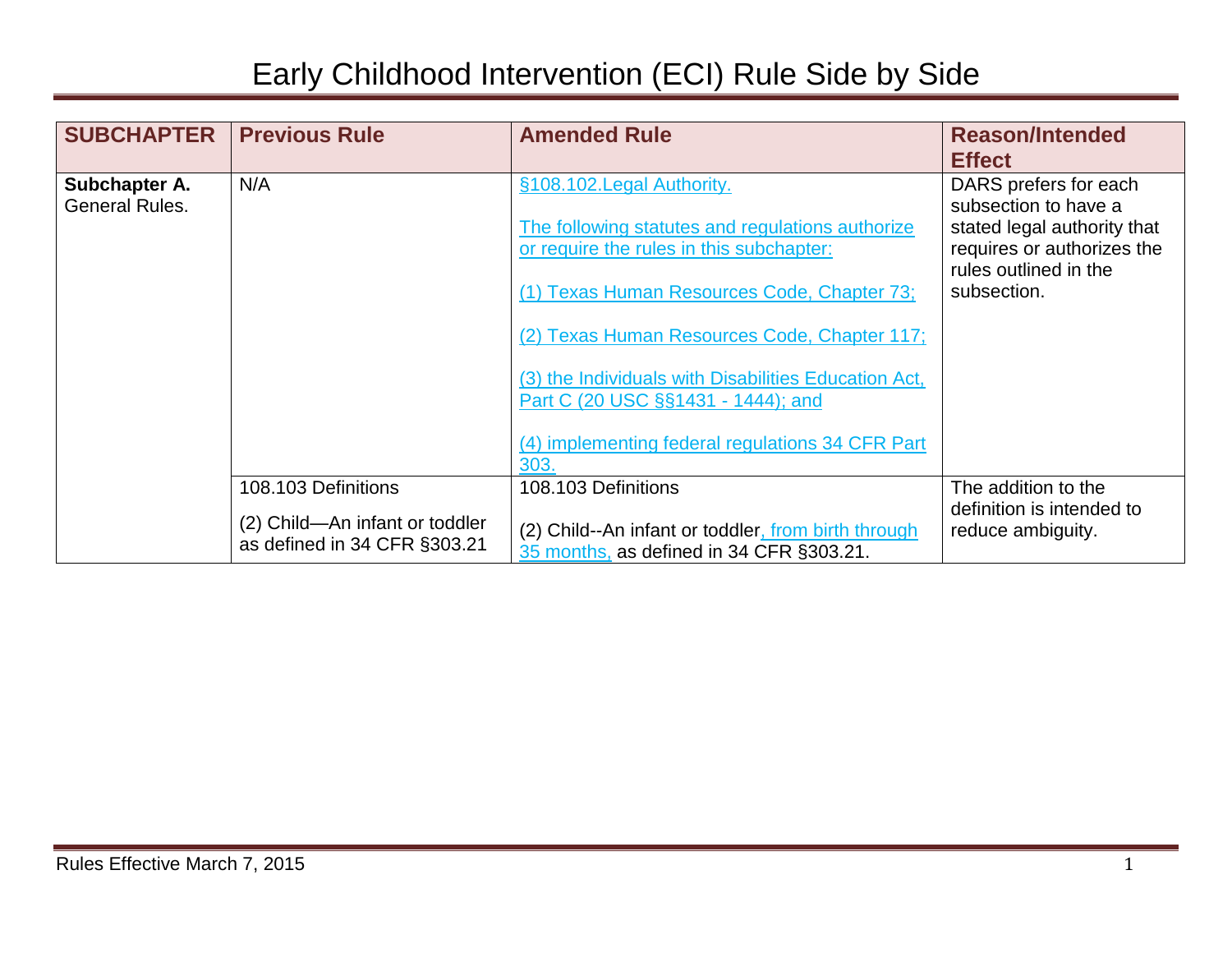# Early Childhood Intervention (ECI) Rule Side by Side

| SUBCHAPTER | Previous Rule | Amended Rule | Reason/Intended Effect |
|---|---|---|---|
| **Subchapter A.** General Rules. | N/A | §108.102.Legal Authority.<br><br>The following statutes and regulations authorize or require the rules in this subchapter:<br><br>(1) Texas Human Resources Code, Chapter 73;<br><br>(2) Texas Human Resources Code, Chapter 117;<br><br>(3) the Individuals with Disabilities Education Act, Part C (20 USC §§1431 - 1444); and<br><br>(4) implementing federal regulations 34 CFR Part 303. | DARS prefers for each subsection to have a stated legal authority that requires or authorizes the rules outlined in the subsection. |
| | 108.103 Definitions<br><br>(2) Child—An infant or toddler as defined in 34 CFR §303.21 | 108.103 Definitions<br><br>(2) Child--An infant or toddler, from birth through 35 months, as defined in 34 CFR §303.21. | The addition to the definition is intended to reduce ambiguity. |

Rules Effective March 7, 2015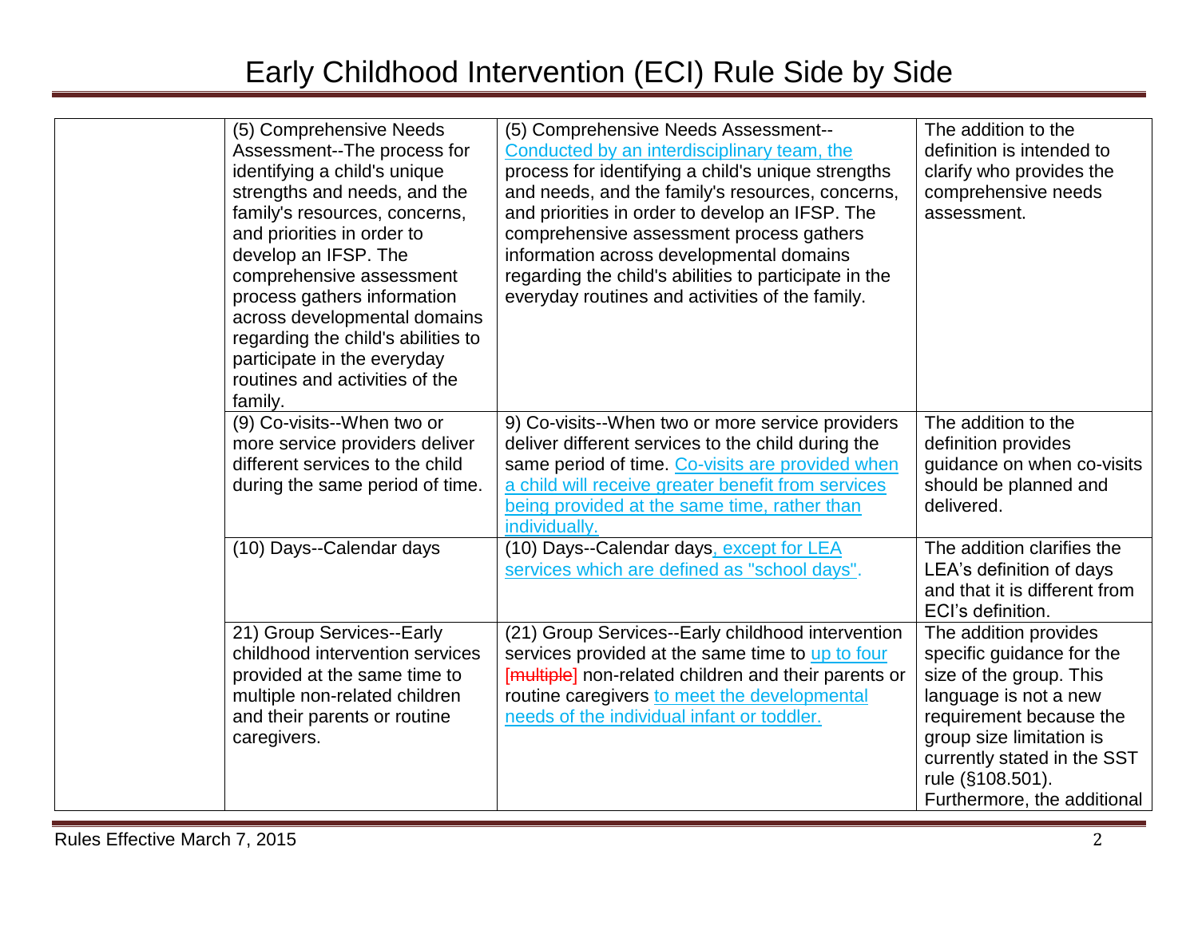# Early Childhood Intervention (ECI) Rule Side by Side

| | | | |
|---|---|---|---|
| | (5) Comprehensive Needs Assessment--The process for identifying a child's unique strengths and needs, and the family's resources, concerns, and priorities in order to develop an IFSP. The comprehensive assessment process gathers information across developmental domains regarding the child's abilities to participate in the everyday routines and activities of the family. | (5) Comprehensive Needs Assessment--Conducted by an interdisciplinary team, the process for identifying a child's unique strengths and needs, and the family's resources, concerns, and priorities in order to develop an IFSP. The comprehensive assessment process gathers information across developmental domains regarding the child's abilities to participate in the everyday routines and activities of the family. | The addition to the definition is intended to clarify who provides the comprehensive needs assessment. |
| | (9) Co-visits--When two or more service providers deliver different services to the child during the same period of time. | 9) Co-visits--When two or more service providers deliver different services to the child during the same period of time. Co-visits are provided when a child will receive greater benefit from services being provided at the same time, rather than individually. | The addition to the definition provides guidance on when co-visits should be planned and delivered. |
| | (10) Days--Calendar days | (10) Days--Calendar days, except for LEA services which are defined as "school days". | The addition clarifies the LEA's definition of days and that it is different from ECI's definition. |
| | 21) Group Services--Early childhood intervention services provided at the same time to multiple non-related children and their parents or routine caregivers. | (21) Group Services--Early childhood intervention services provided at the same time to up to four [~~multiple~~] non-related children and their parents or routine caregivers to meet the developmental needs of the individual infant or toddler. | The addition provides specific guidance for the size of the group. This language is not a new requirement because the group size limitation is currently stated in the SST rule (§108.501). Furthermore, the additional |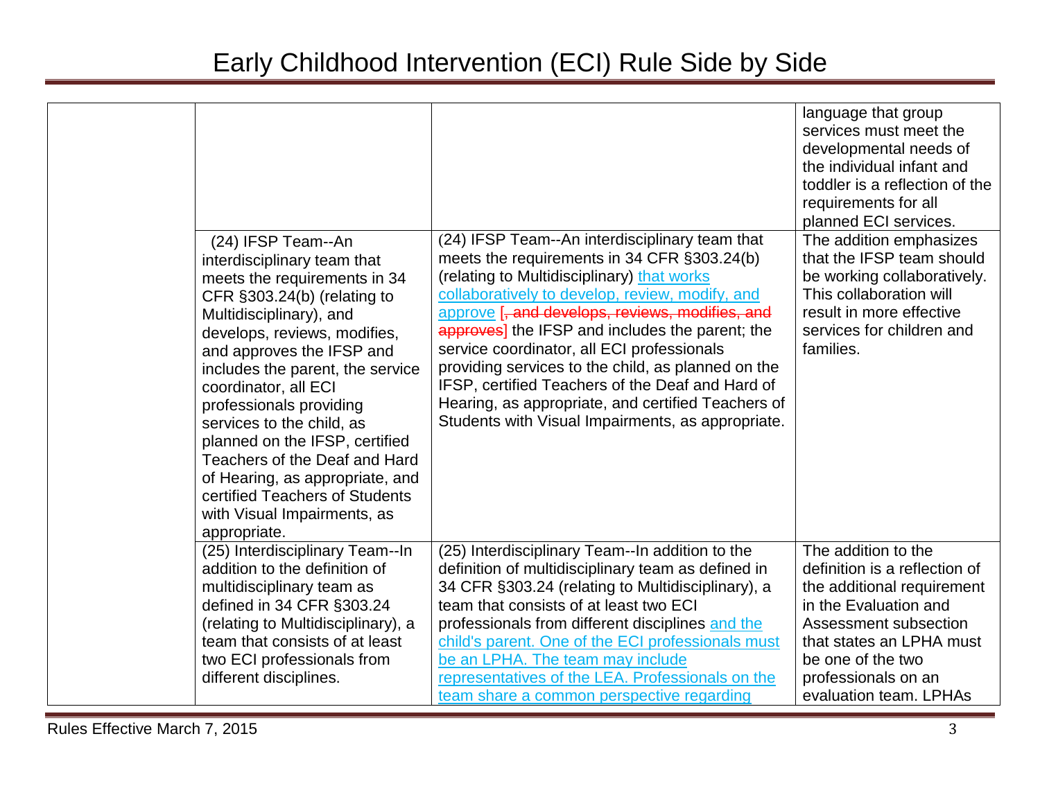# Early Childhood Intervention (ECI) Rule Side by Side

| | | | |
|---|---|---|---|
| | | | language that group services must meet the developmental needs of the individual infant and toddler is a reflection of the requirements for all planned ECI services. |
| | (24) IFSP Team--An interdisciplinary team that meets the requirements in 34 CFR §303.24(b) (relating to Multidisciplinary), and develops, reviews, modifies, and approves the IFSP and includes the parent, the service coordinator, all ECI professionals providing services to the child, as planned on the IFSP, certified Teachers of the Deaf and Hard of Hearing, as appropriate, and certified Teachers of Students with Visual Impairments, as appropriate. | (24) IFSP Team--An interdisciplinary team that meets the requirements in 34 CFR §303.24(b) (relating to Multidisciplinary) that works collaboratively to develop, review, modify, and approve [~~, and develops, reviews, modifies, and approves~~] the IFSP and includes the parent; the service coordinator, all ECI professionals providing services to the child, as planned on the IFSP, certified Teachers of the Deaf and Hard of Hearing, as appropriate, and certified Teachers of Students with Visual Impairments, as appropriate. | The addition emphasizes that the IFSP team should be working collaboratively. This collaboration will result in more effective services for children and families. |
| | (25) Interdisciplinary Team--In addition to the definition of multidisciplinary team as defined in 34 CFR §303.24 (relating to Multidisciplinary), a team that consists of at least two ECI professionals from different disciplines. | (25) Interdisciplinary Team--In addition to the definition of multidisciplinary team as defined in 34 CFR §303.24 (relating to Multidisciplinary), a team that consists of at least two ECI professionals from different disciplines and the child's parent. One of the ECI professionals must be an LPHA. The team may include representatives of the LEA. Professionals on the team share a common perspective regarding | The addition to the definition is a reflection of the additional requirement in the Evaluation and Assessment subsection that states an LPHA must be one of the two professionals on an evaluation team. LPHAs |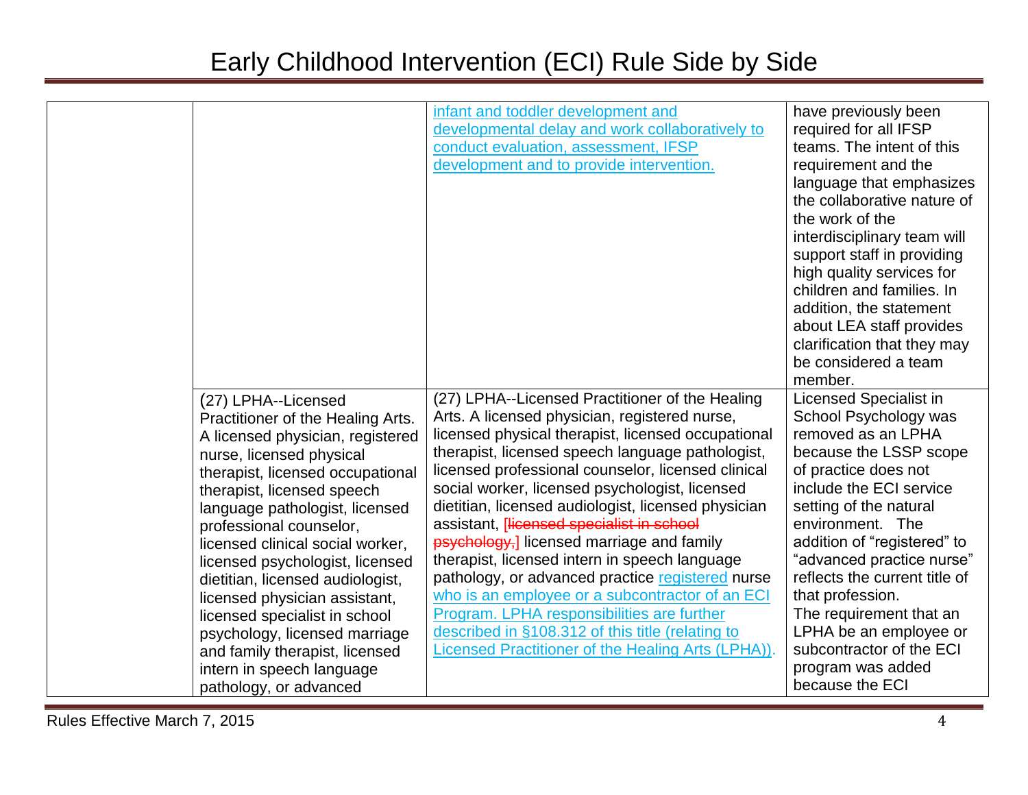| | | | |
|---|---|---|---|
| | | infant and toddler development and developmental delay and work collaboratively to conduct evaluation, assessment, IFSP development and to provide intervention. | have previously been required for all IFSP teams. The intent of this requirement and the language that emphasizes the collaborative nature of the work of the interdisciplinary team will support staff in providing high quality services for children and families. In addition, the statement about LEA staff provides clarification that they may be considered a team member. |
| | (27) LPHA--Licensed Practitioner of the Healing Arts. A licensed physician, registered nurse, licensed physical therapist, licensed occupational therapist, licensed speech language pathologist, licensed professional counselor, licensed clinical social worker, licensed psychologist, licensed dietitian, licensed audiologist, licensed physician assistant, licensed specialist in school psychology, licensed marriage and family therapist, licensed intern in speech language pathology, or advanced | (27) LPHA--Licensed Practitioner of the Healing Arts. A licensed physician, registered nurse, licensed physical therapist, licensed occupational therapist, licensed speech language pathologist, licensed professional counselor, licensed clinical social worker, licensed psychologist, licensed dietitian, licensed audiologist, licensed physician assistant, [~~licensed specialist in school psychology,~~] licensed marriage and family therapist, licensed intern in speech language pathology, or advanced practice registered nurse who is an employee or a subcontractor of an ECI Program. LPHA responsibilities are further described in §108.312 of this title (relating to Licensed Practitioner of the Healing Arts (LPHA)). | Licensed Specialist in School Psychology was removed as an LPHA because the LSSP scope of practice does not include the ECI service setting of the natural environment. The addition of "registered" to "advanced practice nurse" reflects the current title of that profession. The requirement that an LPHA be an employee or subcontractor of the ECI program was added because the ECI |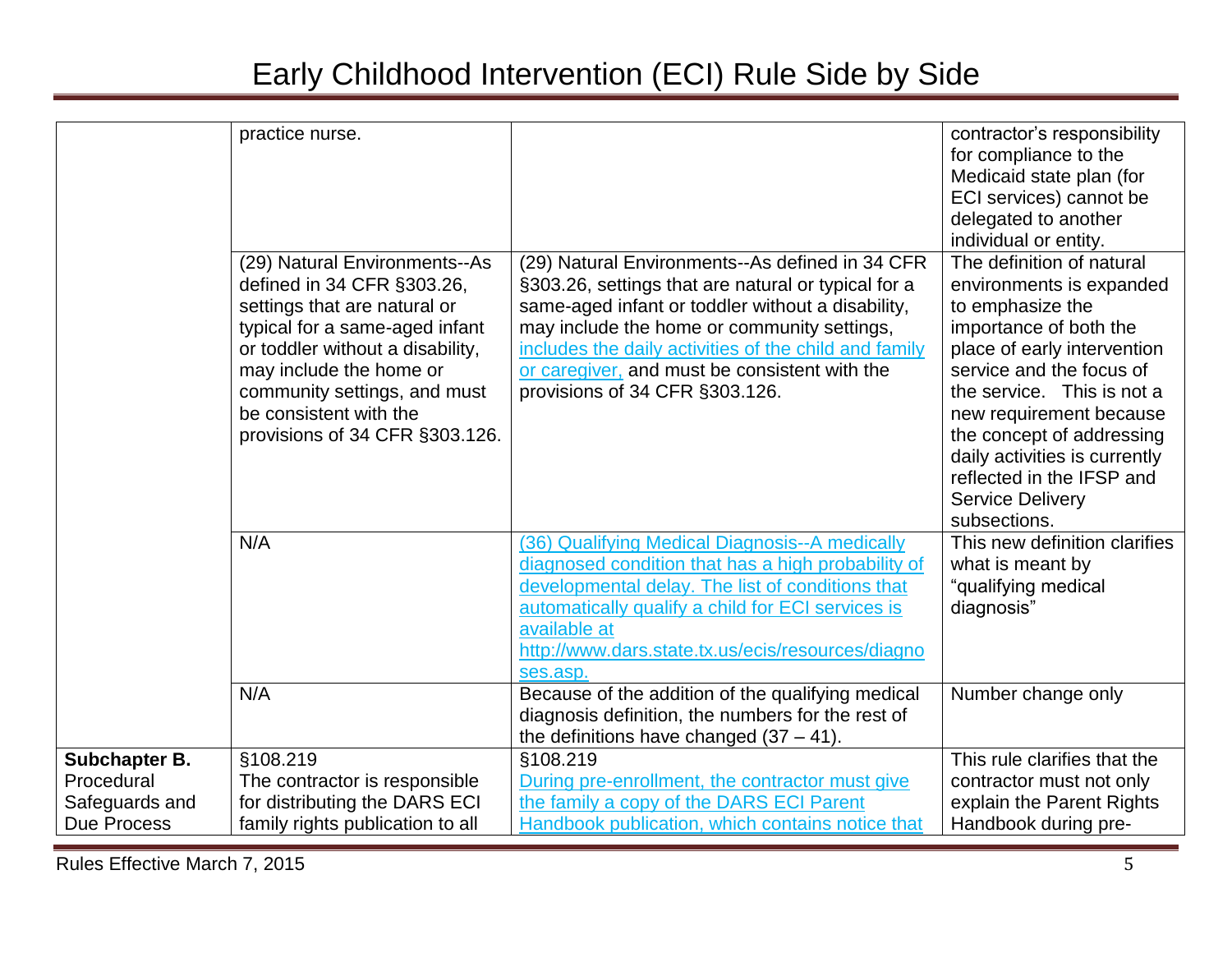| | | | |
|---|---|---|---|
| | practice nurse. | | contractor's responsibility for compliance to the Medicaid state plan (for ECI services) cannot be delegated to another individual or entity. |
| | (29) Natural Environments--As defined in 34 CFR §303.26, settings that are natural or typical for a same-aged infant or toddler without a disability, may include the home or community settings, and must be consistent with the provisions of 34 CFR §303.126. | (29) Natural Environments--As defined in 34 CFR §303.26, settings that are natural or typical for a same-aged infant or toddler without a disability, may include the home or community settings, <u>includes the daily activities of the child and family or caregiver,</u> and must be consistent with the provisions of 34 CFR §303.126. | The definition of natural environments is expanded to emphasize the importance of both the place of early intervention service and the focus of the service. This is not a new requirement because the concept of addressing daily activities is currently reflected in the IFSP and Service Delivery subsections. |
| | N/A | <u>(36) Qualifying Medical Diagnosis--A medically diagnosed condition that has a high probability of developmental delay. The list of conditions that automatically qualify a child for ECI services is available at http://www.dars.state.tx.us/ecis/resources/diagnoses.asp.</u> | This new definition clarifies what is meant by "qualifying medical diagnosis" |
| | N/A | Because of the addition of the qualifying medical diagnosis definition, the numbers for the rest of the definitions have changed (37 – 41). | Number change only |
| **Subchapter B.** Procedural Safeguards and Due Process | §108.219 The contractor is responsible for distributing the DARS ECI family rights publication to all | §108.219 <u>During pre-enrollment, the contractor must give the family a copy of the DARS ECI Parent Handbook publication, which contains notice that</u> | This rule clarifies that the contractor must not only explain the Parent Rights Handbook during pre- |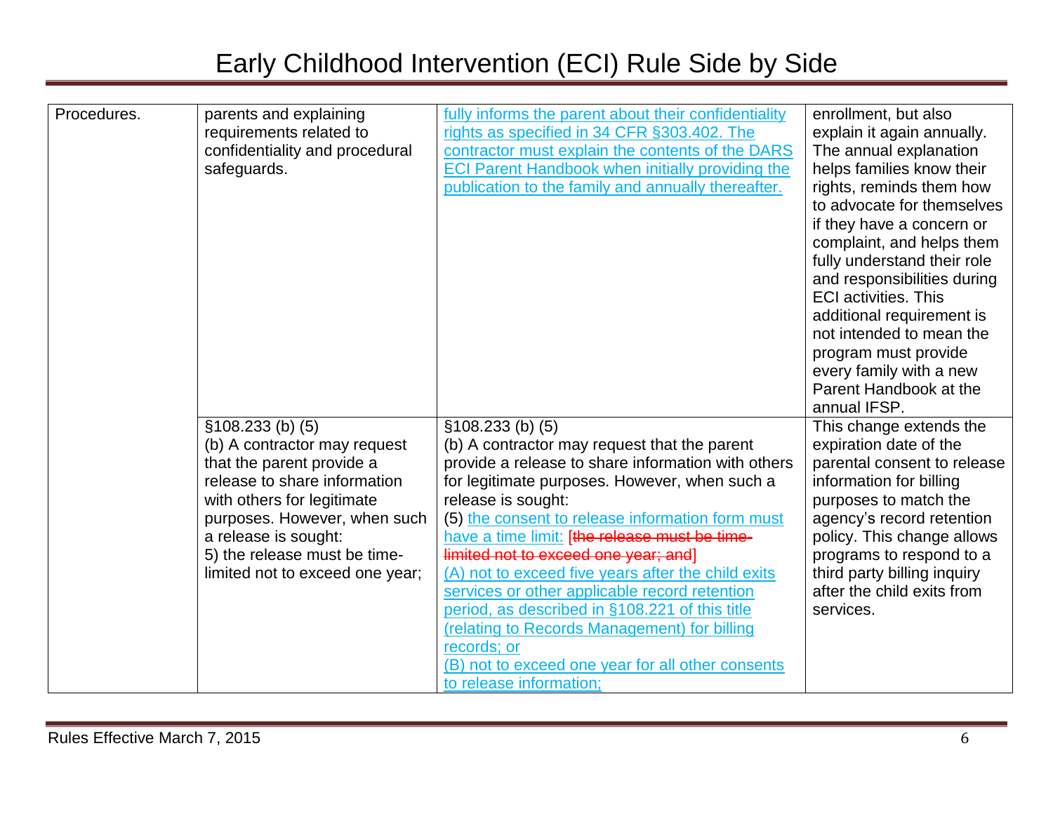# Early Childhood Intervention (ECI) Rule Side by Side

| | | | |
|---|---|---|---|
| Procedures. | parents and explaining requirements related to confidentiality and procedural safeguards. | fully informs the parent about their confidentiality rights as specified in 34 CFR §303.402. The contractor must explain the contents of the DARS ECI Parent Handbook when initially providing the publication to the family and annually thereafter. | enrollment, but also explain it again annually. The annual explanation helps families know their rights, reminds them how to advocate for themselves if they have a concern or complaint, and helps them fully understand their role and responsibilities during ECI activities. This additional requirement is not intended to mean the program must provide every family with a new Parent Handbook at the annual IFSP. |
| | §108.233 (b) (5)<br>(b) A contractor may request that the parent provide a release to share information with others for legitimate purposes. However, when such a release is sought:<br>5) the release must be time-limited not to exceed one year; | §108.233 (b) (5)<br>(b) A contractor may request that the parent provide a release to share information with others for legitimate purposes. However, when such a release is sought:<br>(5) the consent to release information form must have a time limit: [~~the release must be time-limited not to exceed one year; and~~]<br>(A) not to exceed five years after the child exits services or other applicable record retention period, as described in §108.221 of this title (relating to Records Management) for billing records; or<br>(B) not to exceed one year for all other consents to release information; | This change extends the expiration date of the parental consent to release information for billing purposes to match the agency's record retention policy. This change allows programs to respond to a third party billing inquiry after the child exits from services. |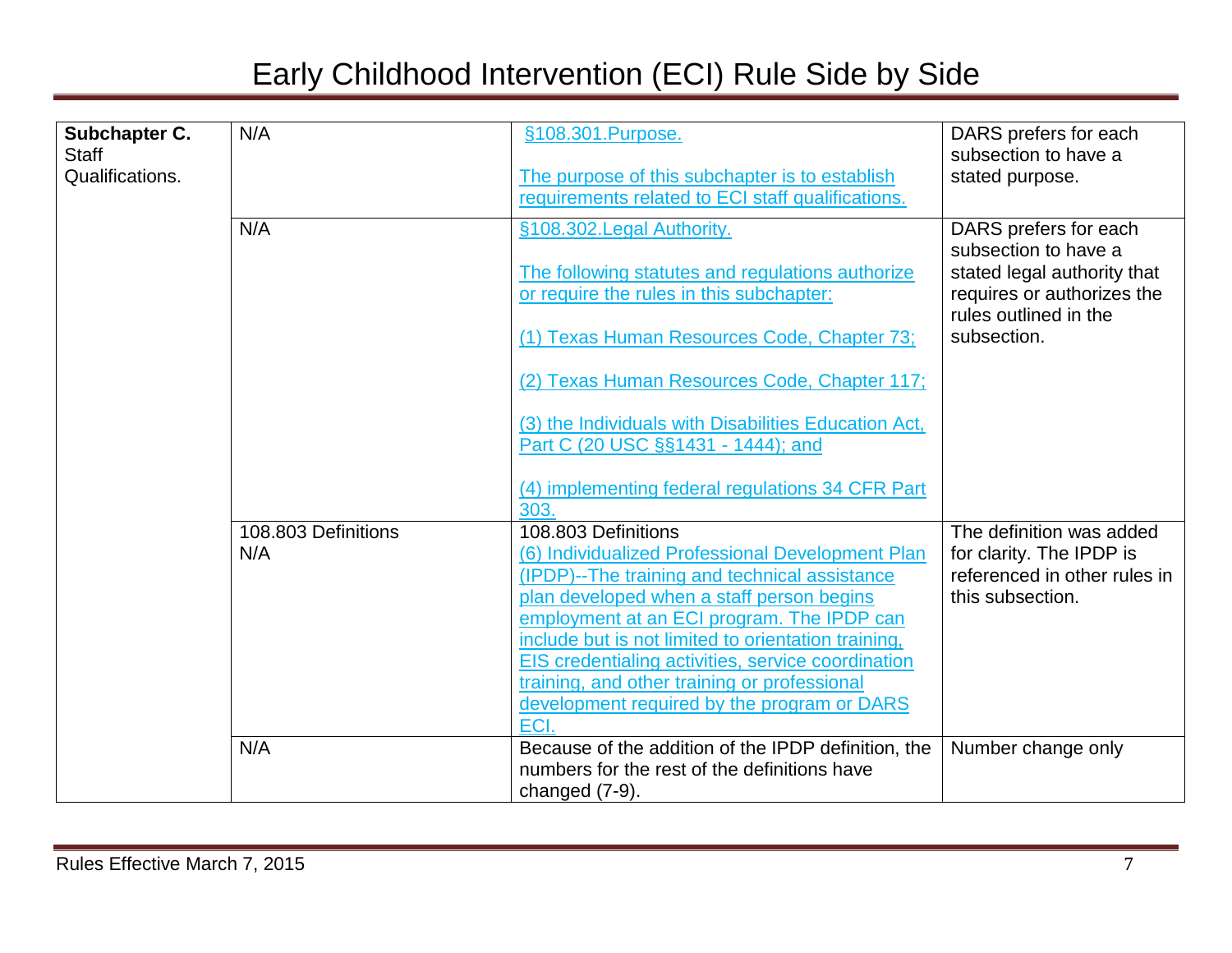# Early Childhood Intervention (ECI) Rule Side by Side

| | | | |
|---|---|---|---|
| **Subchapter C.** Staff Qualifications. | N/A | §108.301.Purpose.<br><br>The purpose of this subchapter is to establish requirements related to ECI staff qualifications. | DARS prefers for each subsection to have a stated purpose. |
| | N/A | §108.302.Legal Authority.<br><br>The following statutes and regulations authorize or require the rules in this subchapter:<br><br>(1) Texas Human Resources Code, Chapter 73;<br><br>(2) Texas Human Resources Code, Chapter 117;<br><br>(3) the Individuals with Disabilities Education Act, Part C (20 USC §§1431 - 1444); and<br><br>(4) implementing federal regulations 34 CFR Part 303. | DARS prefers for each subsection to have a stated legal authority that requires or authorizes the rules outlined in the subsection. |
| | 108.803 Definitions<br>N/A | 108.803 Definitions<br>(6) Individualized Professional Development Plan (IPDP)--The training and technical assistance plan developed when a staff person begins employment at an ECI program. The IPDP can include but is not limited to orientation training, EIS credentialing activities, service coordination training, and other training or professional development required by the program or DARS ECI. | The definition was added for clarity. The IPDP is referenced in other rules in this subsection. |
| | N/A | Because of the addition of the IPDP definition, the numbers for the rest of the definitions have changed (7-9). | Number change only |

Rules Effective March 7, 2015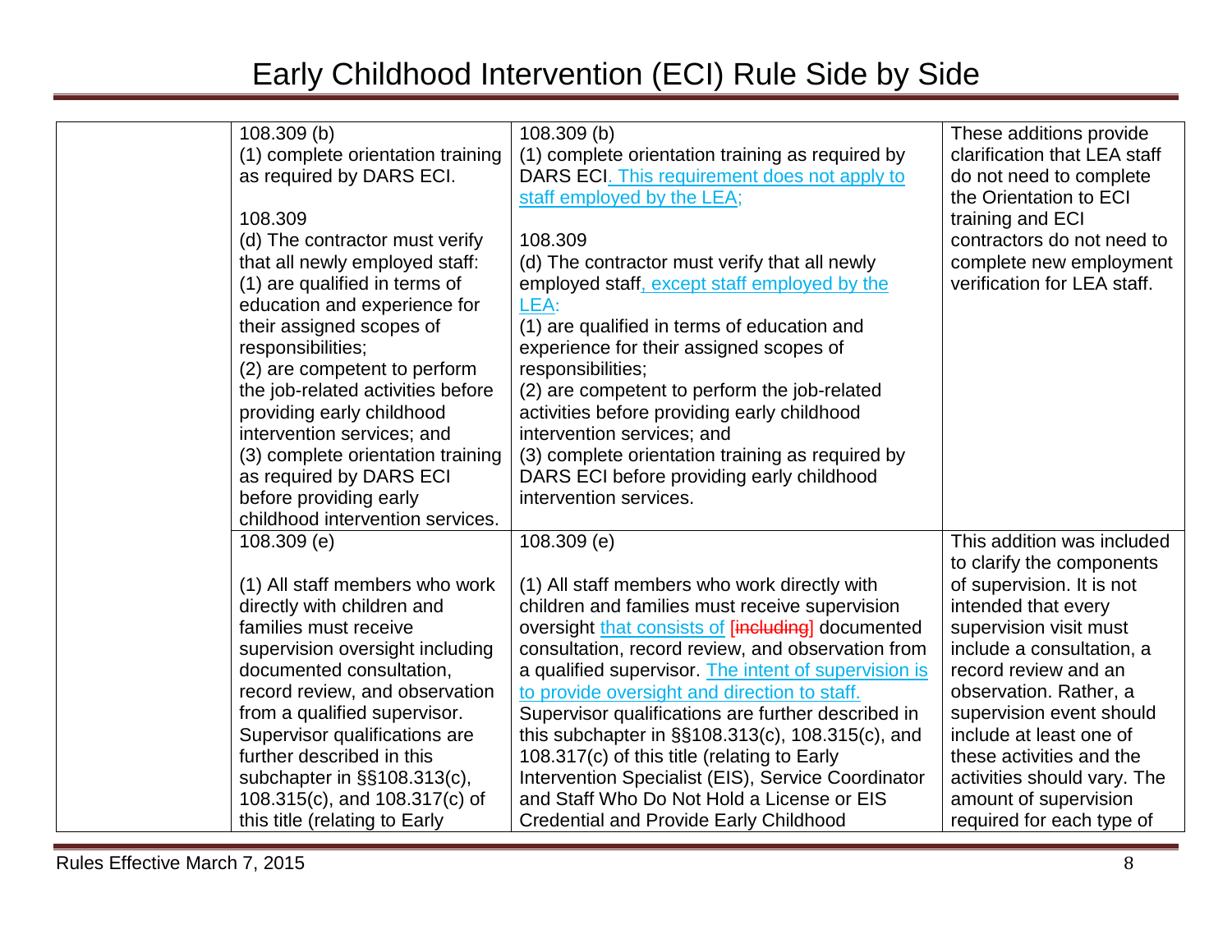| | | | |
|---|---|---|---|
| | 108.309 (b)<br>(1) complete orientation training as required by DARS ECI.<br><br>108.309<br>(d) The contractor must verify that all newly employed staff:<br>(1) are qualified in terms of education and experience for their assigned scopes of responsibilities;<br>(2) are competent to perform the job-related activities before providing early childhood intervention services; and<br>(3) complete orientation training as required by DARS ECI before providing early childhood intervention services. | 108.309 (b)<br>(1) complete orientation training as required by DARS ECI. This requirement does not apply to staff employed by the LEA;<br><br>108.309<br>(d) The contractor must verify that all newly employed staff, except staff employed by the LEA:<br>(1) are qualified in terms of education and experience for their assigned scopes of responsibilities;<br>(2) are competent to perform the job-related activities before providing early childhood intervention services; and<br>(3) complete orientation training as required by DARS ECI before providing early childhood intervention services. | These additions provide clarification that LEA staff do not need to complete the Orientation to ECI training and ECI contractors do not need to complete new employment verification for LEA staff. |
| | 108.309 (e)<br><br>(1) All staff members who work directly with children and families must receive supervision oversight including documented consultation, record review, and observation from a qualified supervisor. Supervisor qualifications are further described in this subchapter in §§108.313(c), 108.315(c), and 108.317(c) of this title (relating to Early | 108.309 (e)<br><br>(1) All staff members who work directly with children and families must receive supervision oversight that consists of [~~including~~] documented consultation, record review, and observation from a qualified supervisor. The intent of supervision is to provide oversight and direction to staff. Supervisor qualifications are further described in this subchapter in §§108.313(c), 108.315(c), and 108.317(c) of this title (relating to Early Intervention Specialist (EIS), Service Coordinator and Staff Who Do Not Hold a License or EIS Credential and Provide Early Childhood | This addition was included to clarify the components of supervision. It is not intended that every supervision visit must include a consultation, a record review and an observation. Rather, a supervision event should include at least one of these activities and the activities should vary. The amount of supervision required for each type of |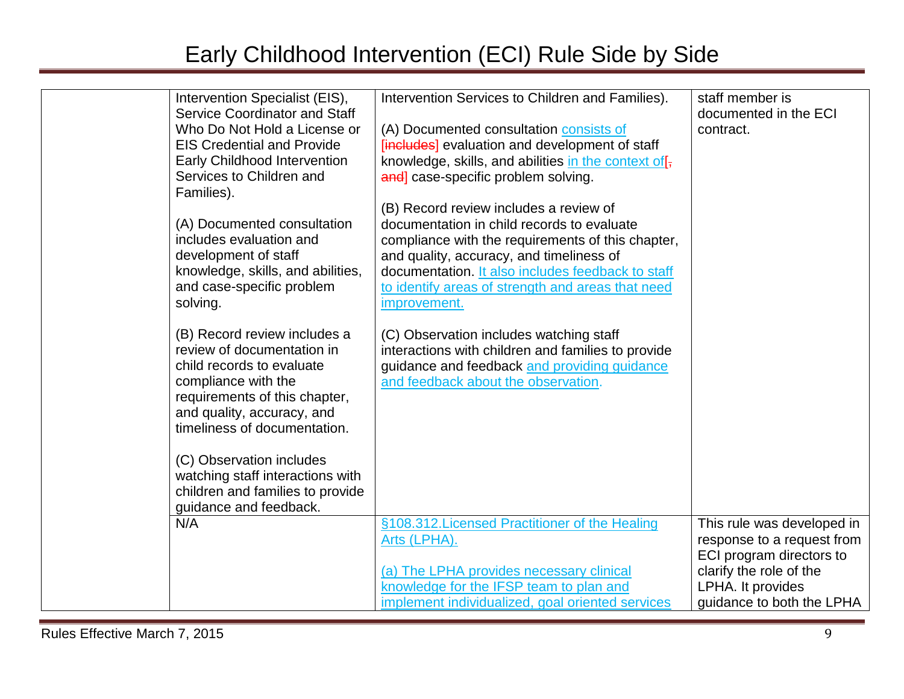# Early Childhood Intervention (ECI) Rule Side by Side

| | | | |
|---|---|---|---|
| | Intervention Specialist (EIS), Service Coordinator and Staff Who Do Not Hold a License or EIS Credential and Provide Early Childhood Intervention Services to Children and Families).<br><br>(A) Documented consultation includes evaluation and development of staff knowledge, skills, and abilities, and case-specific problem solving.<br><br>(B) Record review includes a review of documentation in child records to evaluate compliance with the requirements of this chapter, and quality, accuracy, and timeliness of documentation.<br><br>(C) Observation includes watching staff interactions with children and families to provide guidance and feedback. | Intervention Services to Children and Families).<br><br>(A) Documented consultation consists of [~~includes~~] evaluation and development of staff knowledge, skills, and abilities in the context of[~~, and~~] case-specific problem solving.<br><br>(B) Record review includes a review of documentation in child records to evaluate compliance with the requirements of this chapter, and quality, accuracy, and timeliness of documentation. It also includes feedback to staff to identify areas of strength and areas that need improvement.<br><br>(C) Observation includes watching staff interactions with children and families to provide guidance and feedback and providing guidance and feedback about the observation. | staff member is documented in the ECI contract. |
| | N/A | §108.312.Licensed Practitioner of the Healing Arts (LPHA).<br><br>(a) The LPHA provides necessary clinical knowledge for the IFSP team to plan and implement individualized, goal oriented services | This rule was developed in response to a request from ECI program directors to clarify the role of the LPHA. It provides guidance to both the LPHA |

Rules Effective March 7, 2015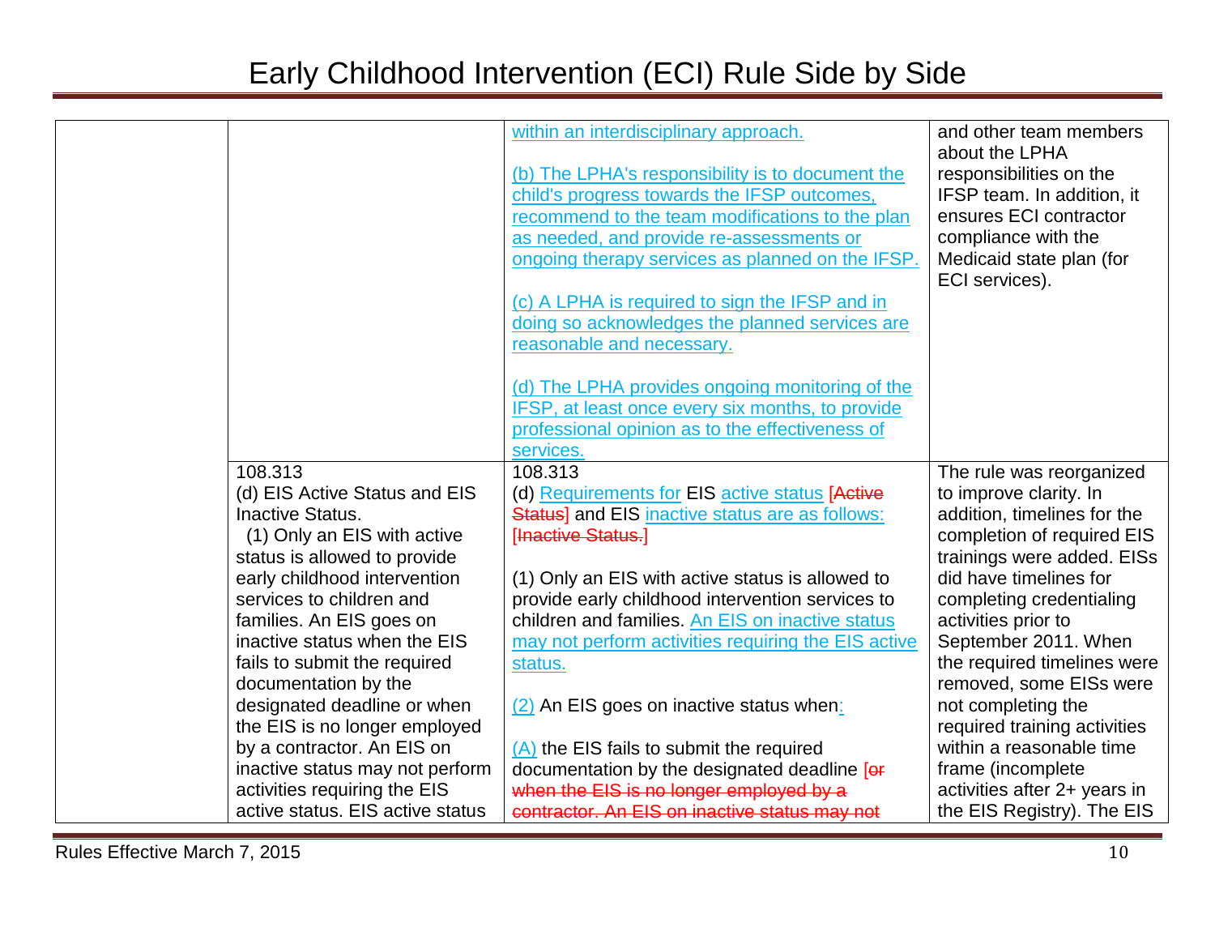# Early Childhood Intervention (ECI) Rule Side by Side

| | | | |
|---|---|---|---|
| | | within an interdisciplinary approach.<br><br>(b) The LPHA's responsibility is to document the child's progress towards the IFSP outcomes, recommend to the team modifications to the plan as needed, and provide re-assessments or ongoing therapy services as planned on the IFSP.<br><br>(c) A LPHA is required to sign the IFSP and in doing so acknowledges the planned services are reasonable and necessary.<br><br>(d) The LPHA provides ongoing monitoring of the IFSP, at least once every six months, to provide professional opinion as to the effectiveness of services. | and other team members about the LPHA responsibilities on the IFSP team. In addition, it ensures ECI contractor compliance with the Medicaid state plan (for ECI services). |
| | 108.313<br>(d) EIS Active Status and EIS Inactive Status.<br>(1) Only an EIS with active status is allowed to provide early childhood intervention services to children and families. An EIS goes on inactive status when the EIS fails to submit the required documentation by the designated deadline or when the EIS is no longer employed by a contractor. An EIS on inactive status may not perform activities requiring the EIS active status. EIS active status | 108.313<br>(d) Requirements for EIS active status [~~Active Status~~] and EIS inactive status are as follows: [~~Inactive Status.~~]<br><br>(1) Only an EIS with active status is allowed to provide early childhood intervention services to children and families. An EIS on inactive status may not perform activities requiring the EIS active status.<br><br>(2) An EIS goes on inactive status when:<br><br>(A) the EIS fails to submit the required documentation by the designated deadline [~~or when the EIS is no longer employed by a contractor. An EIS on inactive status may not~~ | The rule was reorganized to improve clarity. In addition, timelines for the completion of required EIS trainings were added. EISs did have timelines for completing credentialing activities prior to September 2011. When the required timelines were removed, some EISs were not completing the required training activities within a reasonable time frame (incomplete activities after 2+ years in the EIS Registry). The EIS |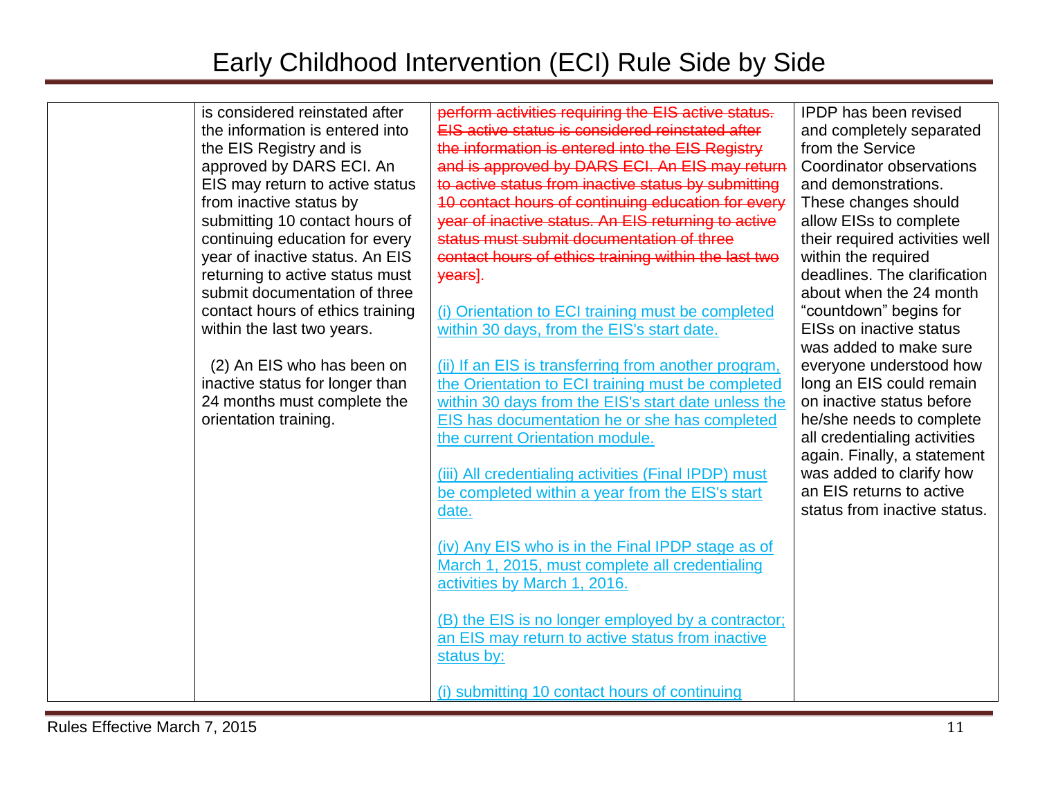# Early Childhood Intervention (ECI) Rule Side by Side

| | | | |
|---|---|---|---|
| | is considered reinstated after the information is entered into the EIS Registry and is approved by DARS ECI. An EIS may return to active status from inactive status by submitting 10 contact hours of continuing education for every year of inactive status. An EIS returning to active status must submit documentation of three contact hours of ethics training within the last two years.<br><br>(2) An EIS who has been on inactive status for longer than 24 months must complete the orientation training. | ~~perform activities requiring the EIS active status. EIS active status is considered reinstated after the information is entered into the EIS Registry and is approved by DARS ECI. An EIS may return to active status from inactive status by submitting 10 contact hours of continuing education for every year of inactive status. An EIS returning to active status must submit documentation of three contact hours of ethics training within the last two years~~].<br><br>(i) Orientation to ECI training must be completed within 30 days, from the EIS's start date.<br><br>(ii) If an EIS is transferring from another program, the Orientation to ECI training must be completed within 30 days from the EIS's start date unless the EIS has documentation he or she has completed the current Orientation module.<br><br>(iii) All credentialing activities (Final IPDP) must be completed within a year from the EIS's start date.<br><br>(iv) Any EIS who is in the Final IPDP stage as of March 1, 2015, must complete all credentialing activities by March 1, 2016.<br><br>(B) the EIS is no longer employed by a contractor; an EIS may return to active status from inactive status by:<br><br>(i) submitting 10 contact hours of continuing | IPDP has been revised and completely separated from the Service Coordinator observations and demonstrations. These changes should allow EISs to complete their required activities well within the required deadlines. The clarification about when the 24 month "countdown" begins for EISs on inactive status was added to make sure everyone understood how long an EIS could remain on inactive status before he/she needs to complete all credentialing activities again. Finally, a statement was added to clarify how an EIS returns to active status from inactive status. |

Rules Effective March 7, 2015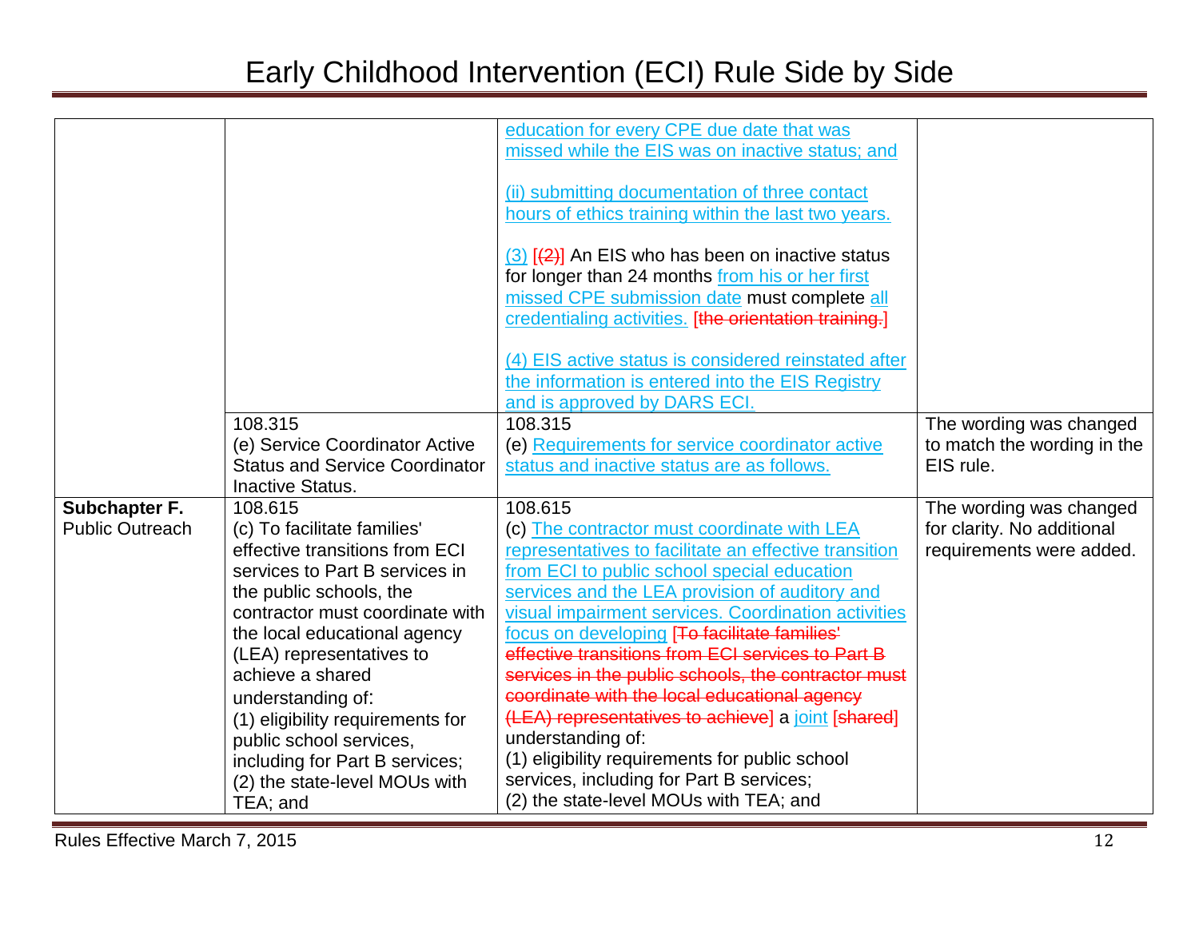# Early Childhood Intervention (ECI) Rule Side by Side

| | | | |
|---|---|---|---|
| | | education for every CPE due date that was missed while the EIS was on inactive status; and<br><br>(ii) submitting documentation of three contact hours of ethics training within the last two years.<br><br>(3) [(2)] An EIS who has been on inactive status for longer than 24 months from his or her first missed CPE submission date must complete all credentialing activities. [the orientation training.]<br><br>(4) EIS active status is considered reinstated after the information is entered into the EIS Registry and is approved by DARS ECI. | |
| | 108.315<br>(e) Service Coordinator Active Status and Service Coordinator Inactive Status. | 108.315<br>(e) Requirements for service coordinator active status and inactive status are as follows. | The wording was changed to match the wording in the EIS rule. |
| **Subchapter F.** Public Outreach | 108.615<br>(c) To facilitate families' effective transitions from ECI services to Part B services in the public schools, the contractor must coordinate with the local educational agency (LEA) representatives to achieve a shared understanding of:<br>(1) eligibility requirements for public school services, including for Part B services;<br>(2) the state-level MOUs with TEA; and | 108.615<br>(c) The contractor must coordinate with LEA representatives to facilitate an effective transition from ECI to public school special education services and the LEA provision of auditory and visual impairment services. Coordination activities focus on developing [To facilitate families' effective transitions from ECI services to Part B services in the public schools, the contractor must coordinate with the local educational agency (LEA) representatives to achieve] a joint [shared] understanding of:<br>(1) eligibility requirements for public school services, including for Part B services;<br>(2) the state-level MOUs with TEA; and | The wording was changed for clarity. No additional requirements were added. |

Rules Effective March 7, 2015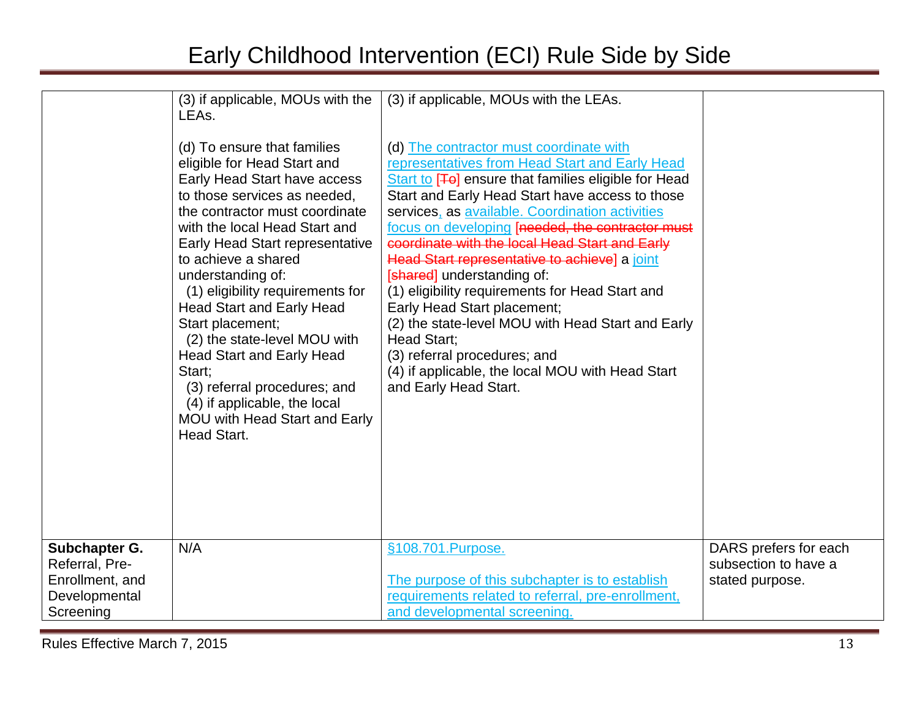# Early Childhood Intervention (ECI) Rule Side by Side

| | | | |
|---|---|---|---|
| | (3) if applicable, MOUs with the LEAs.<br><br>(d) To ensure that families eligible for Head Start and Early Head Start have access to those services as needed, the contractor must coordinate with the local Head Start and Early Head Start representative to achieve a shared understanding of:<br>(1) eligibility requirements for Head Start and Early Head Start placement;<br>(2) the state-level MOU with Head Start and Early Head Start;<br>(3) referral procedures; and<br>(4) if applicable, the local MOU with Head Start and Early Head Start. | (3) if applicable, MOUs with the LEAs.<br><br>(d) The contractor must coordinate with representatives from Head Start and Early Head Start to [To] ensure that families eligible for Head Start and Early Head Start have access to those services, as available. Coordination activities focus on developing [needed, the contractor must coordinate with the local Head Start and Early Head Start representative to achieve] a joint [shared] understanding of:<br>(1) eligibility requirements for Head Start and Early Head Start placement;<br>(2) the state-level MOU with Head Start and Early Head Start;<br>(3) referral procedures; and<br>(4) if applicable, the local MOU with Head Start and Early Head Start. | |
| **Subchapter G.** Referral, Pre-Enrollment, and Developmental Screening | N/A | §108.701.Purpose.<br><br>The purpose of this subchapter is to establish requirements related to referral, pre-enrollment, and developmental screening. | DARS prefers for each subsection to have a stated purpose. |

Rules Effective March 7, 2015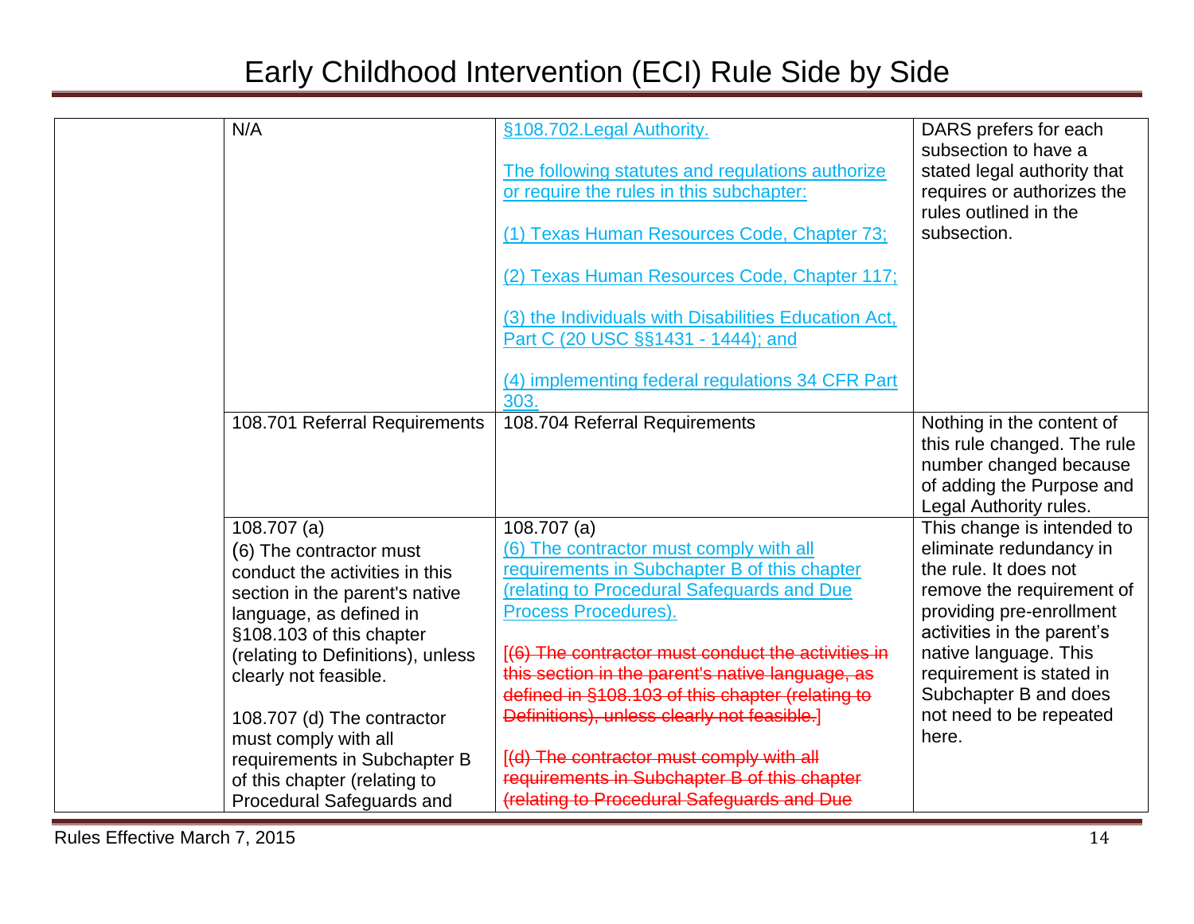# Early Childhood Intervention (ECI) Rule Side by Side

| | | | |
|---|---|---|---|
| | N/A | §108.702.Legal Authority.<br><br>The following statutes and regulations authorize or require the rules in this subchapter:<br><br>(1) Texas Human Resources Code, Chapter 73;<br><br>(2) Texas Human Resources Code, Chapter 117;<br><br>(3) the Individuals with Disabilities Education Act, Part C (20 USC §§1431 - 1444); and<br><br>(4) implementing federal regulations 34 CFR Part 303. | DARS prefers for each subsection to have a stated legal authority that requires or authorizes the rules outlined in the subsection. |
| | 108.701 Referral Requirements | 108.704 Referral Requirements | Nothing in the content of this rule changed. The rule number changed because of adding the Purpose and Legal Authority rules. |
| | 108.707 (a)<br>(6) The contractor must conduct the activities in this section in the parent's native language, as defined in §108.103 of this chapter (relating to Definitions), unless clearly not feasible.<br><br>108.707 (d) The contractor must comply with all requirements in Subchapter B of this chapter (relating to Procedural Safeguards and | 108.707 (a)<br>(6) The contractor must comply with all requirements in Subchapter B of this chapter (relating to Procedural Safeguards and Due Process Procedures).<br><br>[~~(6) The contractor must conduct the activities in this section in the parent's native language, as defined in §108.103 of this chapter (relating to Definitions), unless clearly not feasible.~~]<br><br>[~~(d) The contractor must comply with all requirements in Subchapter B of this chapter (relating to Procedural Safeguards and Due~~ | This change is intended to eliminate redundancy in the rule. It does not remove the requirement of providing pre-enrollment activities in the parent's native language. This requirement is stated in Subchapter B and does not need to be repeated here. |

Rules Effective March 7, 2015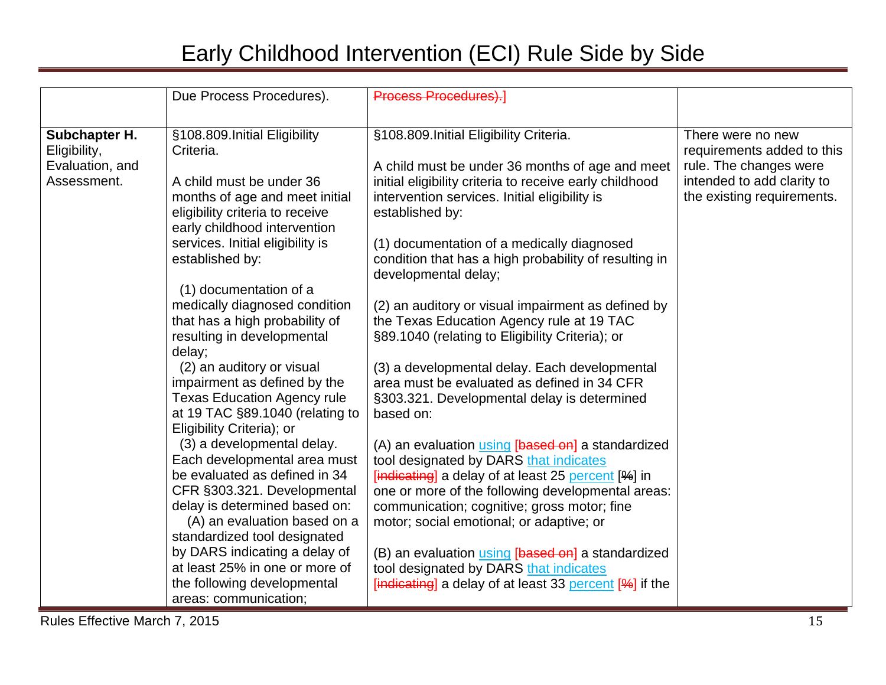# Early Childhood Intervention (ECI) Rule Side by Side

| | | | |
|---|---|---|---|
| | Due Process Procedures). | Process Procedures).] | |
| **Subchapter H.** Eligibility, Evaluation, and Assessment. | §108.809.Initial Eligibility Criteria.<br><br>A child must be under 36 months of age and meet initial eligibility criteria to receive early childhood intervention services. Initial eligibility is established by:<br><br>(1) documentation of a medically diagnosed condition that has a high probability of resulting in developmental delay;<br>(2) an auditory or visual impairment as defined by the Texas Education Agency rule at 19 TAC §89.1040 (relating to Eligibility Criteria); or<br>(3) a developmental delay. Each developmental area must be evaluated as defined in 34 CFR §303.321. Developmental delay is determined based on:<br>(A) an evaluation based on a standardized tool designated by DARS indicating a delay of at least 25% in one or more of the following developmental areas: communication; | §108.809.Initial Eligibility Criteria.<br><br>A child must be under 36 months of age and meet initial eligibility criteria to receive early childhood intervention services. Initial eligibility is established by:<br><br>(1) documentation of a medically diagnosed condition that has a high probability of resulting in developmental delay;<br><br>(2) an auditory or visual impairment as defined by the Texas Education Agency rule at 19 TAC §89.1040 (relating to Eligibility Criteria); or<br><br>(3) a developmental delay. Each developmental area must be evaluated as defined in 34 CFR §303.321. Developmental delay is determined based on:<br><br>(A) an evaluation using [based on] a standardized tool designated by DARS that indicates [indicating] a delay of at least 25 percent [%] in one or more of the following developmental areas: communication; cognitive; gross motor; fine motor; social emotional; or adaptive; or<br><br>(B) an evaluation using [based on] a standardized tool designated by DARS that indicates [indicating] a delay of at least 33 percent [%] if the | There were no new requirements added to this rule. The changes were intended to add clarity to the existing requirements. |

Rules Effective March 7, 2015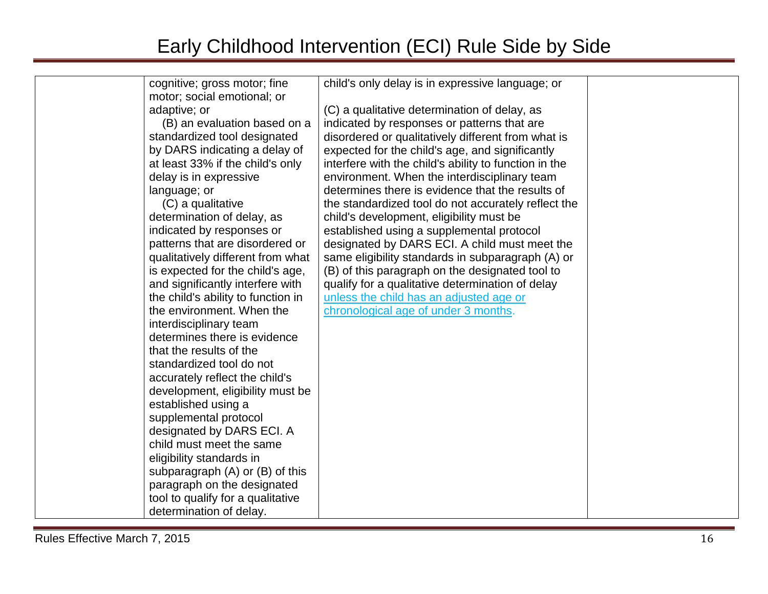| | | | |
|---|---|---|---|
| | cognitive; gross motor; fine motor; social emotional; or adaptive; or (B) an evaluation based on a standardized tool designated by DARS indicating a delay of at least 33% if the child's only delay is in expressive language; or (C) a qualitative determination of delay, as indicated by responses or patterns that are disordered or qualitatively different from what is expected for the child's age, and significantly interfere with the child's ability to function in the environment. When the interdisciplinary team determines there is evidence that the results of the standardized tool do not accurately reflect the child's development, eligibility must be established using a supplemental protocol designated by DARS ECI. A child must meet the same eligibility standards in subparagraph (A) or (B) of this paragraph on the designated tool to qualify for a qualitative determination of delay. | child's only delay is in expressive language; or<br><br>(C) a qualitative determination of delay, as indicated by responses or patterns that are disordered or qualitatively different from what is expected for the child's age, and significantly interfere with the child's ability to function in the environment. When the interdisciplinary team determines there is evidence that the results of the standardized tool do not accurately reflect the child's development, eligibility must be established using a supplemental protocol designated by DARS ECI. A child must meet the same eligibility standards in subparagraph (A) or (B) of this paragraph on the designated tool to qualify for a qualitative determination of delay unless the child has an adjusted age or chronological age of under 3 months. | |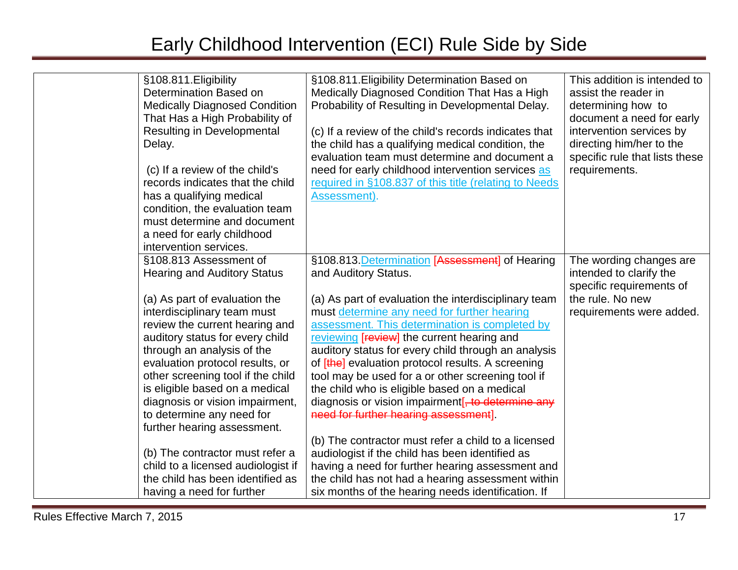# Early Childhood Intervention (ECI) Rule Side by Side

| | | | |
|---|---|---|---|
| | §108.811.Eligibility Determination Based on Medically Diagnosed Condition That Has a High Probability of Resulting in Developmental Delay.<br><br>(c) If a review of the child's records indicates that the child has a qualifying medical condition, the evaluation team must determine and document a need for early childhood intervention services. | §108.811.Eligibility Determination Based on Medically Diagnosed Condition That Has a High Probability of Resulting in Developmental Delay.<br><br>(c) If a review of the child's records indicates that the child has a qualifying medical condition, the evaluation team must determine and document a need for early childhood intervention services as required in §108.837 of this title (relating to Needs Assessment). | This addition is intended to assist the reader in determining how to document a need for early intervention services by directing him/her to the specific rule that lists these requirements. |
| | §108.813 Assessment of Hearing and Auditory Status<br><br>(a) As part of evaluation the interdisciplinary team must review the current hearing and auditory status for every child through an analysis of the evaluation protocol results, or other screening tool if the child is eligible based on a medical diagnosis or vision impairment, to determine any need for further hearing assessment.<br><br>(b) The contractor must refer a child to a licensed audiologist if the child has been identified as having a need for further | §108.813.Determination [~~Assessment~~] of Hearing and Auditory Status.<br><br>(a) As part of evaluation the interdisciplinary team must determine any need for further hearing assessment. This determination is completed by reviewing [~~review~~] the current hearing and auditory status for every child through an analysis of [~~the~~] evaluation protocol results. A screening tool may be used for a or other screening tool if the child who is eligible based on a medical diagnosis or vision impairment[~~, to determine any need for further hearing assessment~~].<br><br>(b) The contractor must refer a child to a licensed audiologist if the child has been identified as having a need for further hearing assessment and the child has not had a hearing assessment within six months of the hearing needs identification. If | The wording changes are intended to clarify the specific requirements of the rule. No new requirements were added. |

Rules Effective March 7, 2015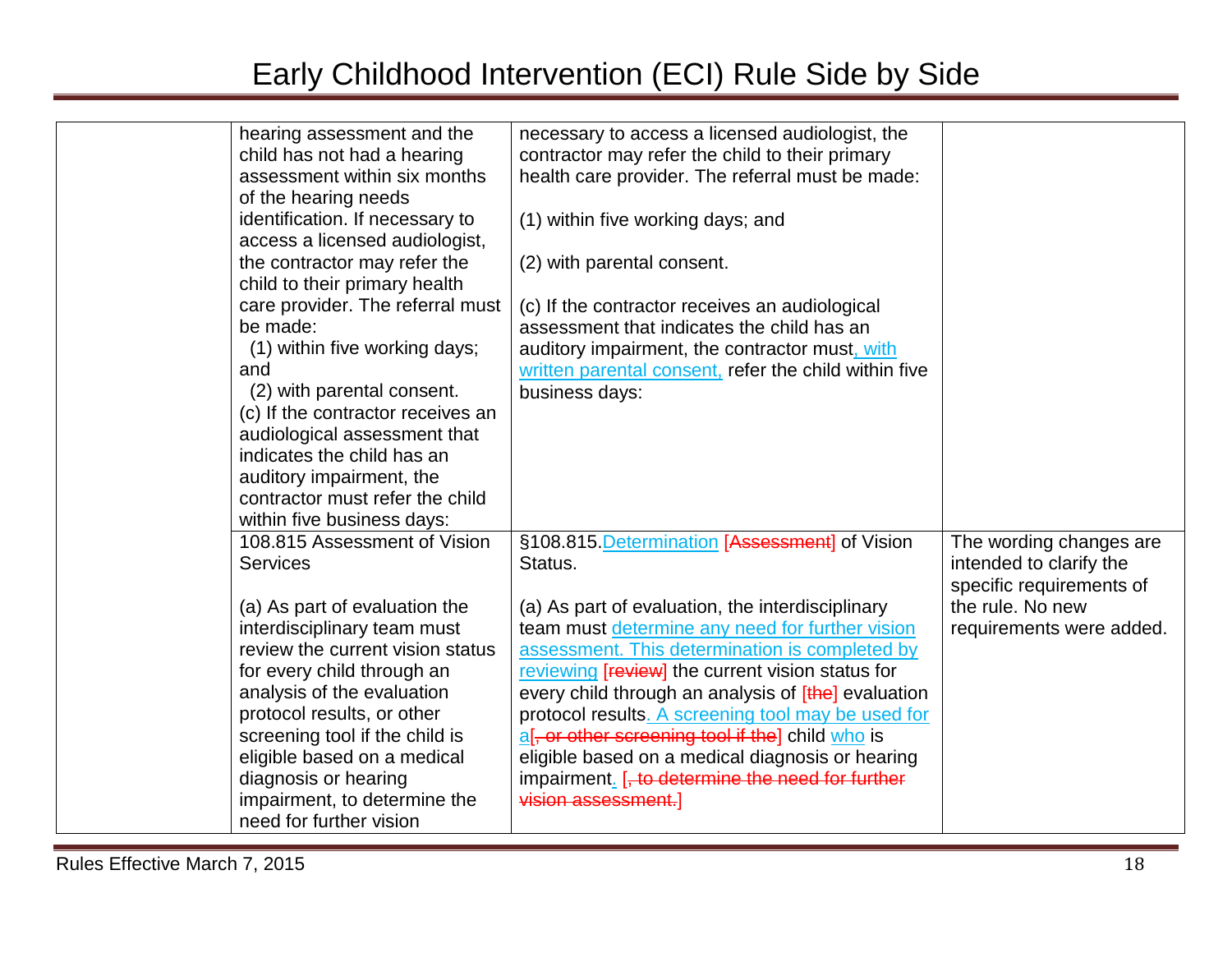| | | | |
|---|---|---|---|
| | hearing assessment and the child has not had a hearing assessment within six months of the hearing needs identification. If necessary to access a licensed audiologist, the contractor may refer the child to their primary health care provider. The referral must be made:<br>(1) within five working days; and<br>(2) with parental consent.<br>(c) If the contractor receives an audiological assessment that indicates the child has an auditory impairment, the contractor must refer the child within five business days: | necessary to access a licensed audiologist, the contractor may refer the child to their primary health care provider. The referral must be made:<br><br>(1) within five working days; and<br><br>(2) with parental consent.<br><br>(c) If the contractor receives an audiological assessment that indicates the child has an auditory impairment, the contractor must, with written parental consent, refer the child within five business days: | |
| | 108.815 Assessment of Vision Services<br><br>(a) As part of evaluation the interdisciplinary team must review the current vision status for every child through an analysis of the evaluation protocol results, or other screening tool if the child is eligible based on a medical diagnosis or hearing impairment, to determine the need for further vision | §108.815.Determination [~~Assessment~~] of Vision Status.<br><br>(a) As part of evaluation, the interdisciplinary team must determine any need for further vision assessment. This determination is completed by reviewing [~~review~~] the current vision status for every child through an analysis of [~~the~~] evaluation protocol results. A screening tool may be used for a[~~, or other screening tool if the~~] child who is eligible based on a medical diagnosis or hearing impairment. [~~, to determine the need for further vision assessment.~~] | The wording changes are intended to clarify the specific requirements of the rule. No new requirements were added. |

Rules Effective March 7, 2015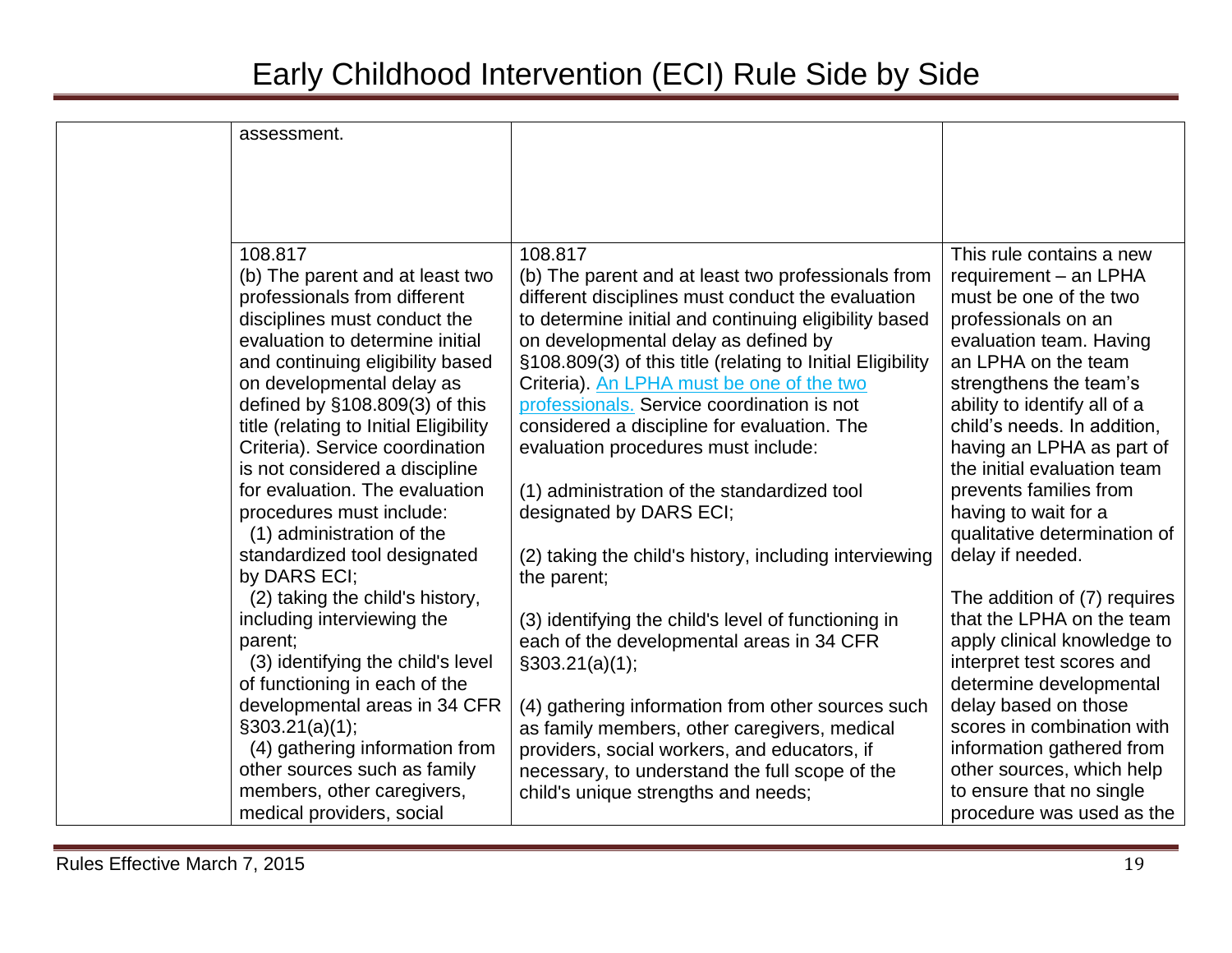| | | | |
|---|---|---|---|
| | assessment. | | |
| | 108.817<br>(b) The parent and at least two professionals from different disciplines must conduct the evaluation to determine initial and continuing eligibility based on developmental delay as defined by §108.809(3) of this title (relating to Initial Eligibility Criteria). Service coordination is not considered a discipline for evaluation. The evaluation procedures must include:<br>(1) administration of the standardized tool designated by DARS ECI;<br>(2) taking the child's history, including interviewing the parent;<br>(3) identifying the child's level of functioning in each of the developmental areas in 34 CFR §303.21(a)(1);<br>(4) gathering information from other sources such as family members, other caregivers, medical providers, social | 108.817<br>(b) The parent and at least two professionals from different disciplines must conduct the evaluation to determine initial and continuing eligibility based on developmental delay as defined by §108.809(3) of this title (relating to Initial Eligibility Criteria). An LPHA must be one of the two professionals. Service coordination is not considered a discipline for evaluation. The evaluation procedures must include:<br><br>(1) administration of the standardized tool designated by DARS ECI;<br><br>(2) taking the child's history, including interviewing the parent;<br><br>(3) identifying the child's level of functioning in each of the developmental areas in 34 CFR §303.21(a)(1);<br><br>(4) gathering information from other sources such as family members, other caregivers, medical providers, social workers, and educators, if necessary, to understand the full scope of the child's unique strengths and needs; | This rule contains a new requirement – an LPHA must be one of the two professionals on an evaluation team. Having an LPHA on the team strengthens the team's ability to identify all of a child's needs. In addition, having an LPHA as part of the initial evaluation team prevents families from having to wait for a qualitative determination of delay if needed.<br><br>The addition of (7) requires that the LPHA on the team apply clinical knowledge to interpret test scores and determine developmental delay based on those scores in combination with information gathered from other sources, which help to ensure that no single procedure was used as the |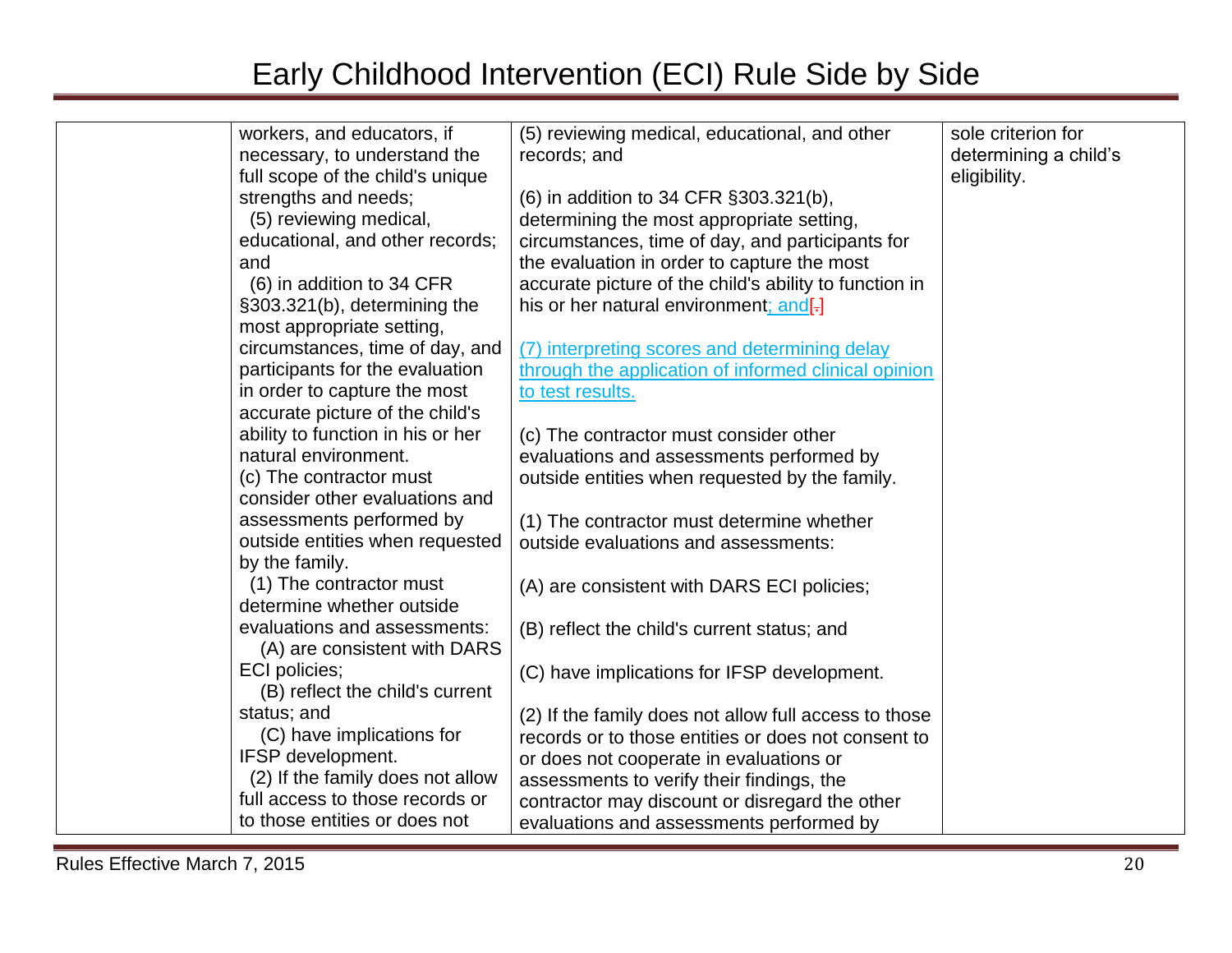| | | | |
|---|---|---|---|
| | workers, and educators, if necessary, to understand the full scope of the child's unique strengths and needs;<br>(5) reviewing medical, educational, and other records; and<br>(6) in addition to 34 CFR §303.321(b), determining the most appropriate setting, circumstances, time of day, and participants for the evaluation in order to capture the most accurate picture of the child's ability to function in his or her natural environment.<br>(c) The contractor must consider other evaluations and assessments performed by outside entities when requested by the family.<br>(1) The contractor must determine whether outside evaluations and assessments:<br>(A) are consistent with DARS ECI policies;<br>(B) reflect the child's current status; and<br>(C) have implications for IFSP development.<br>(2) If the family does not allow full access to those records or to those entities or does not | (5) reviewing medical, educational, and other records; and<br><br>(6) in addition to 34 CFR §303.321(b), determining the most appropriate setting, circumstances, time of day, and participants for the evaluation in order to capture the most accurate picture of the child's ability to function in his or her natural environment; and[.]<br><br>(7) interpreting scores and determining delay through the application of informed clinical opinion to test results.<br><br>(c) The contractor must consider other evaluations and assessments performed by outside entities when requested by the family.<br><br>(1) The contractor must determine whether outside evaluations and assessments:<br><br>(A) are consistent with DARS ECI policies;<br><br>(B) reflect the child's current status; and<br><br>(C) have implications for IFSP development.<br><br>(2) If the family does not allow full access to those records or to those entities or does not consent to or does not cooperate in evaluations or assessments to verify their findings, the contractor may discount or disregard the other evaluations and assessments performed by | sole criterion for determining a child's eligibility. |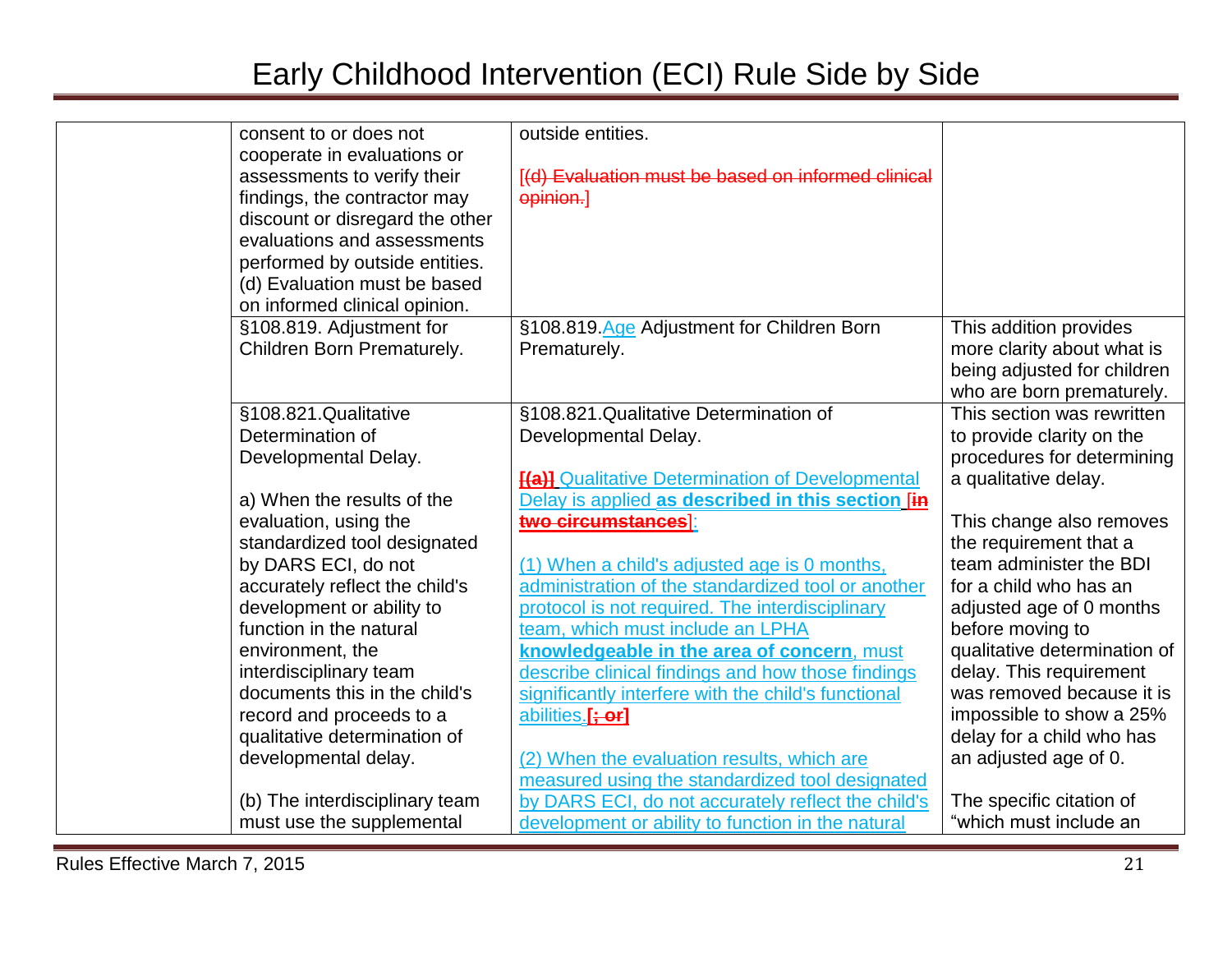# Early Childhood Intervention (ECI) Rule Side by Side

| | | | |
|---|---|---|---|
| | consent to or does not cooperate in evaluations or assessments to verify their findings, the contractor may discount or disregard the other evaluations and assessments performed by outside entities.<br>(d) Evaluation must be based on informed clinical opinion. | outside entities.<br><br>~~[(d) Evaluation must be based on informed clinical opinion.]~~ | |
| | §108.819. Adjustment for Children Born Prematurely. | §108.819.Age Adjustment for Children Born Prematurely. | This addition provides more clarity about what is being adjusted for children who are born prematurely. |
| | §108.821.Qualitative Determination of Developmental Delay.<br><br>a) When the results of the evaluation, using the standardized tool designated by DARS ECI, do not accurately reflect the child's development or ability to function in the natural environment, the interdisciplinary team documents this in the child's record and proceeds to a qualitative determination of developmental delay.<br><br>(b) The interdisciplinary team must use the supplemental | §108.821.Qualitative Determination of Developmental Delay.<br><br>**~~[(a)]~~** Qualitative Determination of Developmental Delay is applied **as described in this section** [~~**in two circumstances**~~]:<br><br>(1) When a child's adjusted age is 0 months, administration of the standardized tool or another protocol is not required. The interdisciplinary team, which must include an LPHA **knowledgeable in the area of concern**, must describe clinical findings and how those findings significantly interfere with the child's functional abilities.**[~~; or~~]**<br><br>(2) When the evaluation results, which are measured using the standardized tool designated by DARS ECI, do not accurately reflect the child's development or ability to function in the natural | This section was rewritten to provide clarity on the procedures for determining a qualitative delay.<br><br>This change also removes the requirement that a team administer the BDI for a child who has an adjusted age of 0 months before moving to qualitative determination of delay. This requirement was removed because it is impossible to show a 25% delay for a child who has an adjusted age of 0.<br><br>The specific citation of "which must include an |

Rules Effective March 7, 2015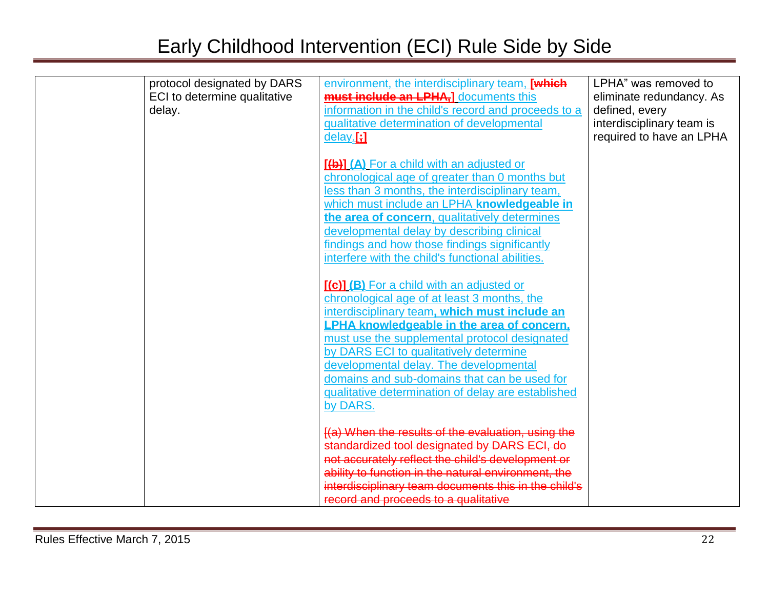| | | | |
|---|---|---|---|
| | protocol designated by DARS ECI to determine qualitative delay. | environment, the interdisciplinary team, [~~which must include an LPHA,~~] documents this information in the child's record and proceeds to a qualitative determination of developmental delay.[~~;~~]<br><br>[~~(b)~~] **(A)** For a child with an adjusted or chronological age of greater than 0 months but less than 3 months, the interdisciplinary team, which must include an LPHA **knowledgeable in the area of concern**, qualitatively determines developmental delay by describing clinical findings and how those findings significantly interfere with the child's functional abilities.<br><br>[~~(c)~~] **(B)** For a child with an adjusted or chronological age of at least 3 months, the interdisciplinary team**, which must include an LPHA knowledgeable in the area of concern,** must use the supplemental protocol designated by DARS ECI to qualitatively determine developmental delay. The developmental domains and sub-domains that can be used for qualitative determination of delay are established by DARS.<br><br>[~~(a) When the results of the evaluation, using the standardized tool designated by DARS ECI, do not accurately reflect the child's development or ability to function in the natural environment, the interdisciplinary team documents this in the child's record and proceeds to a qualitative~~ | LPHA" was removed to eliminate redundancy. As defined, every interdisciplinary team is required to have an LPHA |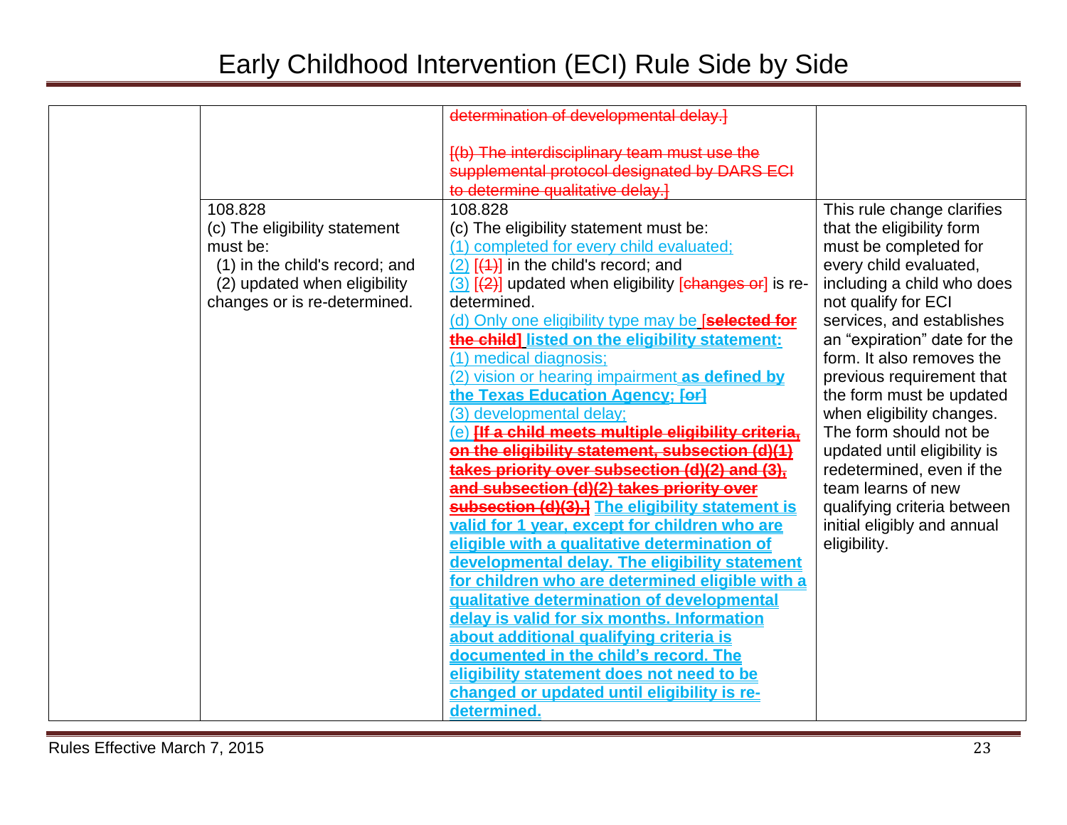| | | | |
|---|---|---|---|
| | | ~~determination of developmental delay.]~~<br><br>~~[(b) The interdisciplinary team must use the supplemental protocol designated by DARS ECI to determine qualitative delay.]~~ | |
| | 108.828<br>(c) The eligibility statement must be:<br>(1) in the child's record; and<br>(2) updated when eligibility changes or is re-determined. | 108.828<br>(c) The eligibility statement must be:<br>(1) completed for every child evaluated;<br>(2) [~~(1)~~] in the child's record; and<br>(3) [~~(2)~~] updated when eligibility [~~changes or~~] is re-determined.<br>(d) Only one eligibility type may be [~~**selected for the child**~~] **listed on the eligibility statement:**<br>(1) medical diagnosis;<br>(2) vision or hearing impairment **as defined by the Texas Education Agency;** [~~**or**~~]<br>(3) developmental delay;<br>(e) ~~**[If a child meets multiple eligibility criteria, on the eligibility statement, subsection (d)(1) takes priority over subsection (d)(2) and (3), and subsection (d)(2) takes priority over subsection (d)(3).]**~~ **The eligibility statement is valid for 1 year, except for children who are eligible with a qualitative determination of developmental delay. The eligibility statement for children who are determined eligible with a qualitative determination of developmental delay is valid for six months. Information about additional qualifying criteria is documented in the child's record. The eligibility statement does not need to be changed or updated until eligibility is re-determined.** | This rule change clarifies that the eligibility form must be completed for every child evaluated, including a child who does not qualify for ECI services, and establishes an "expiration" date for the form. It also removes the previous requirement that the form must be updated when eligibility changes. The form should not be updated until eligibility is redetermined, even if the team learns of new qualifying criteria between initial eligibly and annual eligibility. |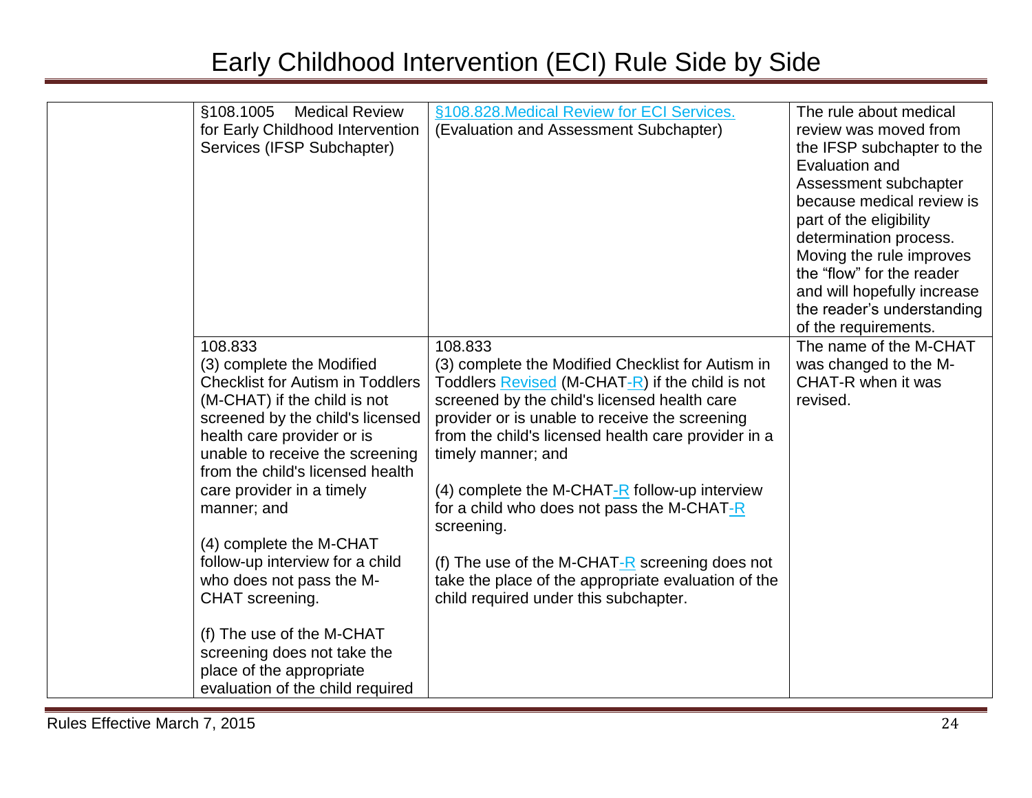| | | | |
|---|---|---|---|
| | §108.1005 Medical Review for Early Childhood Intervention Services (IFSP Subchapter) | §108.828.Medical Review for ECI Services. (Evaluation and Assessment Subchapter) | The rule about medical review was moved from the IFSP subchapter to the Evaluation and Assessment subchapter because medical review is part of the eligibility determination process. Moving the rule improves the "flow" for the reader and will hopefully increase the reader's understanding of the requirements. |
| | 108.833<br>(3) complete the Modified Checklist for Autism in Toddlers (M-CHAT) if the child is not screened by the child's licensed health care provider or is unable to receive the screening from the child's licensed health care provider in a timely manner; and<br><br>(4) complete the M-CHAT follow-up interview for a child who does not pass the M-CHAT screening.<br><br>(f) The use of the M-CHAT screening does not take the place of the appropriate evaluation of the child required | 108.833<br>(3) complete the Modified Checklist for Autism in Toddlers Revised (M-CHAT-R) if the child is not screened by the child's licensed health care provider or is unable to receive the screening from the child's licensed health care provider in a timely manner; and<br><br>(4) complete the M-CHAT-R follow-up interview for a child who does not pass the M-CHAT-R screening.<br><br>(f) The use of the M-CHAT-R screening does not take the place of the appropriate evaluation of the child required under this subchapter. | The name of the M-CHAT was changed to the M-CHAT-R when it was revised. |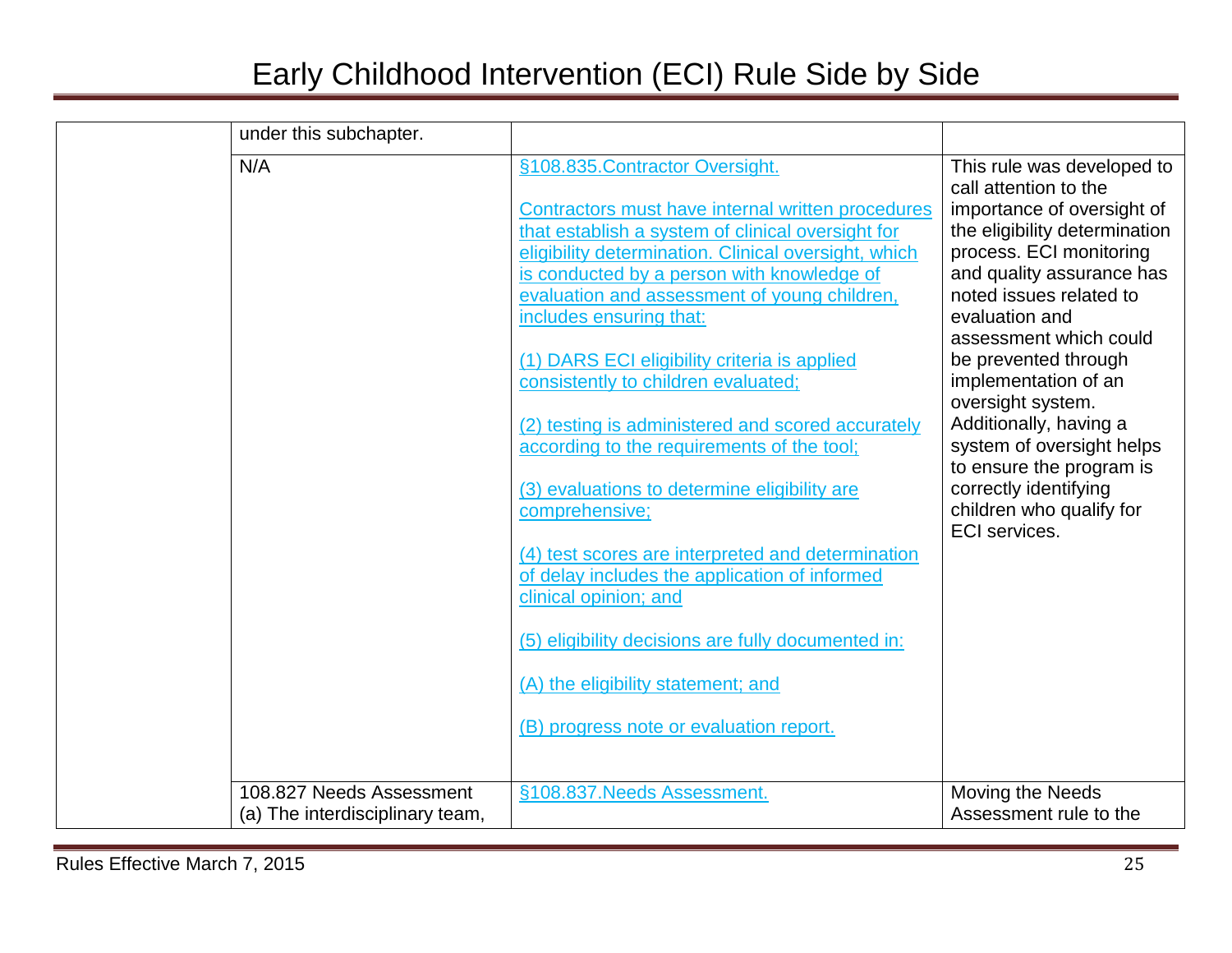# Early Childhood Intervention (ECI) Rule Side by Side

| | | | |
|---|---|---|---|
| | under this subchapter. | | |
| | N/A | §108.835.Contractor Oversight.<br><br>Contractors must have internal written procedures that establish a system of clinical oversight for eligibility determination. Clinical oversight, which is conducted by a person with knowledge of evaluation and assessment of young children, includes ensuring that:<br><br>(1) DARS ECI eligibility criteria is applied consistently to children evaluated;<br><br>(2) testing is administered and scored accurately according to the requirements of the tool;<br><br>(3) evaluations to determine eligibility are comprehensive;<br><br>(4) test scores are interpreted and determination of delay includes the application of informed clinical opinion; and<br><br>(5) eligibility decisions are fully documented in:<br><br>(A) the eligibility statement; and<br><br>(B) progress note or evaluation report. | This rule was developed to call attention to the importance of oversight of the eligibility determination process. ECI monitoring and quality assurance has noted issues related to evaluation and assessment which could be prevented through implementation of an oversight system. Additionally, having a system of oversight helps to ensure the program is correctly identifying children who qualify for ECI services. |
| | 108.827 Needs Assessment<br>(a) The interdisciplinary team, | §108.837.Needs Assessment. | Moving the Needs Assessment rule to the |

Rules Effective March 7, 2015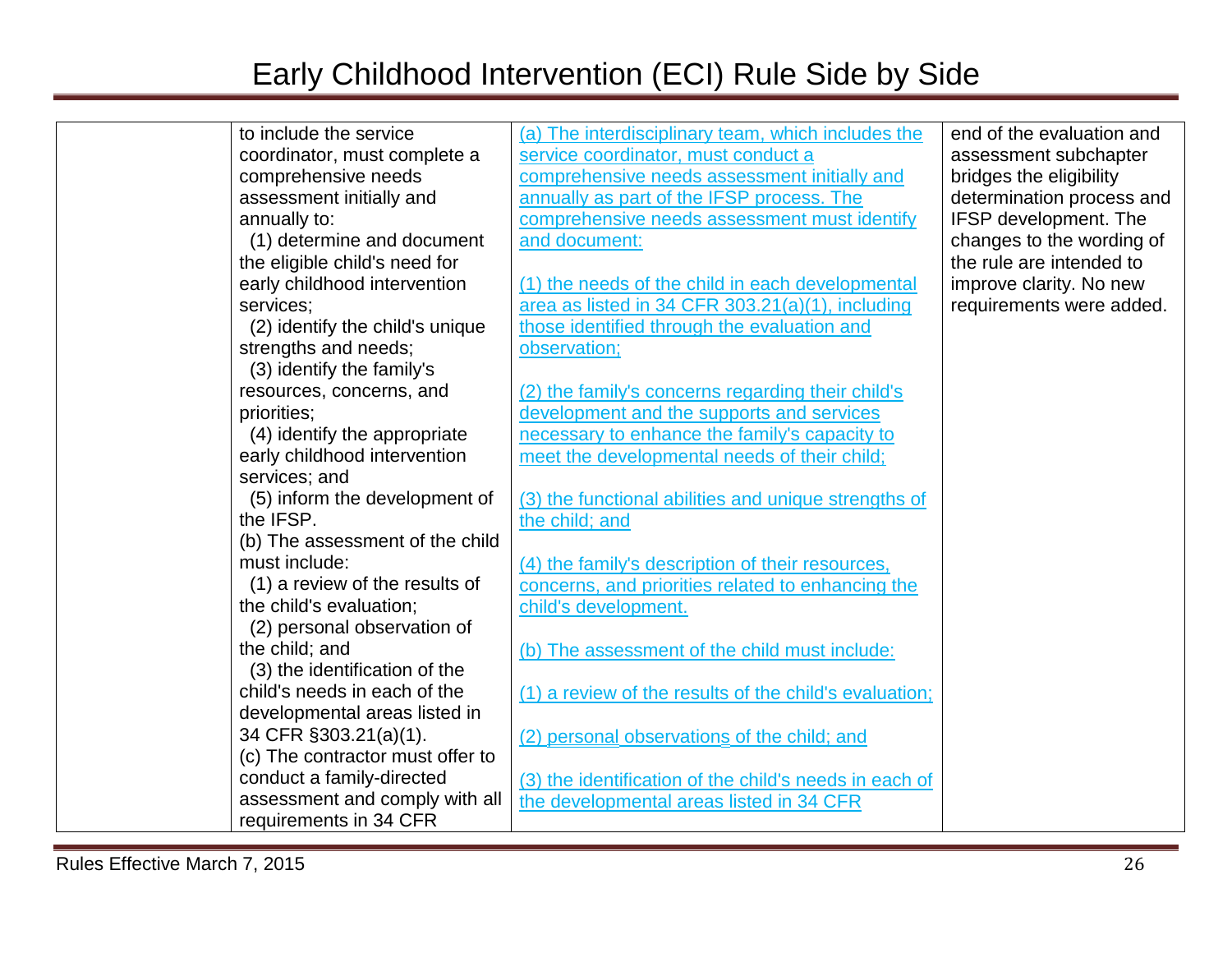# Early Childhood Intervention (ECI) Rule Side by Side

| | | | |
|---|---|---|---|
| | to include the service coordinator, must complete a comprehensive needs assessment initially and annually to:<br>(1) determine and document the eligible child's need for early childhood intervention services;<br>(2) identify the child's unique strengths and needs;<br>(3) identify the family's resources, concerns, and priorities;<br>(4) identify the appropriate early childhood intervention services; and<br>(5) inform the development of the IFSP.<br>(b) The assessment of the child must include:<br>(1) a review of the results of the child's evaluation;<br>(2) personal observation of the child; and<br>(3) the identification of the child's needs in each of the developmental areas listed in 34 CFR §303.21(a)(1).<br>(c) The contractor must offer to conduct a family-directed assessment and comply with all requirements in 34 CFR | (a) The interdisciplinary team, which includes the service coordinator, must conduct a comprehensive needs assessment initially and annually as part of the IFSP process. The comprehensive needs assessment must identify and document:<br><br>(1) the needs of the child in each developmental area as listed in 34 CFR 303.21(a)(1), including those identified through the evaluation and observation;<br><br>(2) the family's concerns regarding their child's development and the supports and services necessary to enhance the family's capacity to meet the developmental needs of their child;<br><br>(3) the functional abilities and unique strengths of the child; and<br><br>(4) the family's description of their resources, concerns, and priorities related to enhancing the child's development.<br><br>(b) The assessment of the child must include:<br><br>(1) a review of the results of the child's evaluation;<br><br>(2) personal observations of the child; and<br><br>(3) the identification of the child's needs in each of the developmental areas listed in 34 CFR | end of the evaluation and assessment subchapter bridges the eligibility determination process and IFSP development. The changes to the wording of the rule are intended to improve clarity. No new requirements were added. |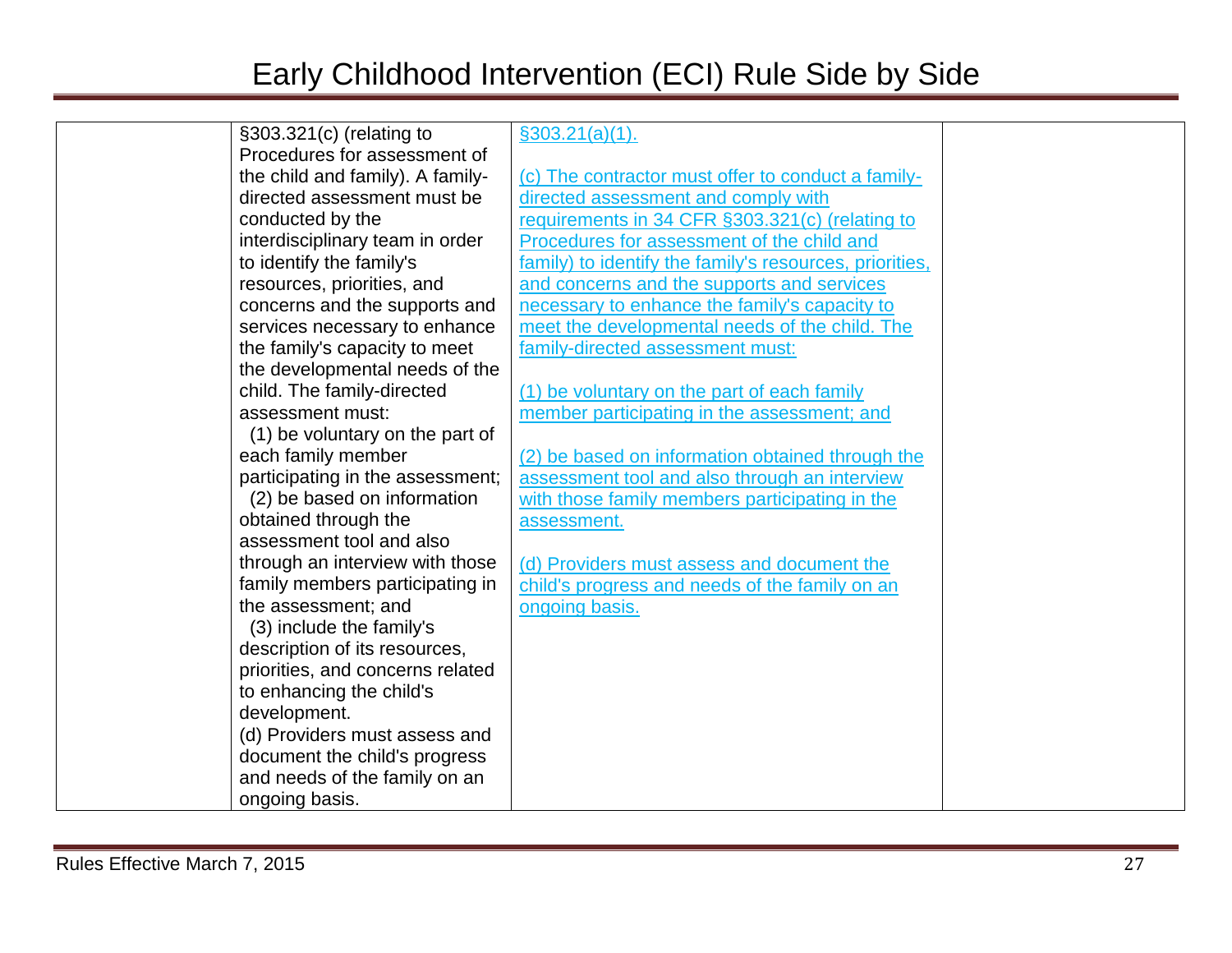| | | | |
|---|---|---|---|
| | §303.321(c) (relating to Procedures for assessment of the child and family). A family-directed assessment must be conducted by the interdisciplinary team in order to identify the family's resources, priorities, and concerns and the supports and services necessary to enhance the family's capacity to meet the developmental needs of the child. The family-directed assessment must:<br>(1) be voluntary on the part of each family member participating in the assessment;<br>(2) be based on information obtained through the assessment tool and also through an interview with those family members participating in the assessment; and<br>(3) include the family's description of its resources, priorities, and concerns related to enhancing the child's development.<br>(d) Providers must assess and document the child's progress and needs of the family on an ongoing basis. | §303.21(a)(1).<br><br>(c) The contractor must offer to conduct a family-directed assessment and comply with requirements in 34 CFR §303.321(c) (relating to Procedures for assessment of the child and family) to identify the family's resources, priorities, and concerns and the supports and services necessary to enhance the family's capacity to meet the developmental needs of the child. The family-directed assessment must:<br><br>(1) be voluntary on the part of each family member participating in the assessment; and<br><br>(2) be based on information obtained through the assessment tool and also through an interview with those family members participating in the assessment.<br><br>(d) Providers must assess and document the child's progress and needs of the family on an ongoing basis. | |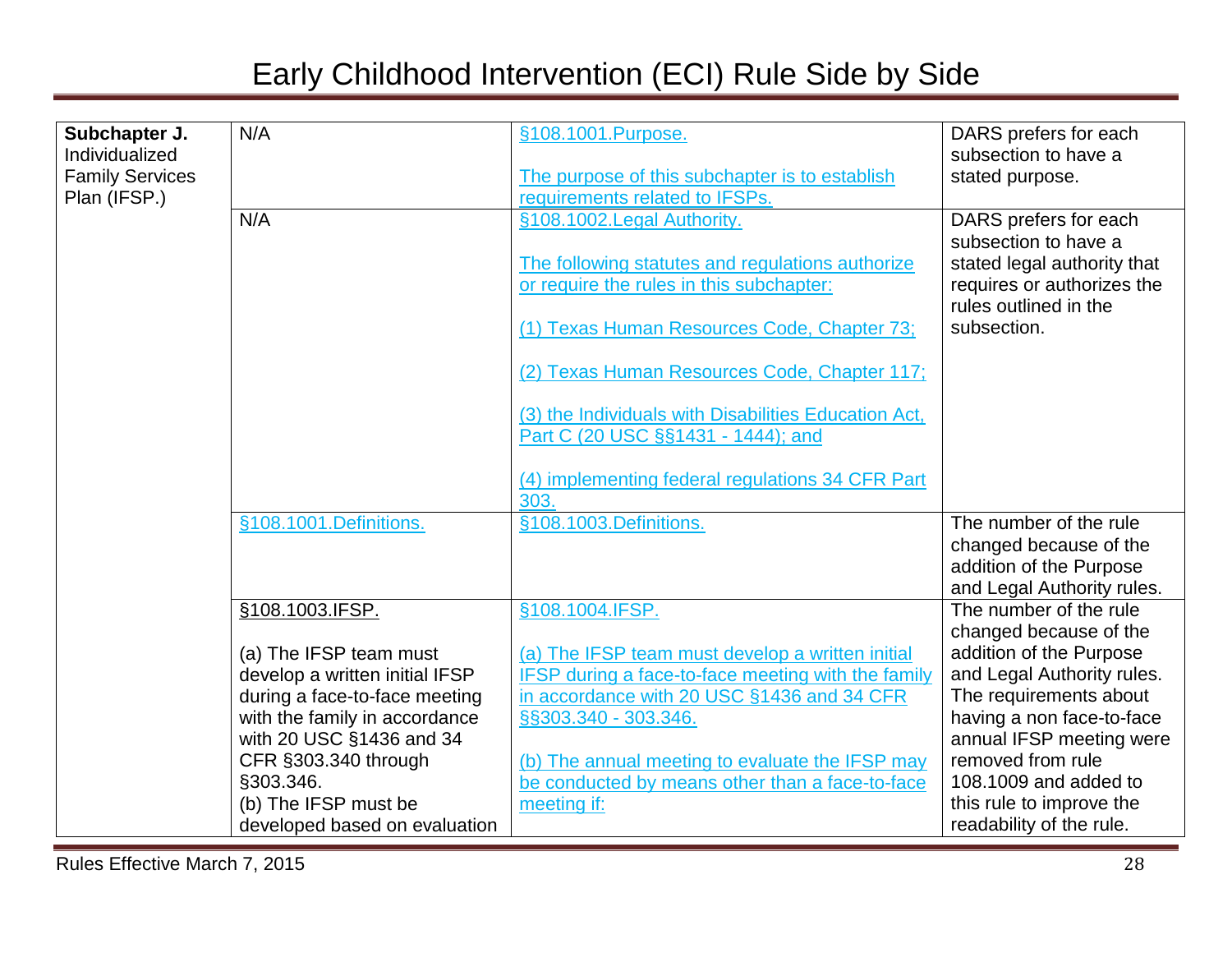# Early Childhood Intervention (ECI) Rule Side by Side

| | | | |
|---|---|---|---|
| **Subchapter J.** Individualized Family Services Plan (IFSP.) | N/A | §108.1001.Purpose.<br><br>The purpose of this subchapter is to establish requirements related to IFSPs. | DARS prefers for each subsection to have a stated purpose. |
| | N/A | §108.1002.Legal Authority.<br><br>The following statutes and regulations authorize or require the rules in this subchapter:<br><br>(1) Texas Human Resources Code, Chapter 73;<br><br>(2) Texas Human Resources Code, Chapter 117;<br><br>(3) the Individuals with Disabilities Education Act, Part C (20 USC §§1431 - 1444); and<br><br>(4) implementing federal regulations 34 CFR Part 303. | DARS prefers for each subsection to have a stated legal authority that requires or authorizes the rules outlined in the subsection. |
| | §108.1001.Definitions. | §108.1003.Definitions. | The number of the rule changed because of the addition of the Purpose and Legal Authority rules. |
| | §108.1003.IFSP.<br><br>(a) The IFSP team must develop a written initial IFSP during a face-to-face meeting with the family in accordance with 20 USC §1436 and 34 CFR §303.340 through §303.346.<br>(b) The IFSP must be developed based on evaluation | §108.1004.IFSP.<br><br>(a) The IFSP team must develop a written initial IFSP during a face-to-face meeting with the family in accordance with 20 USC §1436 and 34 CFR §§303.340 - 303.346.<br><br>(b) The annual meeting to evaluate the IFSP may be conducted by means other than a face-to-face meeting if: | The number of the rule changed because of the addition of the Purpose and Legal Authority rules. The requirements about having a non face-to-face annual IFSP meeting were removed from rule 108.1009 and added to this rule to improve the readability of the rule. |

Rules Effective March 7, 2015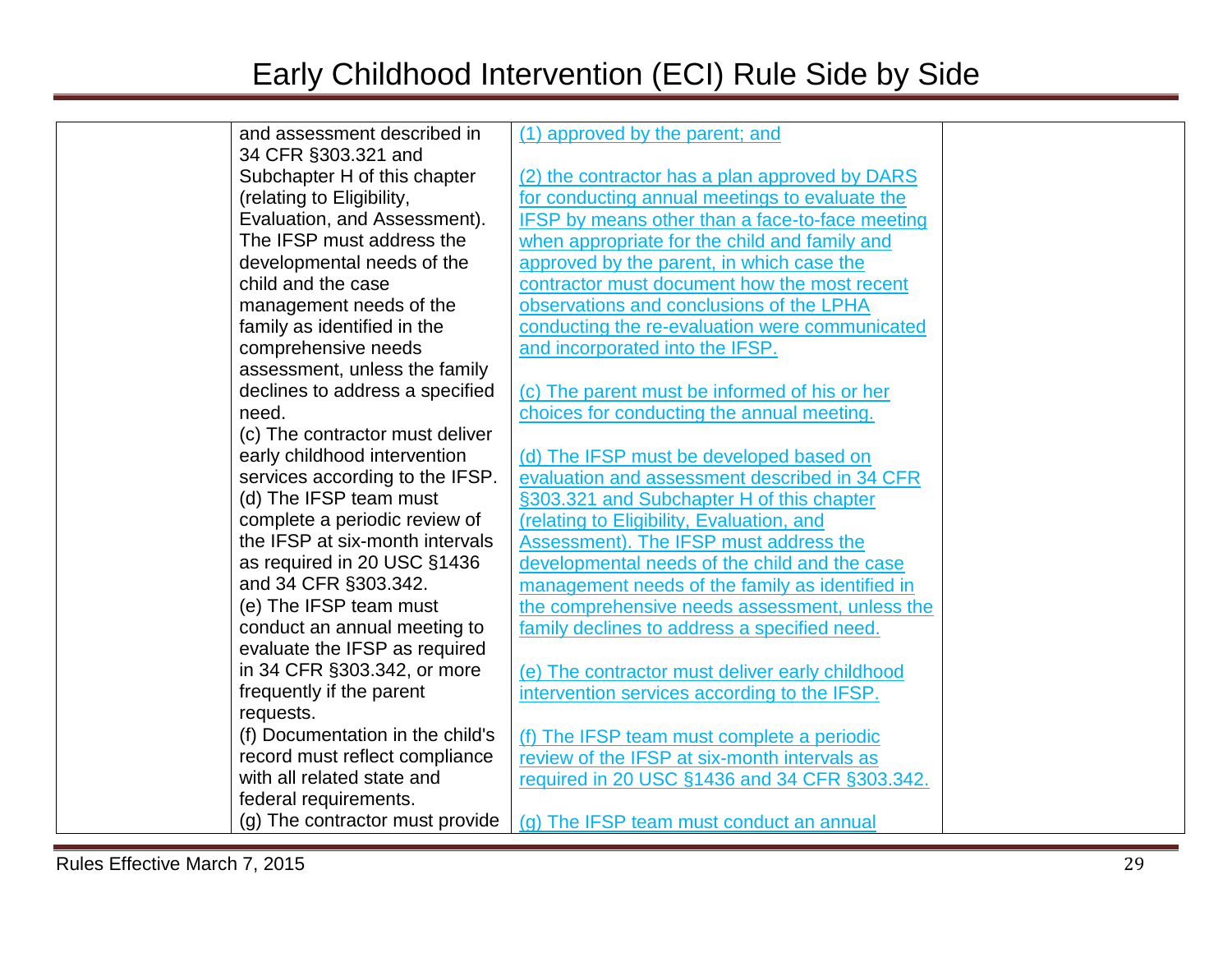| | | | |
|---|---|---|---|
| | and assessment described in 34 CFR §303.321 and Subchapter H of this chapter (relating to Eligibility, Evaluation, and Assessment). The IFSP must address the developmental needs of the child and the case management needs of the family as identified in the comprehensive needs assessment, unless the family declines to address a specified need.<br>(c) The contractor must deliver early childhood intervention services according to the IFSP.<br>(d) The IFSP team must complete a periodic review of the IFSP at six-month intervals as required in 20 USC §1436 and 34 CFR §303.342.<br>(e) The IFSP team must conduct an annual meeting to evaluate the IFSP as required in 34 CFR §303.342, or more frequently if the parent requests.<br>(f) Documentation in the child's record must reflect compliance with all related state and federal requirements.<br>(g) The contractor must provide | (1) approved by the parent; and<br><br>(2) the contractor has a plan approved by DARS for conducting annual meetings to evaluate the IFSP by means other than a face-to-face meeting when appropriate for the child and family and approved by the parent, in which case the contractor must document how the most recent observations and conclusions of the LPHA conducting the re-evaluation were communicated and incorporated into the IFSP.<br><br>(c) The parent must be informed of his or her choices for conducting the annual meeting.<br><br>(d) The IFSP must be developed based on evaluation and assessment described in 34 CFR §303.321 and Subchapter H of this chapter (relating to Eligibility, Evaluation, and Assessment). The IFSP must address the developmental needs of the child and the case management needs of the family as identified in the comprehensive needs assessment, unless the family declines to address a specified need.<br><br>(e) The contractor must deliver early childhood intervention services according to the IFSP.<br><br>(f) The IFSP team must complete a periodic review of the IFSP at six-month intervals as required in 20 USC §1436 and 34 CFR §303.342.<br><br>(g) The IFSP team must conduct an annual | |

Rules Effective March 7, 2015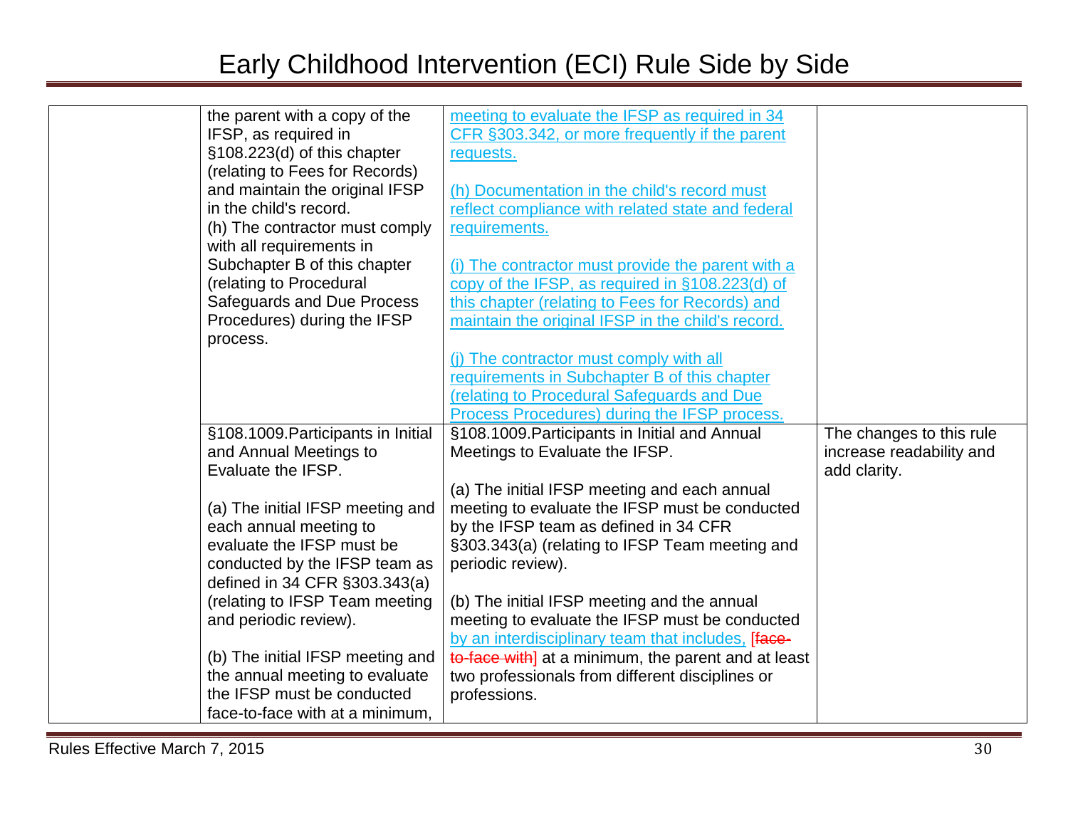| | | | |
|---|---|---|---|
| | the parent with a copy of the IFSP, as required in §108.223(d) of this chapter (relating to Fees for Records) and maintain the original IFSP in the child's record.<br>(h) The contractor must comply with all requirements in Subchapter B of this chapter (relating to Procedural Safeguards and Due Process Procedures) during the IFSP process. | meeting to evaluate the IFSP as required in 34 CFR §303.342, or more frequently if the parent requests.<br><br>(h) Documentation in the child's record must reflect compliance with related state and federal requirements.<br><br>(i) The contractor must provide the parent with a copy of the IFSP, as required in §108.223(d) of this chapter (relating to Fees for Records) and maintain the original IFSP in the child's record.<br><br>(j) The contractor must comply with all requirements in Subchapter B of this chapter (relating to Procedural Safeguards and Due Process Procedures) during the IFSP process. | |
| | §108.1009.Participants in Initial and Annual Meetings to Evaluate the IFSP.<br><br>(a) The initial IFSP meeting and each annual meeting to evaluate the IFSP must be conducted by the IFSP team as defined in 34 CFR §303.343(a) (relating to IFSP Team meeting and periodic review).<br><br>(b) The initial IFSP meeting and the annual meeting to evaluate the IFSP must be conducted face-to-face with at a minimum, | §108.1009.Participants in Initial and Annual Meetings to Evaluate the IFSP.<br><br>(a) The initial IFSP meeting and each annual meeting to evaluate the IFSP must be conducted by the IFSP team as defined in 34 CFR §303.343(a) (relating to IFSP Team meeting and periodic review).<br><br>(b) The initial IFSP meeting and the annual meeting to evaluate the IFSP must be conducted by an interdisciplinary team that includes, [~~face-to-face with~~] at a minimum, the parent and at least two professionals from different disciplines or professions. | The changes to this rule increase readability and add clarity. |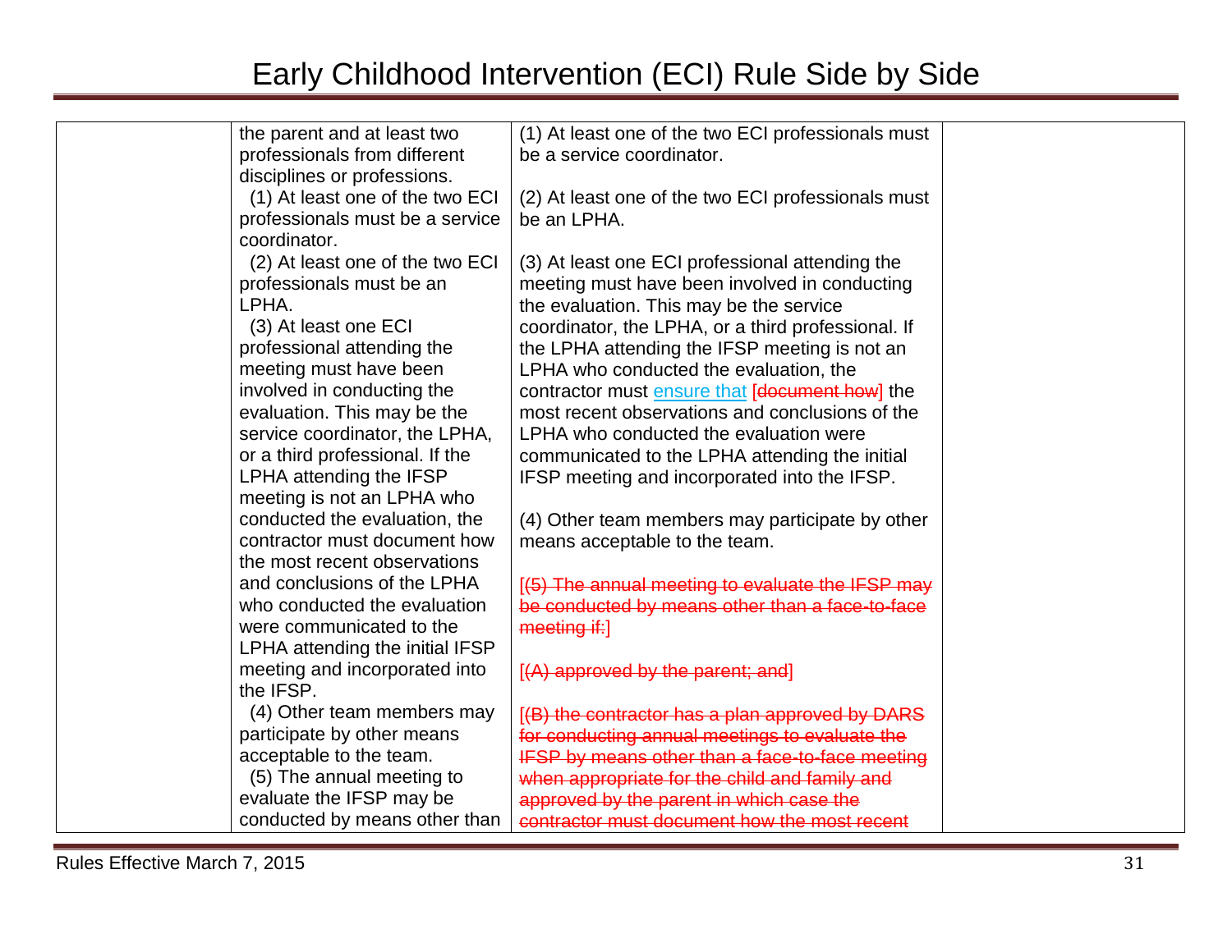# Early Childhood Intervention (ECI) Rule Side by Side

| | | | |
|---|---|---|---|
| | the parent and at least two professionals from different disciplines or professions.<br>(1) At least one of the two ECI professionals must be a service coordinator.<br>(2) At least one of the two ECI professionals must be an LPHA.<br>(3) At least one ECI professional attending the meeting must have been involved in conducting the evaluation. This may be the service coordinator, the LPHA, or a third professional. If the LPHA attending the IFSP meeting is not an LPHA who conducted the evaluation, the contractor must document how the most recent observations and conclusions of the LPHA who conducted the evaluation were communicated to the LPHA attending the initial IFSP meeting and incorporated into the IFSP.<br>(4) Other team members may participate by other means acceptable to the team.<br>(5) The annual meeting to evaluate the IFSP may be conducted by means other than | (1) At least one of the two ECI professionals must be a service coordinator.<br><br>(2) At least one of the two ECI professionals must be an LPHA.<br><br>(3) At least one ECI professional attending the meeting must have been involved in conducting the evaluation. This may be the service coordinator, the LPHA, or a third professional. If the LPHA attending the IFSP meeting is not an LPHA who conducted the evaluation, the contractor must ensure that [~~document how~~] the most recent observations and conclusions of the LPHA who conducted the evaluation were communicated to the LPHA attending the initial IFSP meeting and incorporated into the IFSP.<br><br>(4) Other team members may participate by other means acceptable to the team.<br><br>[~~(5) The annual meeting to evaluate the IFSP may be conducted by means other than a face-to-face meeting if:~~]<br><br>[~~(A) approved by the parent; and~~]<br><br>[~~(B) the contractor has a plan approved by DARS for conducting annual meetings to evaluate the IFSP by means other than a face-to-face meeting when appropriate for the child and family and approved by the parent in which case the contractor must document how the most recent~~] | |

Rules Effective March 7, 2015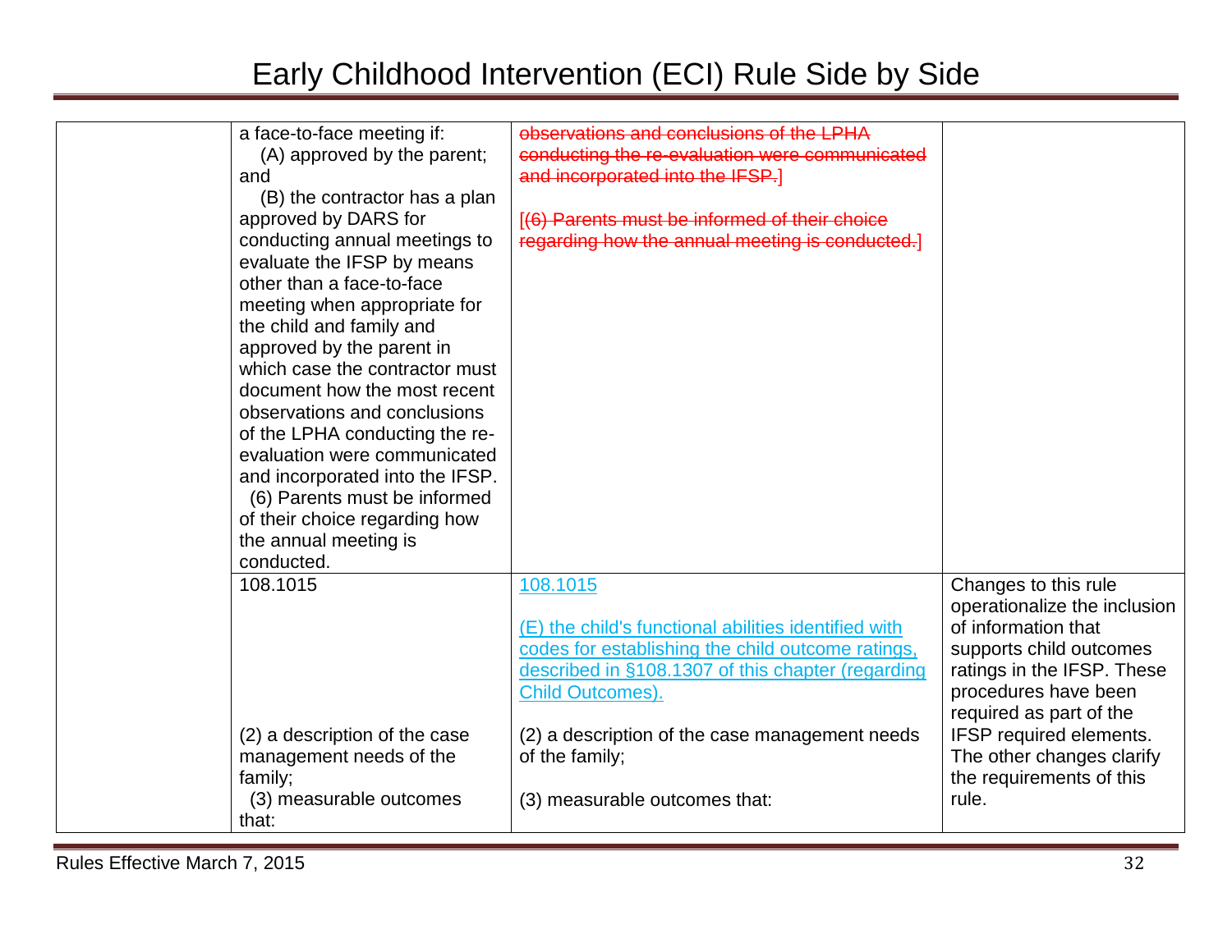| | | | |
|---|---|---|---|
| | a face-to-face meeting if:<br>(A) approved by the parent; and<br>(B) the contractor has a plan approved by DARS for conducting annual meetings to evaluate the IFSP by means other than a face-to-face meeting when appropriate for the child and family and approved by the parent in which case the contractor must document how the most recent observations and conclusions of the LPHA conducting the re-evaluation were communicated and incorporated into the IFSP.<br>(6) Parents must be informed of their choice regarding how the annual meeting is conducted. | ~~observations and conclusions of the LPHA conducting the re-evaluation were communicated and incorporated into the IFSP.~~]<br><br>[~~(6) Parents must be informed of their choice regarding how the annual meeting is conducted.~~] | |
| | 108.1015<br><br><br><br><br><br>(2) a description of the case management needs of the family;<br>(3) measurable outcomes that: | <u>108.1015</u><br><br><u>(E) the child's functional abilities identified with codes for establishing the child outcome ratings, described in §108.1307 of this chapter (regarding Child Outcomes).</u><br><br>(2) a description of the case management needs of the family;<br><br>(3) measurable outcomes that: | Changes to this rule operationalize the inclusion of information that supports child outcomes ratings in the IFSP. These procedures have been required as part of the IFSP required elements. The other changes clarify the requirements of this rule. |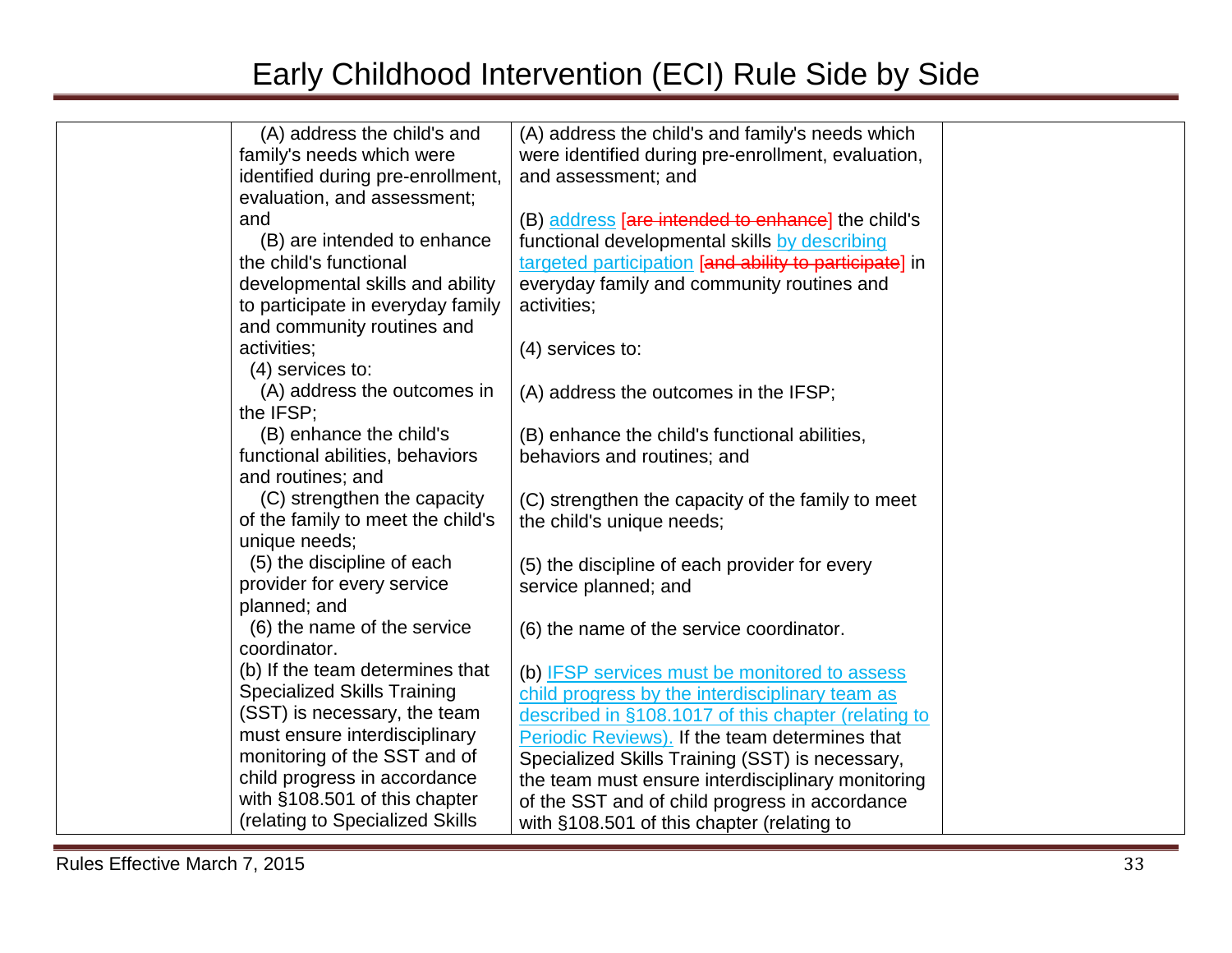| | | | |
|---|---|---|---|
| | (A) address the child's and family's needs which were identified during pre-enrollment, evaluation, and assessment; and<br>(B) are intended to enhance the child's functional developmental skills and ability to participate in everyday family and community routines and activities;<br>(4) services to:<br>(A) address the outcomes in the IFSP;<br>(B) enhance the child's functional abilities, behaviors and routines; and<br>(C) strengthen the capacity of the family to meet the child's unique needs;<br>(5) the discipline of each provider for every service planned; and<br>(6) the name of the service coordinator.<br>(b) If the team determines that Specialized Skills Training (SST) is necessary, the team must ensure interdisciplinary monitoring of the SST and of child progress in accordance with §108.501 of this chapter (relating to Specialized Skills | (A) address the child's and family's needs which were identified during pre-enrollment, evaluation, and assessment; and<br><br>(B) address [~~are intended to enhance~~] the child's functional developmental skills by describing targeted participation [~~and ability to participate~~] in everyday family and community routines and activities;<br><br>(4) services to:<br><br>(A) address the outcomes in the IFSP;<br><br>(B) enhance the child's functional abilities, behaviors and routines; and<br><br>(C) strengthen the capacity of the family to meet the child's unique needs;<br><br>(5) the discipline of each provider for every service planned; and<br><br>(6) the name of the service coordinator.<br><br>(b) IFSP services must be monitored to assess child progress by the interdisciplinary team as described in §108.1017 of this chapter (relating to Periodic Reviews). If the team determines that Specialized Skills Training (SST) is necessary, the team must ensure interdisciplinary monitoring of the SST and of child progress in accordance with §108.501 of this chapter (relating to | |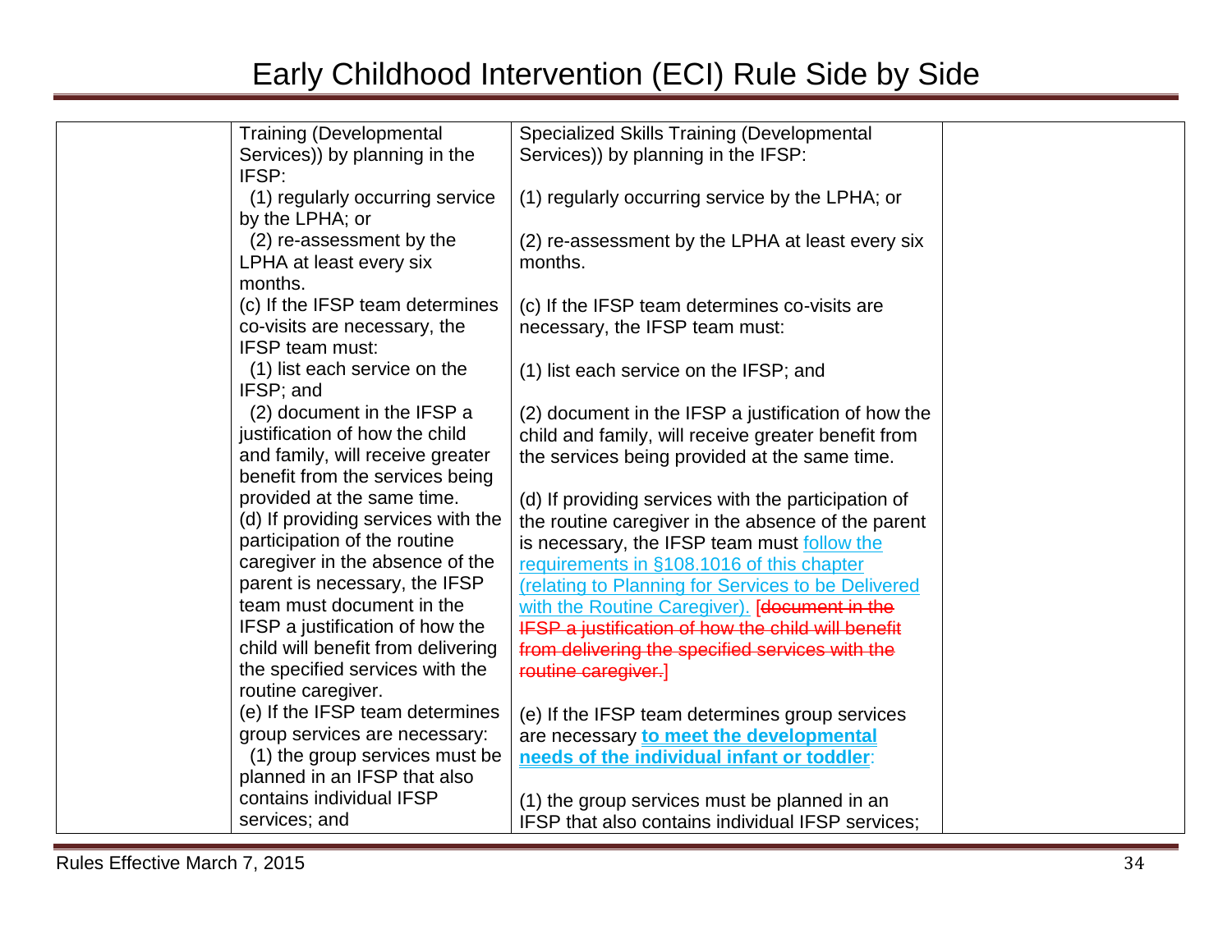| | | | |
|---|---|---|---|
| | Training (Developmental Services)) by planning in the IFSP:<br>(1) regularly occurring service by the LPHA; or<br>(2) re-assessment by the LPHA at least every six months.<br>(c) If the IFSP team determines co-visits are necessary, the IFSP team must:<br>(1) list each service on the IFSP; and<br>(2) document in the IFSP a justification of how the child and family, will receive greater benefit from the services being provided at the same time.<br>(d) If providing services with the participation of the routine caregiver in the absence of the parent is necessary, the IFSP team must document in the IFSP a justification of how the child will benefit from delivering the specified services with the routine caregiver.<br>(e) If the IFSP team determines group services are necessary:<br>(1) the group services must be planned in an IFSP that also contains individual IFSP services; and | Specialized Skills Training (Developmental Services)) by planning in the IFSP:<br><br>(1) regularly occurring service by the LPHA; or<br><br>(2) re-assessment by the LPHA at least every six months.<br><br>(c) If the IFSP team determines co-visits are necessary, the IFSP team must:<br><br>(1) list each service on the IFSP; and<br><br>(2) document in the IFSP a justification of how the child and family, will receive greater benefit from the services being provided at the same time.<br><br>(d) If providing services with the participation of the routine caregiver in the absence of the parent is necessary, the IFSP team must follow the requirements in §108.1016 of this chapter (relating to Planning for Services to be Delivered with the Routine Caregiver). [~~document in the IFSP a justification of how the child will benefit from delivering the specified services with the routine caregiver.~~]<br><br>(e) If the IFSP team determines group services are necessary **to meet the developmental needs of the individual infant or toddler**:<br><br>(1) the group services must be planned in an IFSP that also contains individual IFSP services; | |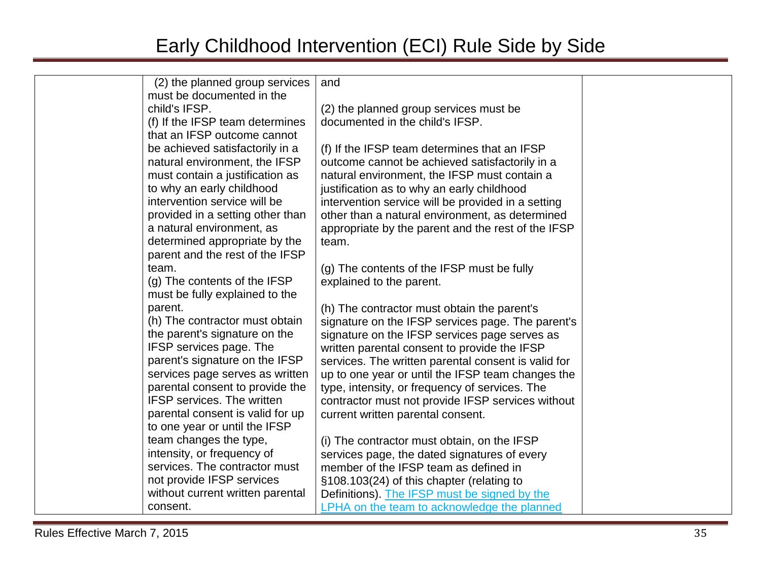| | | | |
|---|---|---|---|
| | (2) the planned group services must be documented in the child's IFSP.<br>(f) If the IFSP team determines that an IFSP outcome cannot be achieved satisfactorily in a natural environment, the IFSP must contain a justification as to why an early childhood intervention service will be provided in a setting other than a natural environment, as determined appropriate by the parent and the rest of the IFSP team.<br>(g) The contents of the IFSP must be fully explained to the parent.<br>(h) The contractor must obtain the parent's signature on the IFSP services page. The parent's signature on the IFSP services page serves as written parental consent to provide the IFSP services. The written parental consent is valid for up to one year or until the IFSP team changes the type, intensity, or frequency of services. The contractor must not provide IFSP services without current written parental consent. | and<br><br>(2) the planned group services must be documented in the child's IFSP.<br><br>(f) If the IFSP team determines that an IFSP outcome cannot be achieved satisfactorily in a natural environment, the IFSP must contain a justification as to why an early childhood intervention service will be provided in a setting other than a natural environment, as determined appropriate by the parent and the rest of the IFSP team.<br><br>(g) The contents of the IFSP must be fully explained to the parent.<br><br>(h) The contractor must obtain the parent's signature on the IFSP services page. The parent's signature on the IFSP services page serves as written parental consent to provide the IFSP services. The written parental consent is valid for up to one year or until the IFSP team changes the type, intensity, or frequency of services. The contractor must not provide IFSP services without current written parental consent.<br><br>(i) The contractor must obtain, on the IFSP services page, the dated signatures of every member of the IFSP team as defined in §108.103(24) of this chapter (relating to Definitions). The IFSP must be signed by the LPHA on the team to acknowledge the planned | |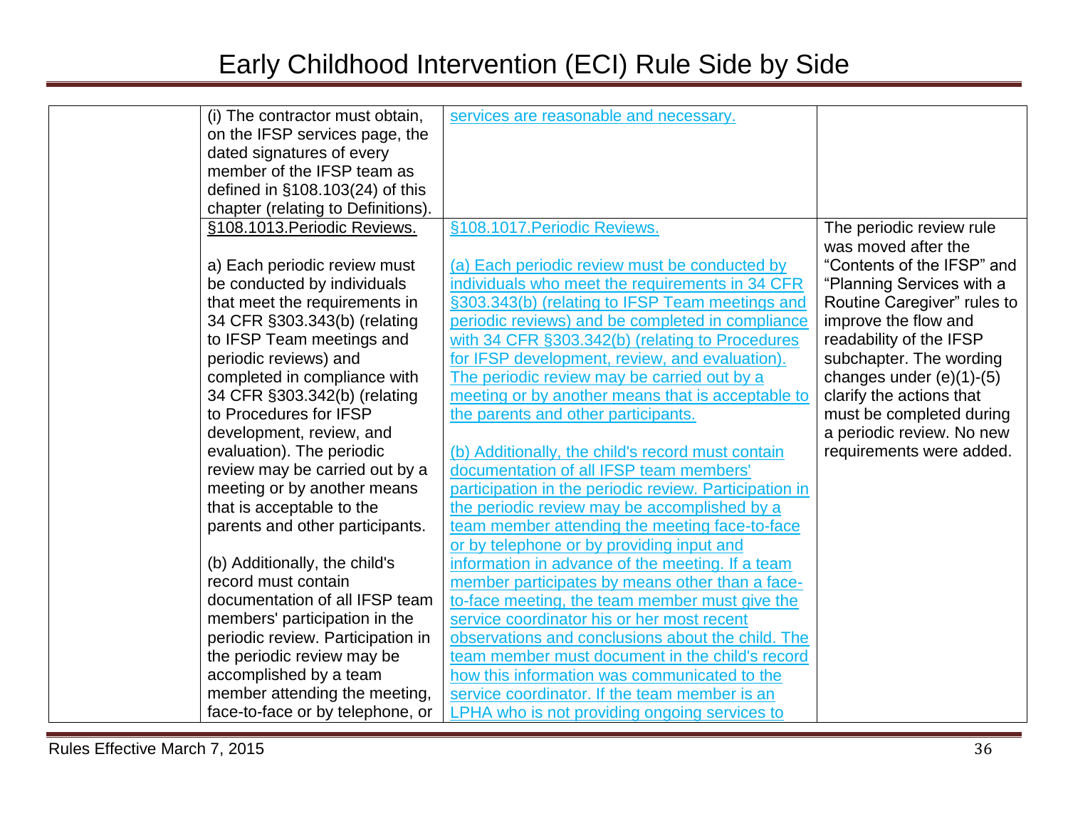| | | | |
|---|---|---|---|
| | (i) The contractor must obtain, on the IFSP services page, the dated signatures of every member of the IFSP team as defined in §108.103(24) of this chapter (relating to Definitions). | services are reasonable and necessary. | |
| | §108.1013.Periodic Reviews.<br><br>a) Each periodic review must be conducted by individuals that meet the requirements in 34 CFR §303.343(b) (relating to IFSP Team meetings and periodic reviews) and completed in compliance with 34 CFR §303.342(b) (relating to Procedures for IFSP development, review, and evaluation). The periodic review may be carried out by a meeting or by another means that is acceptable to the parents and other participants.<br><br>(b) Additionally, the child's record must contain documentation of all IFSP team members' participation in the periodic review. Participation in the periodic review may be accomplished by a team member attending the meeting, face-to-face or by telephone, or | §108.1017.Periodic Reviews.<br><br>(a) Each periodic review must be conducted by individuals who meet the requirements in 34 CFR §303.343(b) (relating to IFSP Team meetings and periodic reviews) and be completed in compliance with 34 CFR §303.342(b) (relating to Procedures for IFSP development, review, and evaluation). The periodic review may be carried out by a meeting or by another means that is acceptable to the parents and other participants.<br><br>(b) Additionally, the child's record must contain documentation of all IFSP team members' participation in the periodic review. Participation in the periodic review may be accomplished by a team member attending the meeting face-to-face or by telephone or by providing input and information in advance of the meeting. If a team member participates by means other than a face-to-face meeting, the team member must give the service coordinator his or her most recent observations and conclusions about the child. The team member must document in the child's record how this information was communicated to the service coordinator. If the team member is an LPHA who is not providing ongoing services to | The periodic review rule was moved after the "Contents of the IFSP" and "Planning Services with a Routine Caregiver" rules to improve the flow and readability of the IFSP subchapter. The wording changes under (e)(1)-(5) clarify the actions that must be completed during a periodic review. No new requirements were added. |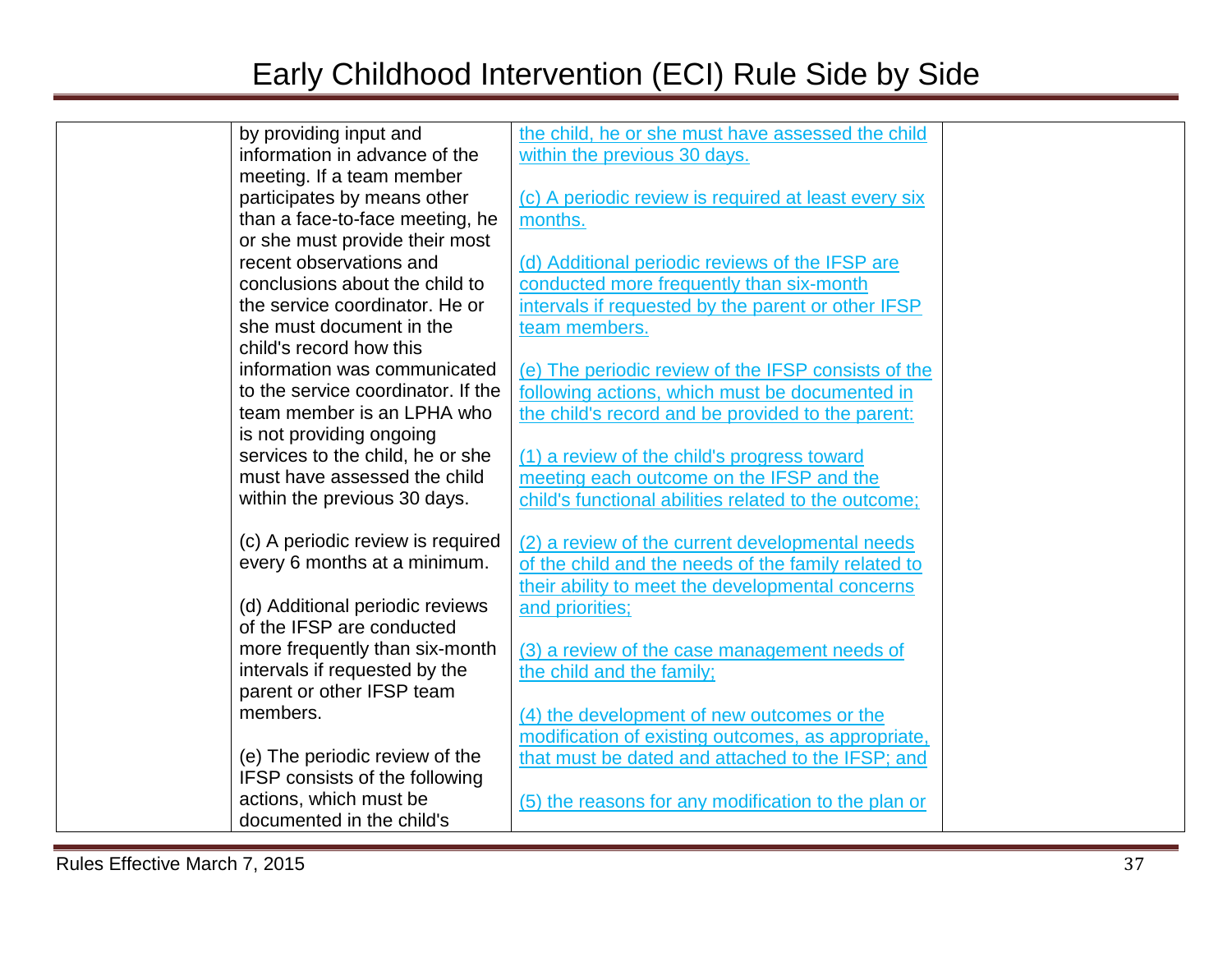# Early Childhood Intervention (ECI) Rule Side by Side

| | | | |
|---|---|---|---|
| | by providing input and information in advance of the meeting. If a team member participates by means other than a face-to-face meeting, he or she must provide their most recent observations and conclusions about the child to the service coordinator. He or she must document in the child's record how this information was communicated to the service coordinator. If the team member is an LPHA who is not providing ongoing services to the child, he or she must have assessed the child within the previous 30 days.<br><br>(c) A periodic review is required every 6 months at a minimum.<br><br>(d) Additional periodic reviews of the IFSP are conducted more frequently than six-month intervals if requested by the parent or other IFSP team members.<br><br>(e) The periodic review of the IFSP consists of the following actions, which must be documented in the child's | the child, he or she must have assessed the child within the previous 30 days.<br><br>(c) A periodic review is required at least every six months.<br><br>(d) Additional periodic reviews of the IFSP are conducted more frequently than six-month intervals if requested by the parent or other IFSP team members.<br><br>(e) The periodic review of the IFSP consists of the following actions, which must be documented in the child's record and be provided to the parent:<br><br>(1) a review of the child's progress toward meeting each outcome on the IFSP and the child's functional abilities related to the outcome;<br><br>(2) a review of the current developmental needs of the child and the needs of the family related to their ability to meet the developmental concerns and priorities;<br><br>(3) a review of the case management needs of the child and the family;<br><br>(4) the development of new outcomes or the modification of existing outcomes, as appropriate, that must be dated and attached to the IFSP; and<br><br>(5) the reasons for any modification to the plan or | |

Rules Effective March 7, 2015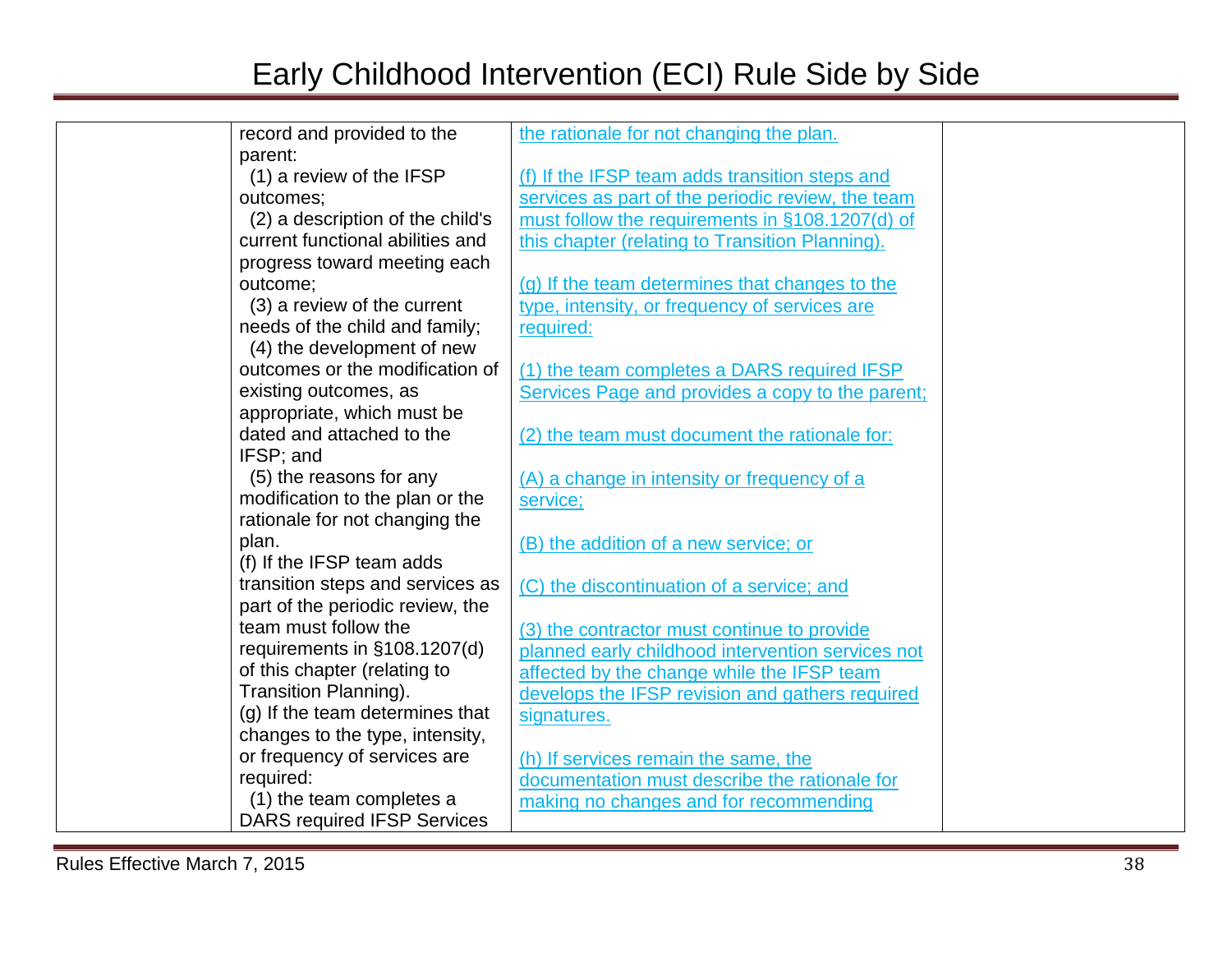| | | | |
|---|---|---|---|
| | record and provided to the parent:<br>(1) a review of the IFSP outcomes;<br>(2) a description of the child's current functional abilities and progress toward meeting each outcome;<br>(3) a review of the current needs of the child and family;<br>(4) the development of new outcomes or the modification of existing outcomes, as appropriate, which must be dated and attached to the IFSP; and<br>(5) the reasons for any modification to the plan or the rationale for not changing the plan.<br>(f) If the IFSP team adds transition steps and services as part of the periodic review, the team must follow the requirements in §108.1207(d) of this chapter (relating to Transition Planning).<br>(g) If the team determines that changes to the type, intensity, or frequency of services are required:<br>(1) the team completes a DARS required IFSP Services | the rationale for not changing the plan.<br><br>(f) If the IFSP team adds transition steps and services as part of the periodic review, the team must follow the requirements in §108.1207(d) of this chapter (relating to Transition Planning).<br><br>(g) If the team determines that changes to the type, intensity, or frequency of services are required:<br><br>(1) the team completes a DARS required IFSP Services Page and provides a copy to the parent;<br><br>(2) the team must document the rationale for:<br><br>(A) a change in intensity or frequency of a service;<br><br>(B) the addition of a new service; or<br><br>(C) the discontinuation of a service; and<br><br>(3) the contractor must continue to provide planned early childhood intervention services not affected by the change while the IFSP team develops the IFSP revision and gathers required signatures.<br><br>(h) If services remain the same, the documentation must describe the rationale for making no changes and for recommending | |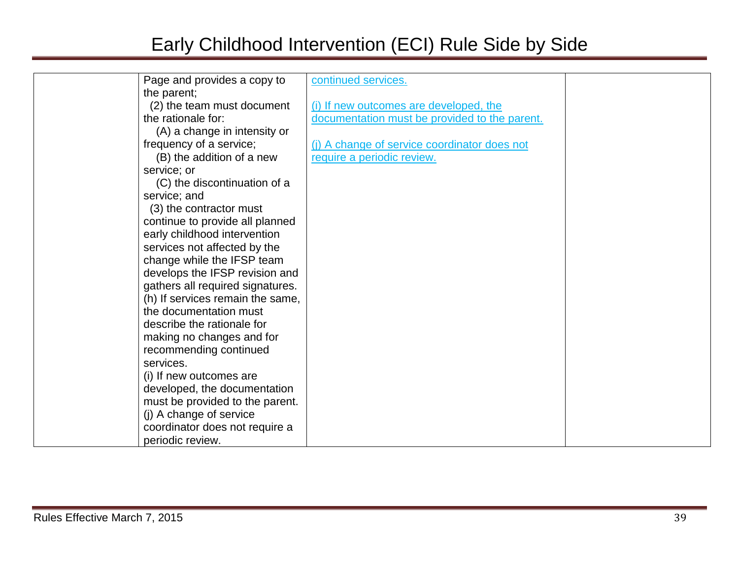| | | | |
|---|---|---|---|
| | Page and provides a copy to the parent;<br>(2) the team must document the rationale for:<br>(A) a change in intensity or frequency of a service;<br>(B) the addition of a new service; or<br>(C) the discontinuation of a service; and<br>(3) the contractor must continue to provide all planned early childhood intervention services not affected by the change while the IFSP team develops the IFSP revision and gathers all required signatures.<br>(h) If services remain the same, the documentation must describe the rationale for making no changes and for recommending continued services.<br>(i) If new outcomes are developed, the documentation must be provided to the parent.<br>(j) A change of service coordinator does not require a periodic review. | continued services.<br><br>(i) If new outcomes are developed, the documentation must be provided to the parent.<br><br>(j) A change of service coordinator does not require a periodic review. | |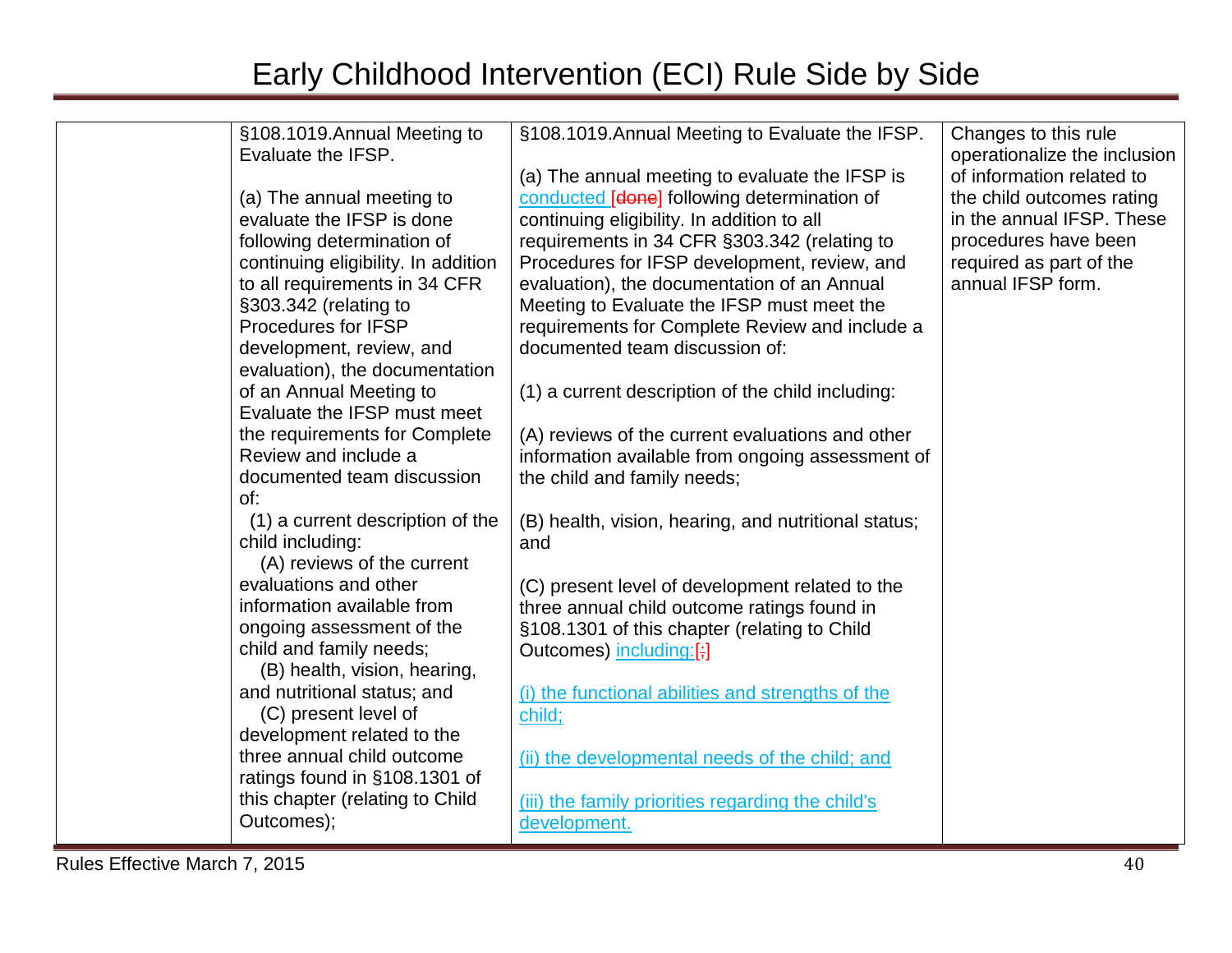# Early Childhood Intervention (ECI) Rule Side by Side

| | | | |
|---|---|---|---|
| | §108.1019.Annual Meeting to Evaluate the IFSP.<br><br>(a) The annual meeting to evaluate the IFSP is done following determination of continuing eligibility. In addition to all requirements in 34 CFR §303.342 (relating to Procedures for IFSP development, review, and evaluation), the documentation of an Annual Meeting to Evaluate the IFSP must meet the requirements for Complete Review and include a documented team discussion of:<br>(1) a current description of the child including:<br>(A) reviews of the current evaluations and other information available from ongoing assessment of the child and family needs;<br>(B) health, vision, hearing, and nutritional status; and<br>(C) present level of development related to the three annual child outcome ratings found in §108.1301 of this chapter (relating to Child Outcomes); | §108.1019.Annual Meeting to Evaluate the IFSP.<br><br>(a) The annual meeting to evaluate the IFSP is conducted [done] following determination of continuing eligibility. In addition to all requirements in 34 CFR §303.342 (relating to Procedures for IFSP development, review, and evaluation), the documentation of an Annual Meeting to Evaluate the IFSP must meet the requirements for Complete Review and include a documented team discussion of:<br><br>(1) a current description of the child including:<br><br>(A) reviews of the current evaluations and other information available from ongoing assessment of the child and family needs;<br><br>(B) health, vision, hearing, and nutritional status; and<br><br>(C) present level of development related to the three annual child outcome ratings found in §108.1301 of this chapter (relating to Child Outcomes) including:[;]<br><br>(i) the functional abilities and strengths of the child;<br><br>(ii) the developmental needs of the child; and<br><br>(iii) the family priorities regarding the child's development. | Changes to this rule operationalize the inclusion of information related to the child outcomes rating in the annual IFSP. These procedures have been required as part of the annual IFSP form. |

Rules Effective March 7, 2015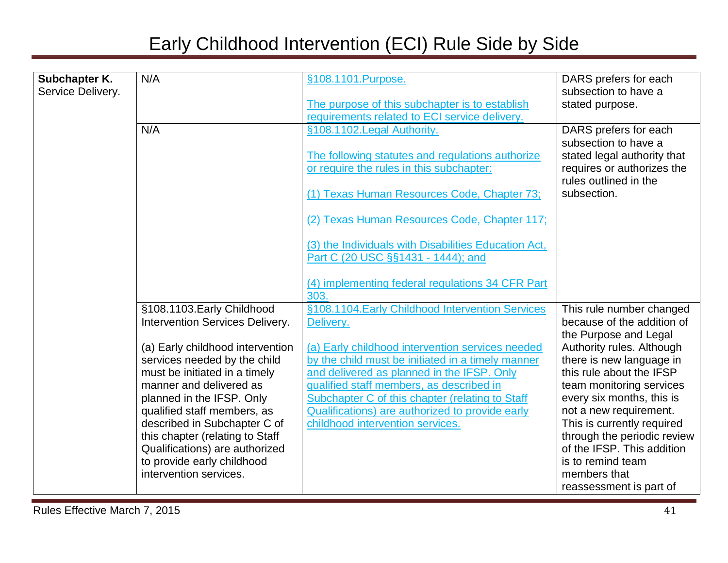# Early Childhood Intervention (ECI) Rule Side by Side

| | | | |
|---|---|---|---|
| **Subchapter K.** Service Delivery. | N/A | §108.1101.Purpose.<br><br>The purpose of this subchapter is to establish requirements related to ECI service delivery. | DARS prefers for each subsection to have a stated purpose. |
| | N/A | §108.1102.Legal Authority.<br><br>The following statutes and regulations authorize or require the rules in this subchapter:<br><br>(1) Texas Human Resources Code, Chapter 73;<br><br>(2) Texas Human Resources Code, Chapter 117;<br><br>(3) the Individuals with Disabilities Education Act, Part C (20 USC §§1431 - 1444); and<br><br>(4) implementing federal regulations 34 CFR Part 303. | DARS prefers for each subsection to have a stated legal authority that requires or authorizes the rules outlined in the subsection. |
| | §108.1103.Early Childhood Intervention Services Delivery.<br><br>(a) Early childhood intervention services needed by the child must be initiated in a timely manner and delivered as planned in the IFSP. Only qualified staff members, as described in Subchapter C of this chapter (relating to Staff Qualifications) are authorized to provide early childhood intervention services. | §108.1104.Early Childhood Intervention Services Delivery.<br><br>(a) Early childhood intervention services needed by the child must be initiated in a timely manner and delivered as planned in the IFSP. Only qualified staff members, as described in Subchapter C of this chapter (relating to Staff Qualifications) are authorized to provide early childhood intervention services. | This rule number changed because of the addition of the Purpose and Legal Authority rules. Although there is new language in this rule about the IFSP team monitoring services every six months, this is not a new requirement. This is currently required through the periodic review of the IFSP. This addition is to remind team members that reassessment is part of |

Rules Effective March 7, 2015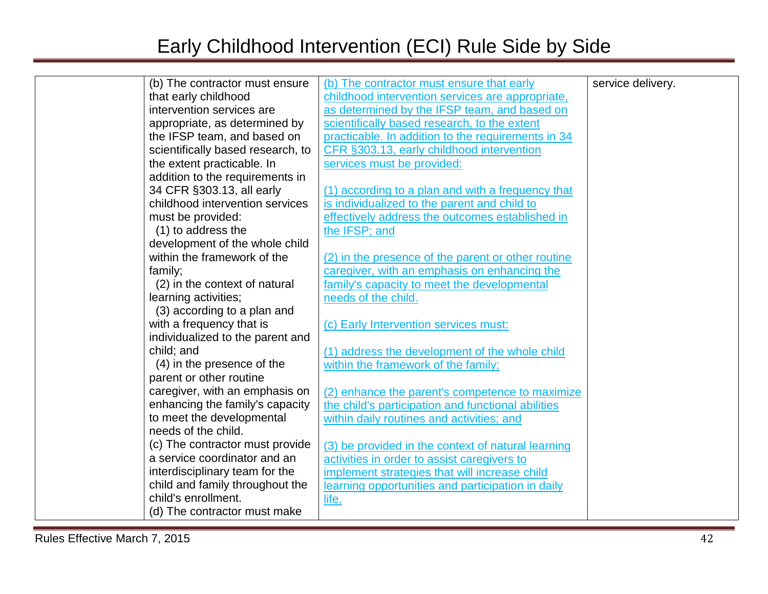| | | | |
|---|---|---|---|
| | (b) The contractor must ensure that early childhood intervention services are appropriate, as determined by the IFSP team, and based on scientifically based research, to the extent practicable. In addition to the requirements in 34 CFR §303.13, all early childhood intervention services must be provided:<br>(1) to address the development of the whole child within the framework of the family;<br>(2) in the context of natural learning activities;<br>(3) according to a plan and with a frequency that is individualized to the parent and child; and<br>(4) in the presence of the parent or other routine caregiver, with an emphasis on enhancing the family's capacity to meet the developmental needs of the child.<br>(c) The contractor must provide a service coordinator and an interdisciplinary team for the child and family throughout the child's enrollment.<br>(d) The contractor must make | (b) The contractor must ensure that early childhood intervention services are appropriate, as determined by the IFSP team, and based on scientifically based research, to the extent practicable. In addition to the requirements in 34 CFR §303.13, early childhood intervention services must be provided:<br><br>(1) according to a plan and with a frequency that is individualized to the parent and child to effectively address the outcomes established in the IFSP; and<br><br>(2) in the presence of the parent or other routine caregiver, with an emphasis on enhancing the family's capacity to meet the developmental needs of the child.<br><br>(c) Early Intervention services must:<br><br>(1) address the development of the whole child within the framework of the family;<br><br>(2) enhance the parent's competence to maximize the child's participation and functional abilities within daily routines and activities; and<br><br>(3) be provided in the context of natural learning activities in order to assist caregivers to implement strategies that will increase child learning opportunities and participation in daily life. | service delivery. |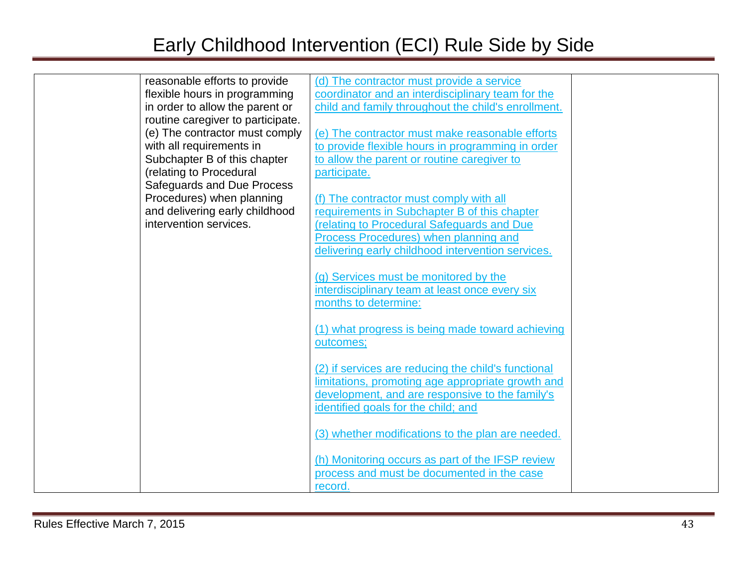| | | | |
|---|---|---|---|
| | reasonable efforts to provide flexible hours in programming in order to allow the parent or routine caregiver to participate.<br>(e) The contractor must comply with all requirements in Subchapter B of this chapter (relating to Procedural Safeguards and Due Process Procedures) when planning and delivering early childhood intervention services. | (d) The contractor must provide a service coordinator and an interdisciplinary team for the child and family throughout the child's enrollment.<br><br>(e) The contractor must make reasonable efforts to provide flexible hours in programming in order to allow the parent or routine caregiver to participate.<br><br>(f) The contractor must comply with all requirements in Subchapter B of this chapter (relating to Procedural Safeguards and Due Process Procedures) when planning and delivering early childhood intervention services.<br><br>(g) Services must be monitored by the interdisciplinary team at least once every six months to determine:<br><br>(1) what progress is being made toward achieving outcomes;<br><br>(2) if services are reducing the child's functional limitations, promoting age appropriate growth and development, and are responsive to the family's identified goals for the child; and<br><br>(3) whether modifications to the plan are needed.<br><br>(h) Monitoring occurs as part of the IFSP review process and must be documented in the case record. | |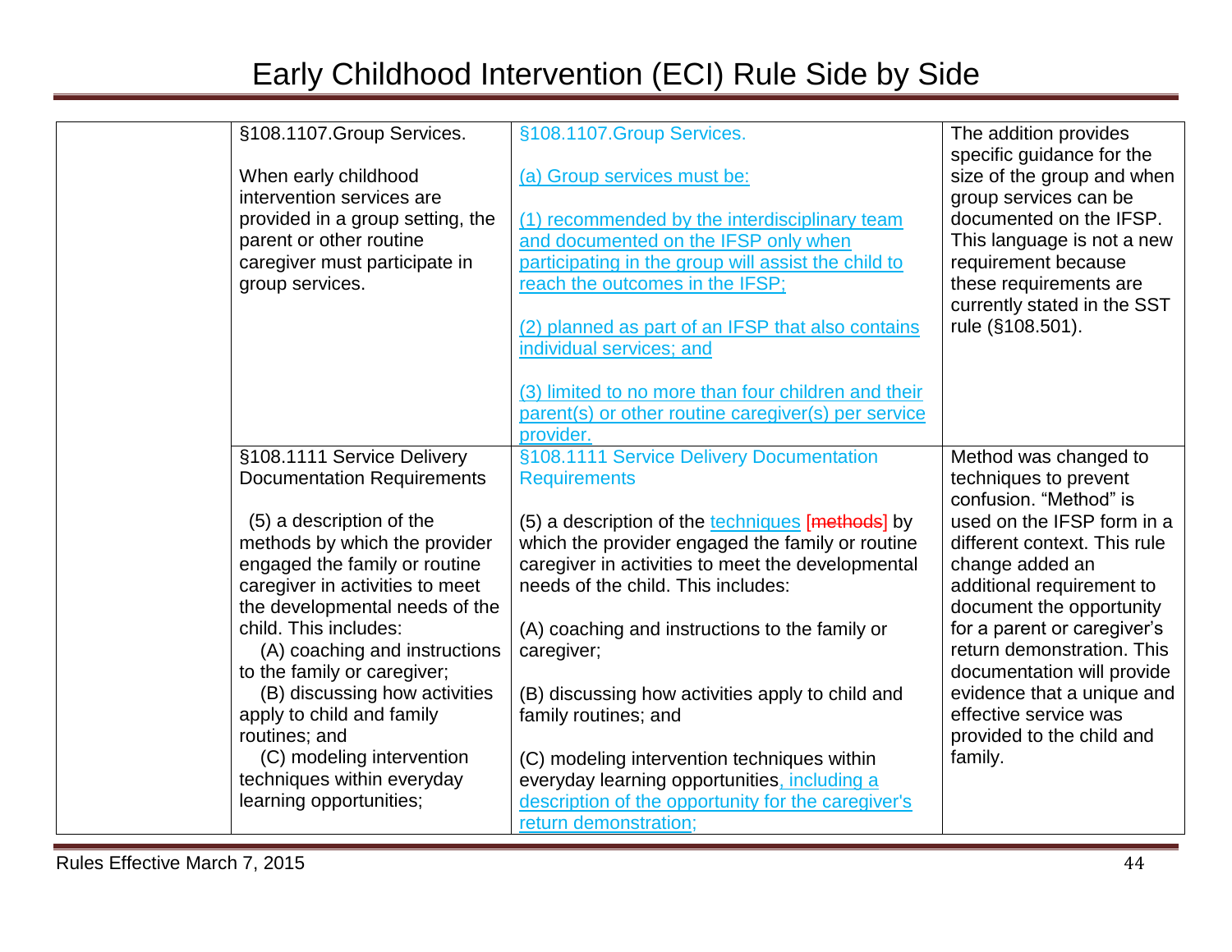# Early Childhood Intervention (ECI) Rule Side by Side

| | | | |
|---|---|---|---|
| | §108.1107.Group Services.<br><br>When early childhood intervention services are provided in a group setting, the parent or other routine caregiver must participate in group services. | §108.1107.Group Services.<br><br>(a) Group services must be:<br><br>(1) recommended by the interdisciplinary team and documented on the IFSP only when participating in the group will assist the child to reach the outcomes in the IFSP;<br><br>(2) planned as part of an IFSP that also contains individual services; and<br><br>(3) limited to no more than four children and their parent(s) or other routine caregiver(s) per service provider. | The addition provides specific guidance for the size of the group and when group services can be documented on the IFSP. This language is not a new requirement because these requirements are currently stated in the SST rule (§108.501). |
| | §108.1111 Service Delivery Documentation Requirements<br><br>(5) a description of the methods by which the provider engaged the family or routine caregiver in activities to meet the developmental needs of the child. This includes:<br>(A) coaching and instructions to the family or caregiver;<br>(B) discussing how activities apply to child and family routines; and<br>(C) modeling intervention techniques within everyday learning opportunities; | §108.1111 Service Delivery Documentation Requirements<br><br>(5) a description of the techniques [methods] by which the provider engaged the family or routine caregiver in activities to meet the developmental needs of the child. This includes:<br><br>(A) coaching and instructions to the family or caregiver;<br><br>(B) discussing how activities apply to child and family routines; and<br><br>(C) modeling intervention techniques within everyday learning opportunities, including a description of the opportunity for the caregiver's return demonstration; | Method was changed to techniques to prevent confusion. "Method" is used on the IFSP form in a different context. This rule change added an additional requirement to document the opportunity for a parent or caregiver's return demonstration. This documentation will provide evidence that a unique and effective service was provided to the child and family. |

Rules Effective March 7, 2015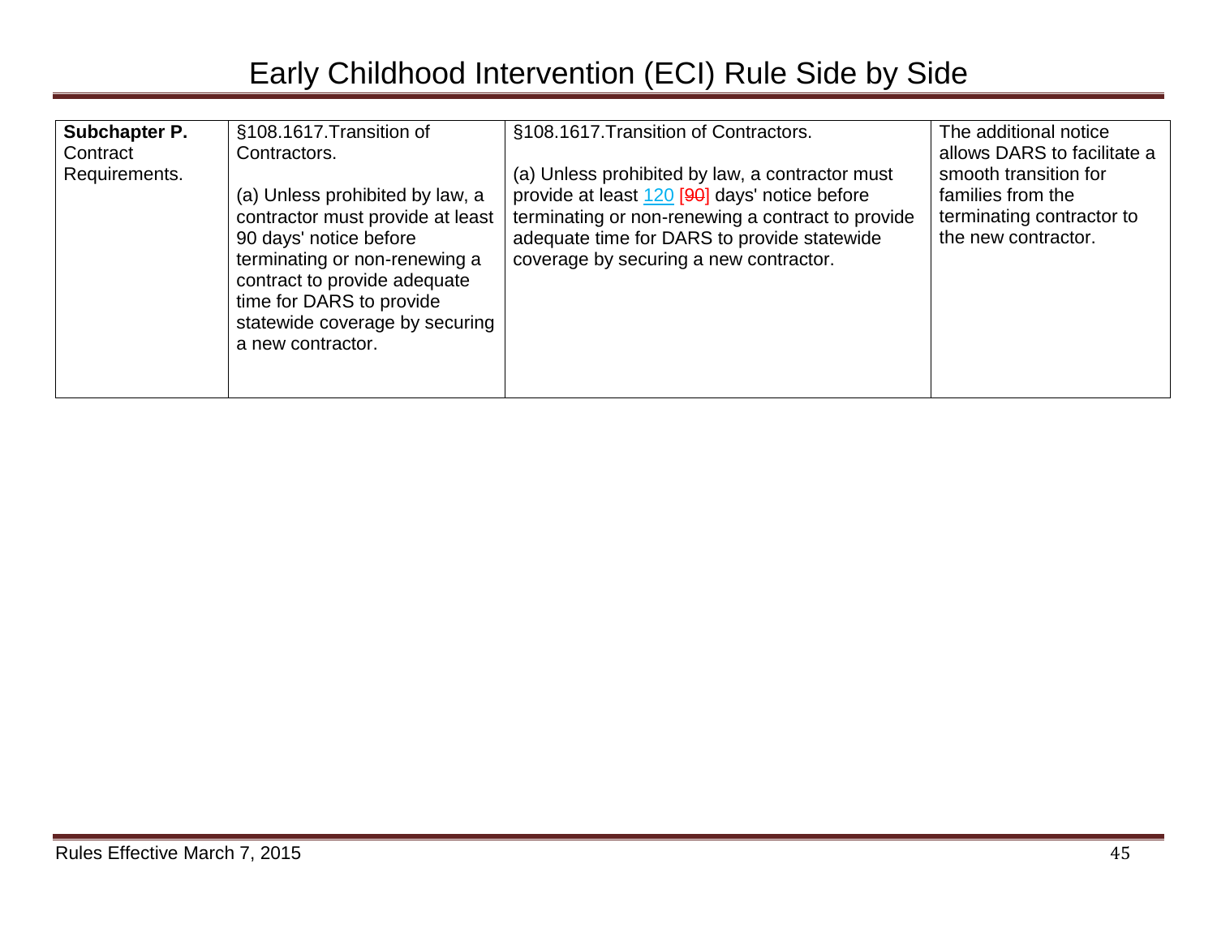# Early Childhood Intervention (ECI) Rule Side by Side

| | | | |
|---|---|---|---|
| **Subchapter P.** Contract Requirements. | §108.1617.Transition of Contractors.<br><br>(a) Unless prohibited by law, a contractor must provide at least 90 days' notice before terminating or non-renewing a contract to provide adequate time for DARS to provide statewide coverage by securing a new contractor. | §108.1617.Transition of Contractors.<br><br>(a) Unless prohibited by law, a contractor must provide at least 120 [~~90~~] days' notice before terminating or non-renewing a contract to provide adequate time for DARS to provide statewide coverage by securing a new contractor. | The additional notice allows DARS to facilitate a smooth transition for families from the terminating contractor to the new contractor. |

Rules Effective March 7, 2015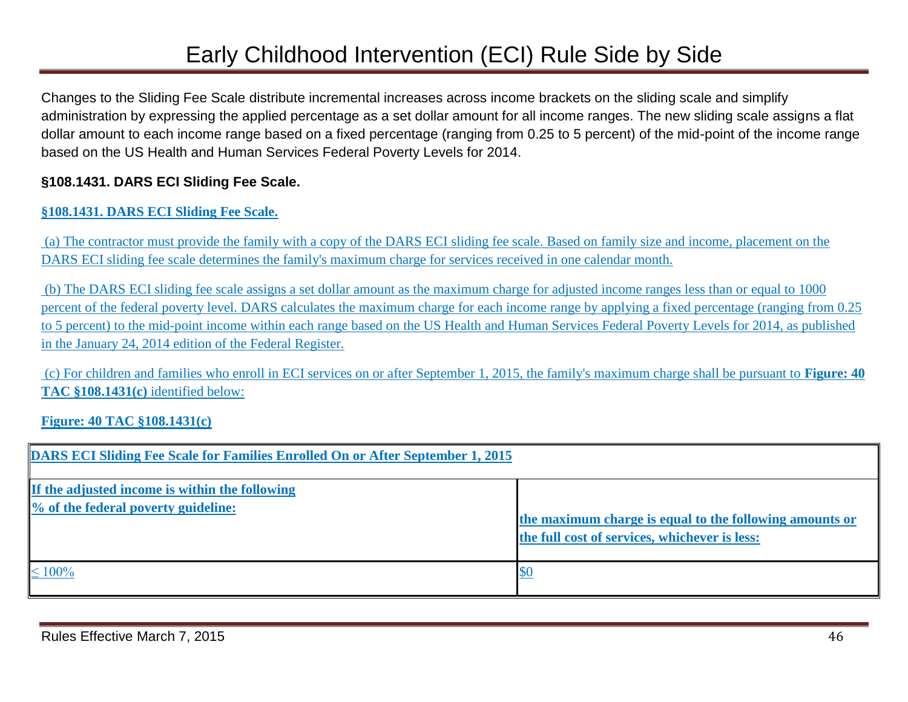# Early Childhood Intervention (ECI) Rule Side by Side

Changes to the Sliding Fee Scale distribute incremental increases across income brackets on the sliding scale and simplify administration by expressing the applied percentage as a set dollar amount for all income ranges. The new sliding scale assigns a flat dollar amount to each income range based on a fixed percentage (ranging from 0.25 to 5 percent) of the mid-point of the income range based on the US Health and Human Services Federal Poverty Levels for 2014.

**§108.1431. DARS ECI Sliding Fee Scale.**

**§108.1431. DARS ECI Sliding Fee Scale.**

(a) The contractor must provide the family with a copy of the DARS ECI sliding fee scale. Based on family size and income, placement on the DARS ECI sliding fee scale determines the family's maximum charge for services received in one calendar month.

(b) The DARS ECI sliding fee scale assigns a set dollar amount as the maximum charge for adjusted income ranges less than or equal to 1000 percent of the federal poverty level. DARS calculates the maximum charge for each income range by applying a fixed percentage (ranging from 0.25 to 5 percent) to the mid-point income within each range based on the US Health and Human Services Federal Poverty Levels for 2014, as published in the January 24, 2014 edition of the Federal Register.

(c) For children and families who enroll in ECI services on or after September 1, 2015, the family's maximum charge shall be pursuant to **Figure: 40 TAC §108.1431(c)** identified below:

**Figure: 40 TAC §108.1431(c)**

| **DARS ECI Sliding Fee Scale for Families Enrolled On or After September 1, 2015** | |
|---|---|
| **If the adjusted income is within the following % of the federal poverty guideline:** | **the maximum charge is equal to the following amounts or the full cost of services, whichever is less:** |
| ≤ 100% | $0 |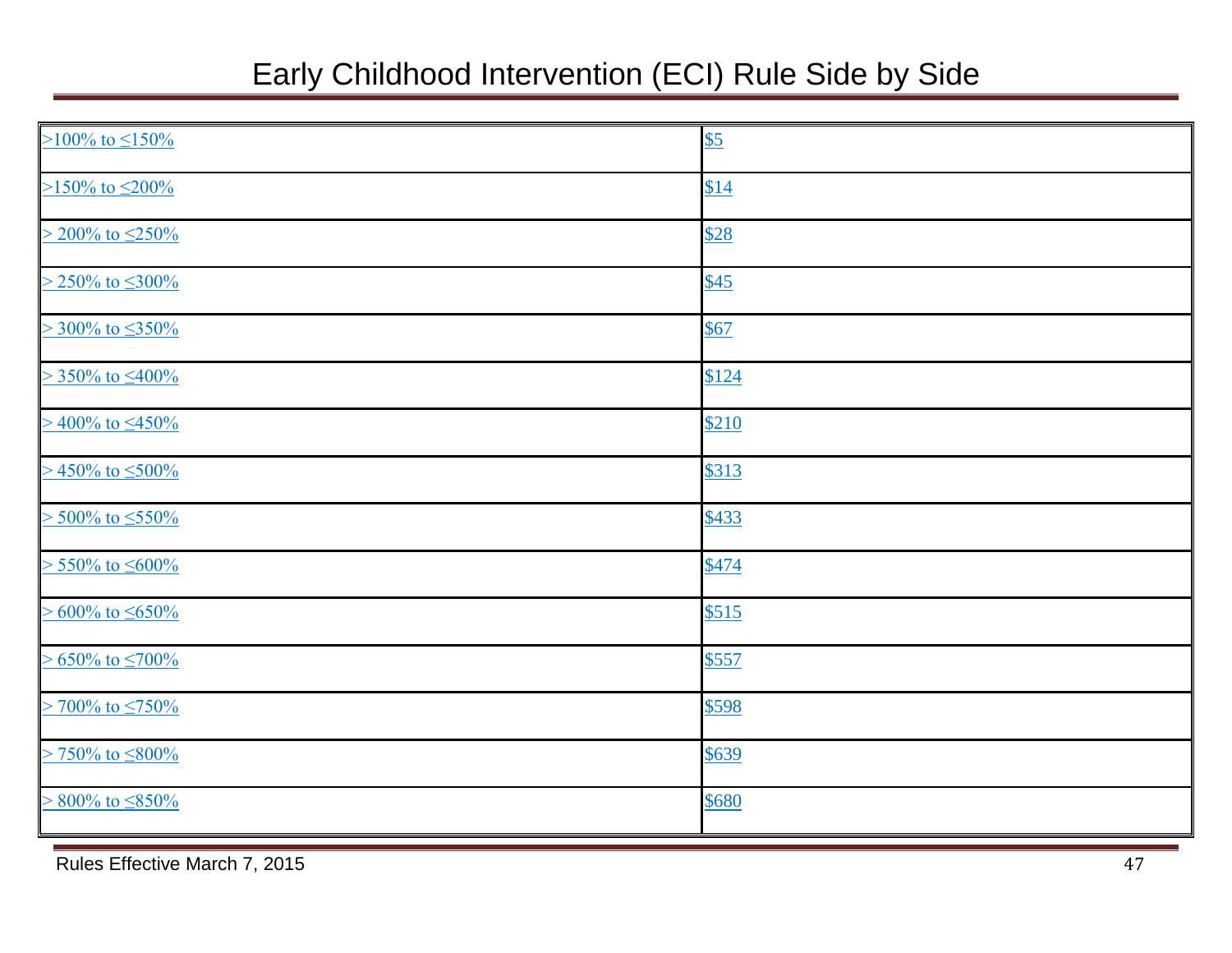| | |
|---|---|
| >100% to ≤150% | $5 |
| >150% to ≤200% | $14 |
| > 200% to ≤250% | $28 |
| > 250% to ≤300% | $45 |
| > 300% to ≤350% | $67 |
| > 350% to ≤400% | $124 |
| > 400% to ≤450% | $210 |
| > 450% to ≤500% | $313 |
| > 500% to ≤550% | $433 |
| > 550% to ≤600% | $474 |
| > 600% to ≤650% | $515 |
| > 650% to ≤700% | $557 |
| > 700% to ≤750% | $598 |
| > 750% to ≤800% | $639 |
| > 800% to ≤850% | $680 |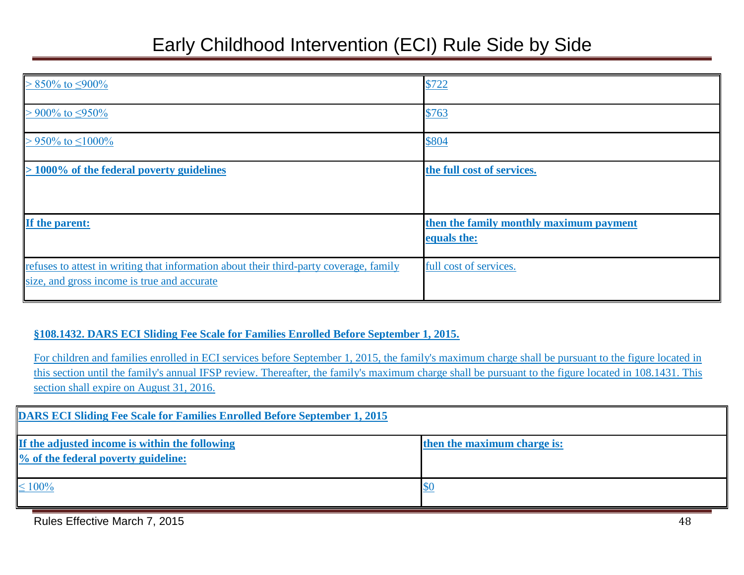| | |
|---|---|
| > 850% to ≤900% | $722 |
| > 900% to ≤950% | $763 |
| > 950% to ≤1000% | $804 |
| **> 1000% of the federal poverty guidelines** | **the full cost of services.** |
| **If the parent:** | **then the family monthly maximum payment equals the:** |
| refuses to attest in writing that information about their third-party coverage, family size, and gross income is true and accurate | full cost of services. |

**§108.1432. DARS ECI Sliding Fee Scale for Families Enrolled Before September 1, 2015.**

For children and families enrolled in ECI services before September 1, 2015, the family's maximum charge shall be pursuant to the figure located in this section until the family's annual IFSP review. Thereafter, the family's maximum charge shall be pursuant to the figure located in 108.1431. This section shall expire on August 31, 2016.

| **DARS ECI Sliding Fee Scale for Families Enrolled Before September 1, 2015** | |
|---|---|
| **If the adjusted income is within the following % of the federal poverty guideline:** | **then the maximum charge is:** |
| ≤ 100% | $0 |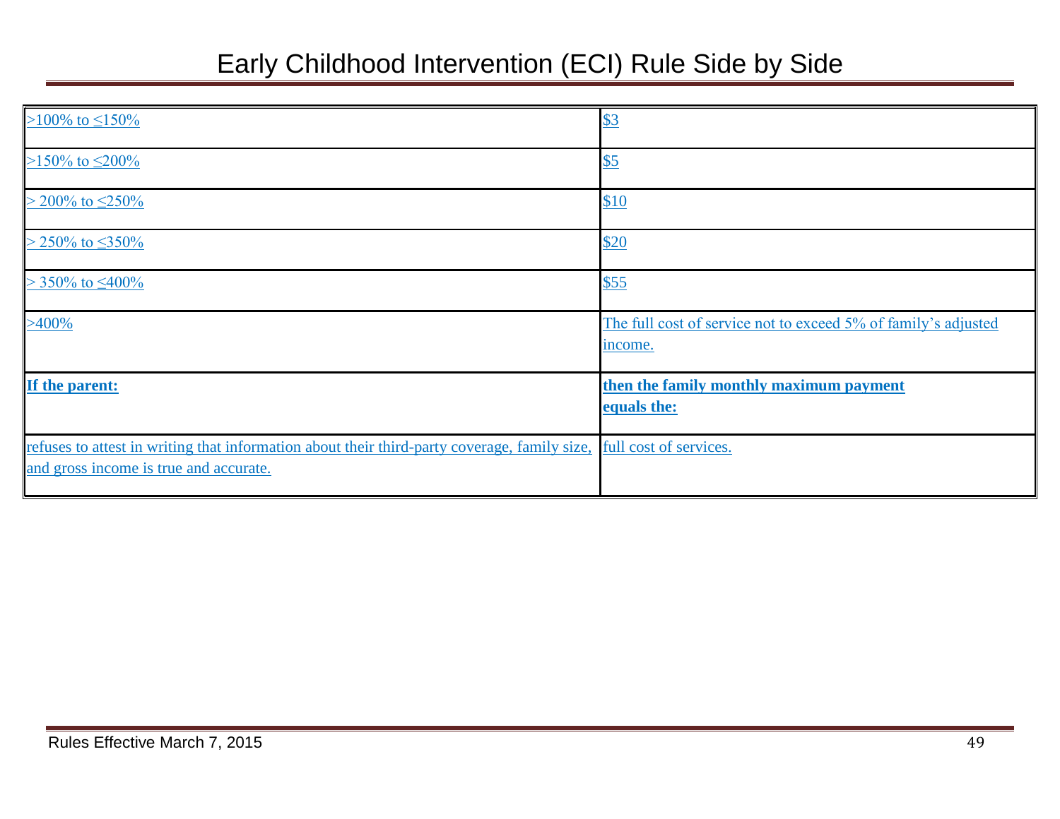| | |
|---|---|
| >100% to ≤150% | $3 |
| >150% to ≤200% | $5 |
| > 200% to ≤250% | $10 |
| > 250% to ≤350% | $20 |
| > 350% to ≤400% | $55 |
| >400% | The full cost of service not to exceed 5% of family's adjusted income. |
| **If the parent:** | **then the family monthly maximum payment equals the:** |
| refuses to attest in writing that information about their third-party coverage, family size, and gross income is true and accurate. | full cost of services. |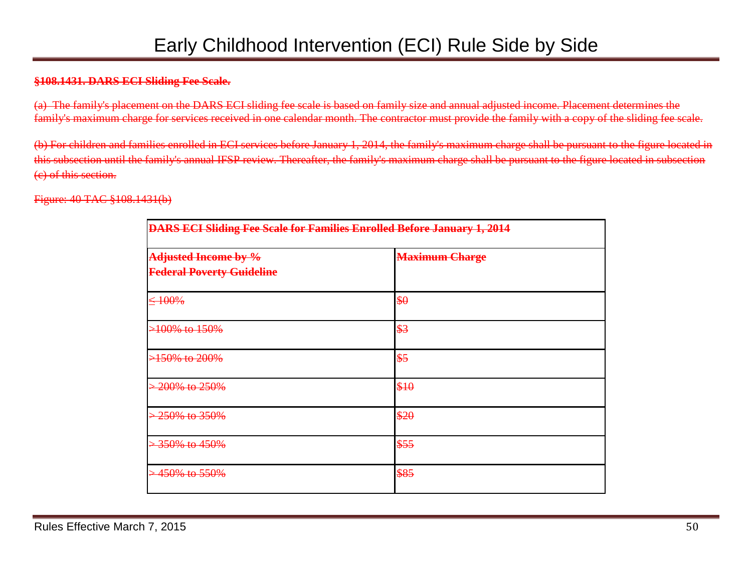**~~§108.1431. DARS ECI Sliding Fee Scale.~~**

~~(a) The family's placement on the DARS ECI sliding fee scale is based on family size and annual adjusted income. Placement determines the family's maximum charge for services received in one calendar month. The contractor must provide the family with a copy of the sliding fee scale.~~

~~(b) For children and families enrolled in ECI services before January 1, 2014, the family's maximum charge shall be pursuant to the figure located in this subsection until the family's annual IFSP review. Thereafter, the family's maximum charge shall be pursuant to the figure located in subsection (c) of this section.~~

~~Figure: 40 TAC §108.1431(b)~~

| **~~DARS ECI Sliding Fee Scale for Families Enrolled Before January 1, 2014~~** | |
|---|---|
| **~~Adjusted Income by % Federal Poverty Guideline~~** | **~~Maximum Charge~~** |
| ~~≤ 100%~~ | ~~$0~~ |
| ~~>100% to 150%~~ | ~~$3~~ |
| ~~>150% to 200%~~ | ~~$5~~ |
| ~~> 200% to 250%~~ | ~~$10~~ |
| ~~> 250% to 350%~~ | ~~$20~~ |
| ~~> 350% to 450%~~ | ~~$55~~ |
| ~~> 450% to 550%~~ | ~~$85~~ |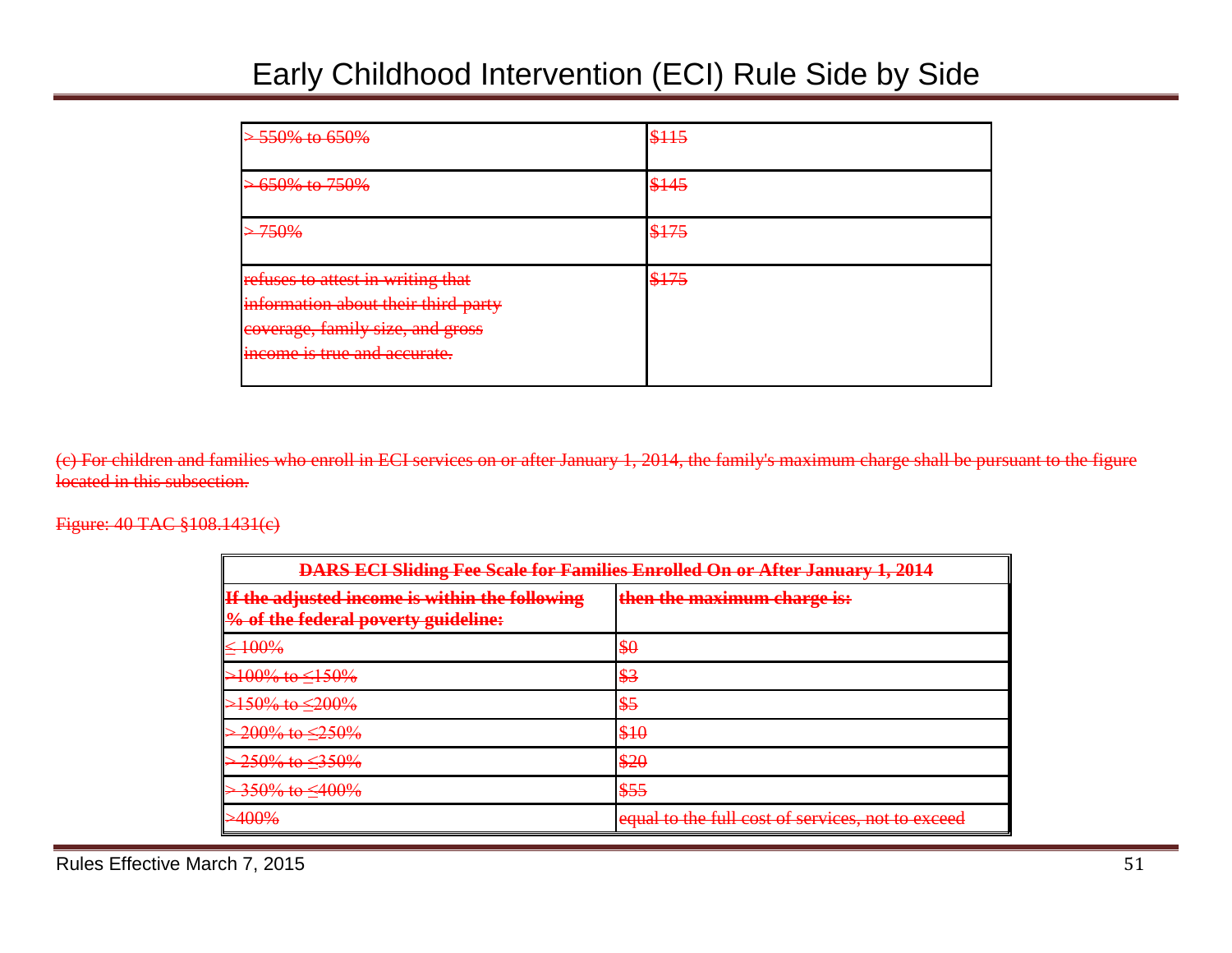| > 550% to 650% | $115 |
|---|---|
| > 650% to 750% | $145 |
| > 750% | $175 |
| refuses to attest in writing that information about their third-party coverage, family size, and gross income is true and accurate. | $175 |

~~(c) For children and families who enroll in ECI services on or after January 1, 2014, the family's maximum charge shall be pursuant to the figure located in this subsection.~~

~~Figure: 40 TAC §108.1431(c)~~

| **DARS ECI Sliding Fee Scale for Families Enrolled On or After January 1, 2014** | |
|---|---|
| **If the adjusted income is within the following % of the federal poverty guideline:** | **then the maximum charge is:** |
| ≤ 100% | $0 |
| >100% to ≤150% | $3 |
| >150% to ≤200% | $5 |
| > 200% to ≤250% | $10 |
| > 250% to ≤350% | $20 |
| > 350% to ≤400% | $55 |
| >400% | equal to the full cost of services, not to exceed |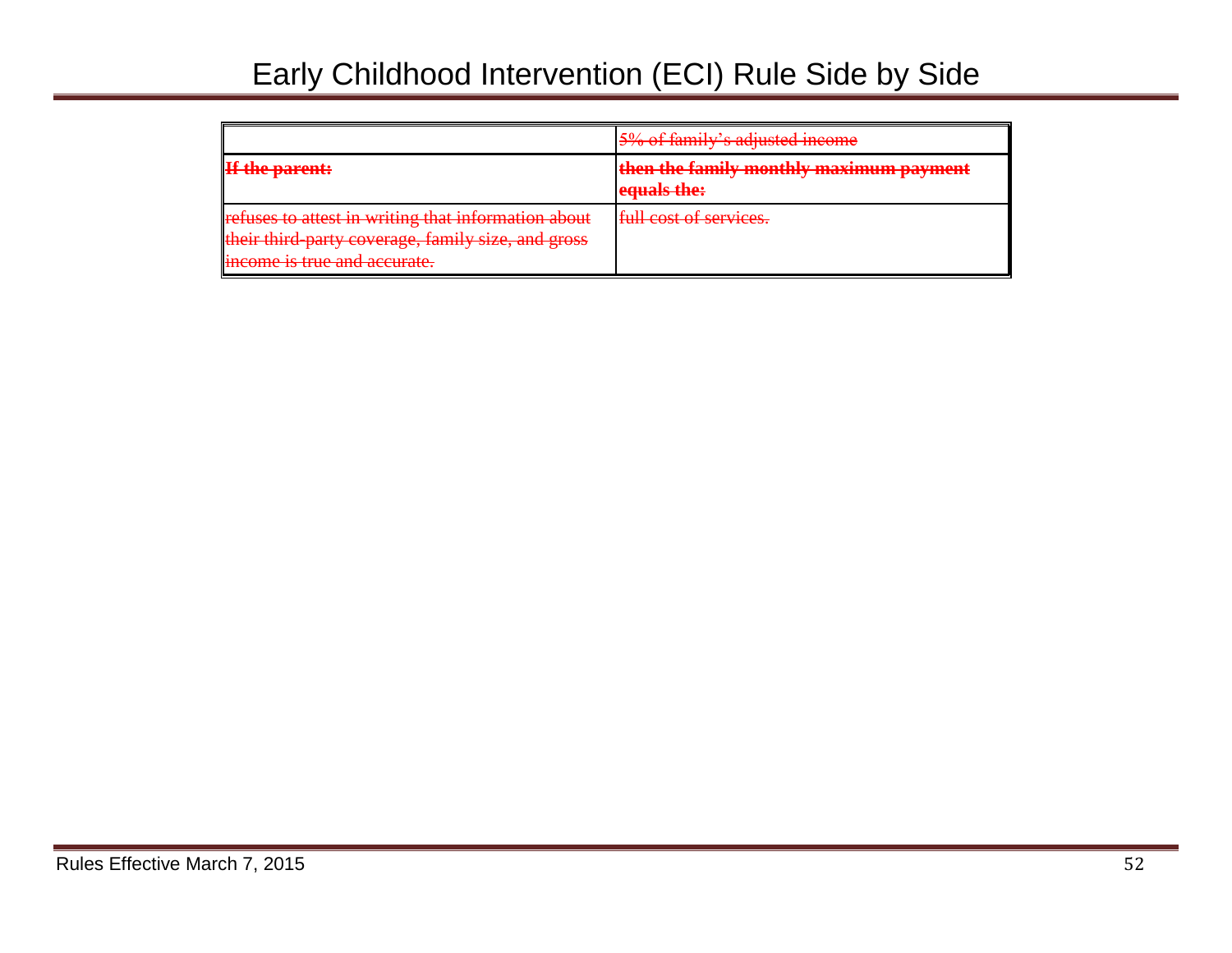| | |
|---|---|
| | ~~5% of family's adjusted income~~ |
| **~~If the parent:~~** | **~~then the family monthly maximum payment equals the:~~** |
| ~~refuses to attest in writing that information about their third-party coverage, family size, and gross income is true and accurate.~~ | ~~full cost of services.~~ |